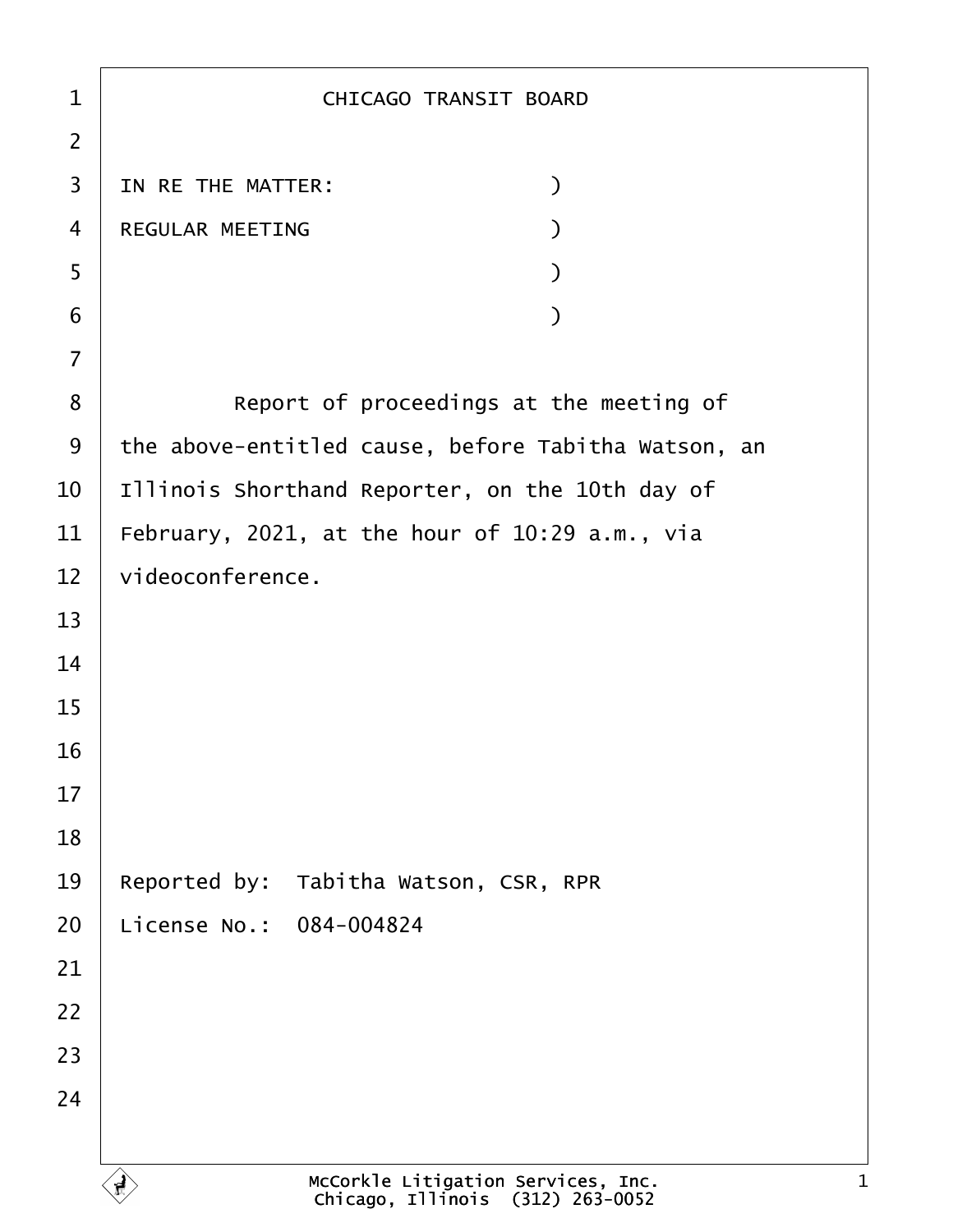# CHICAGO TRANSIT BOARD

IN RE THE MATTER: )
REGULAR MEETING )
)
)

Report of proceedings at the meeting of the above-entitled cause, before Tabitha Watson, an Illinois Shorthand Reporter, on the 10th day of February, 2021, at the hour of 10:29 a.m., via videoconference.

Reported by: Tabitha Watson, CSR, RPR
License No.: 084-004824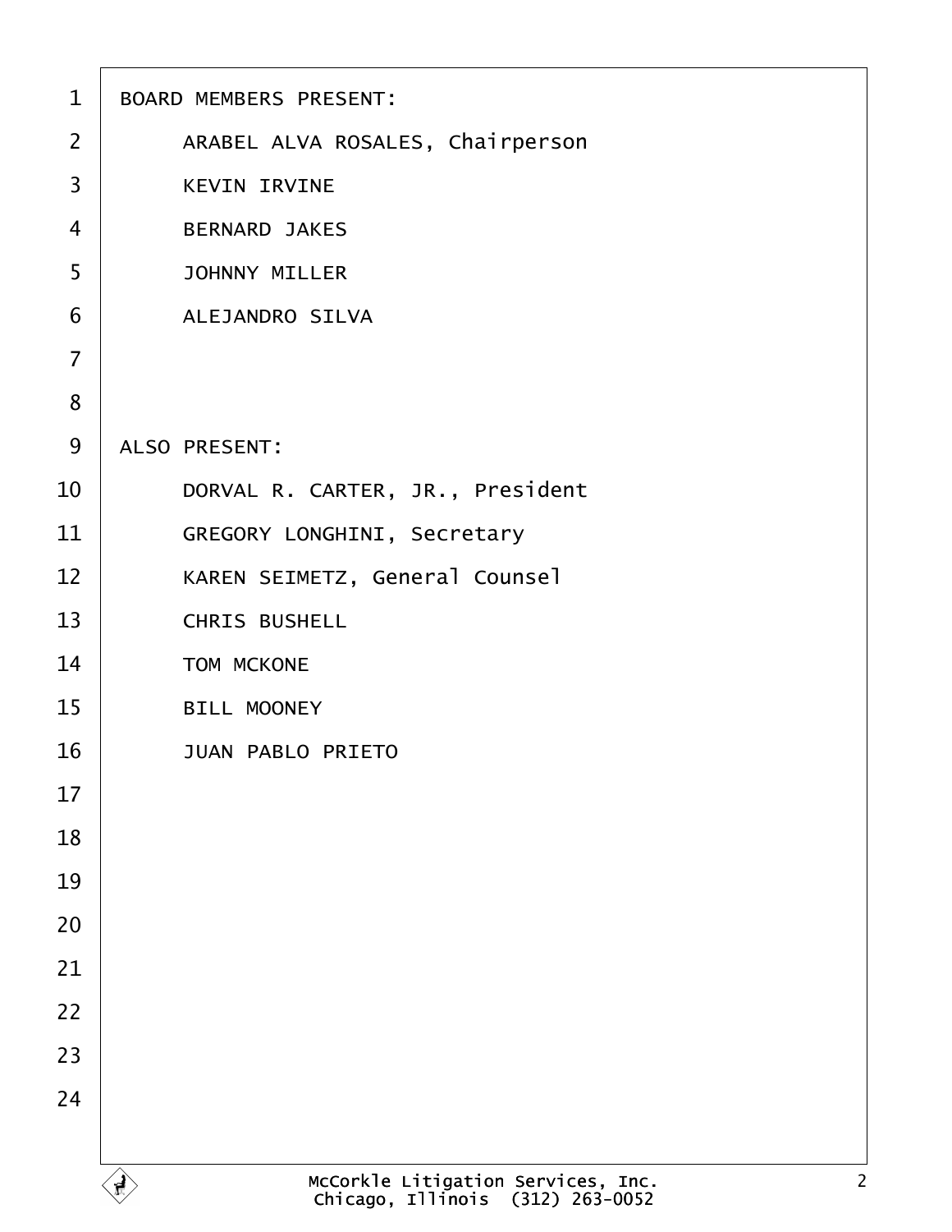BOARD MEMBERS PRESENT:

ARABEL ALVA ROSALES, Chairperson

KEVIN IRVINE

BERNARD JAKES

JOHNNY MILLER

ALEJANDRO SILVA

ALSO PRESENT:

DORVAL R. CARTER, JR., President

GREGORY LONGHINI, Secretary

KAREN SEIMETZ, General Counsel

CHRIS BUSHELL

TOM MCKONE

BILL MOONEY

JUAN PABLO PRIETO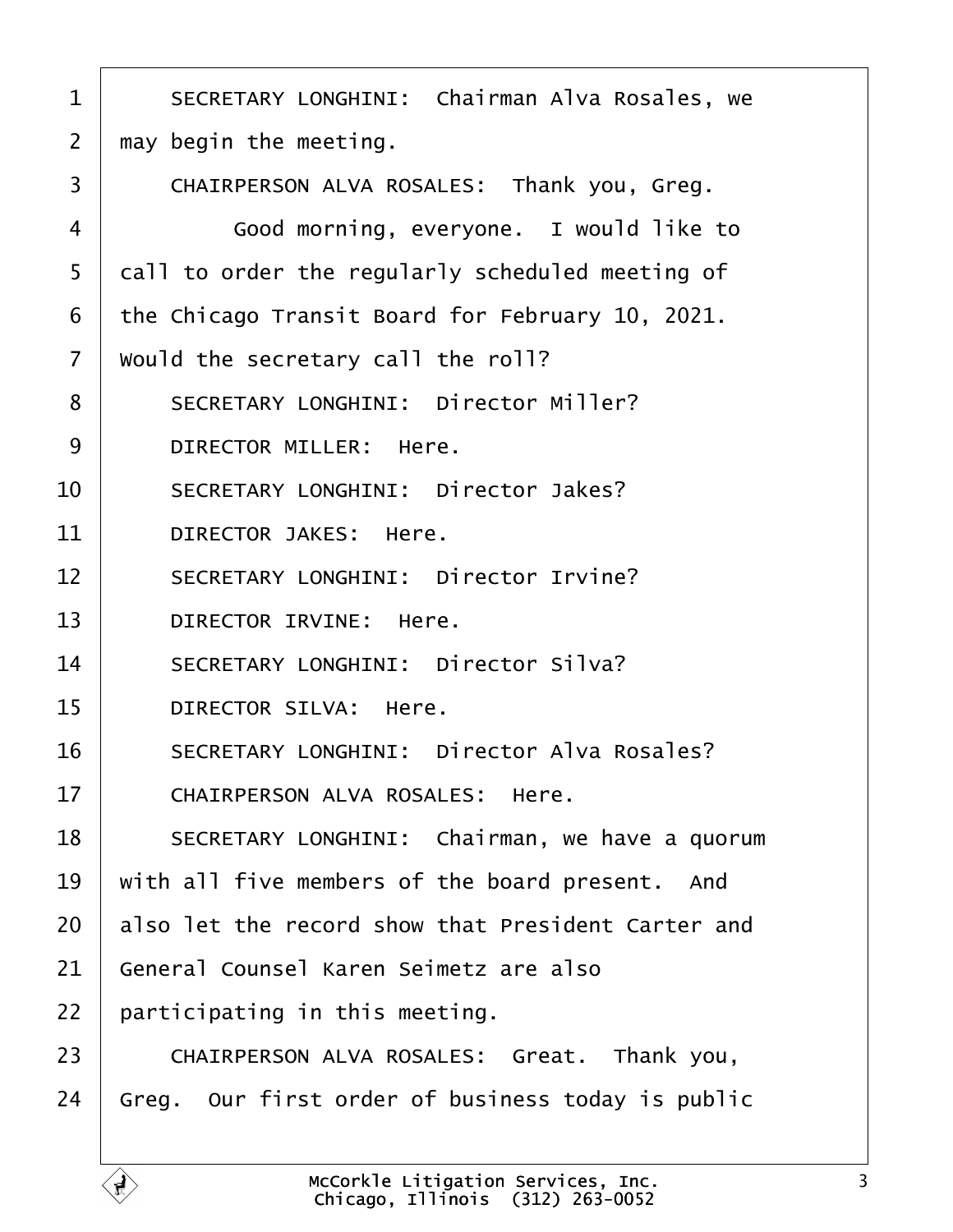SECRETARY LONGHINI: Chairman Alva Rosales, we may begin the meeting.

CHAIRPERSON ALVA ROSALES: Thank you, Greg.

Good morning, everyone. I would like to call to order the regularly scheduled meeting of the Chicago Transit Board for February 10, 2021. Would the secretary call the roll?

SECRETARY LONGHINI: Director Miller?

DIRECTOR MILLER: Here.

SECRETARY LONGHINI: Director Jakes?

DIRECTOR JAKES: Here.

SECRETARY LONGHINI: Director Irvine?

DIRECTOR IRVINE: Here.

SECRETARY LONGHINI: Director Silva?

DIRECTOR SILVA: Here.

SECRETARY LONGHINI: Director Alva Rosales?

CHAIRPERSON ALVA ROSALES: Here.

SECRETARY LONGHINI: Chairman, we have a quorum with all five members of the board present. And also let the record show that President Carter and General Counsel Karen Seimetz are also participating in this meeting.

CHAIRPERSON ALVA ROSALES: Great. Thank you, Greg. Our first order of business today is public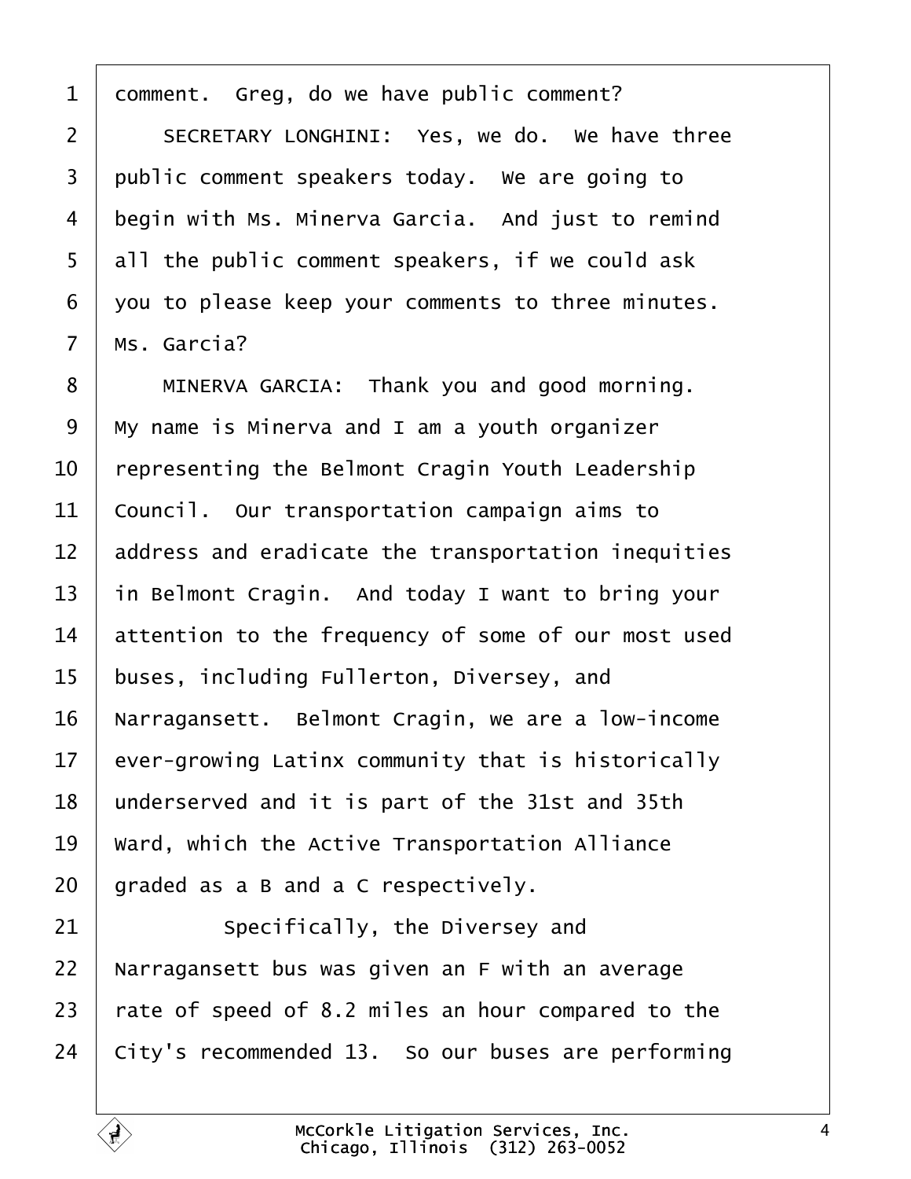comment. Greg, do we have public comment?

SECRETARY LONGHINI: Yes, we do. We have three public comment speakers today. We are going to begin with Ms. Minerva Garcia. And just to remind all the public comment speakers, if we could ask you to please keep your comments to three minutes. Ms. Garcia?

MINERVA GARCIA: Thank you and good morning. My name is Minerva and I am a youth organizer representing the Belmont Cragin Youth Leadership Council. Our transportation campaign aims to address and eradicate the transportation inequities in Belmont Cragin. And today I want to bring your attention to the frequency of some of our most used buses, including Fullerton, Diversey, and Narragansett. Belmont Cragin, we are a low-income ever-growing Latinx community that is historically underserved and it is part of the 31st and 35th Ward, which the Active Transportation Alliance graded as a B and a C respectively.

Specifically, the Diversey and Narragansett bus was given an F with an average rate of speed of 8.2 miles an hour compared to the City's recommended 13. So our buses are performing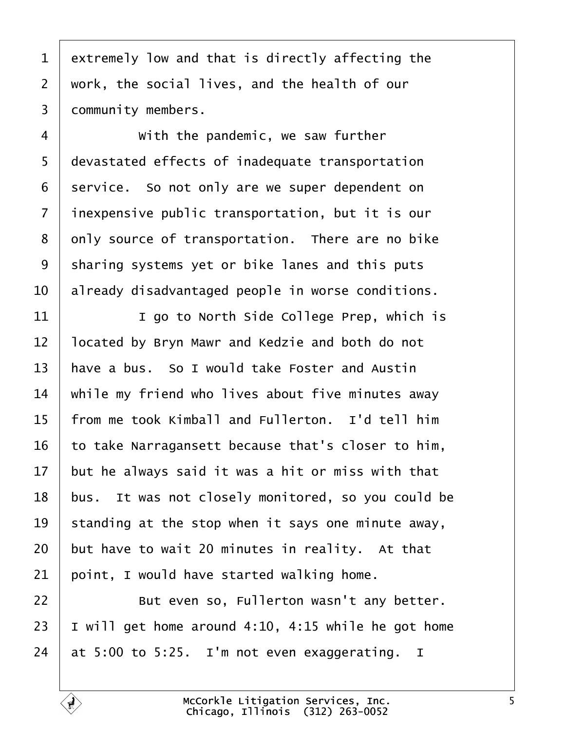extremely low and that is directly affecting the work, the social lives, and the health of our community members.

With the pandemic, we saw further devastated effects of inadequate transportation service. So not only are we super dependent on inexpensive public transportation, but it is our only source of transportation. There are no bike sharing systems yet or bike lanes and this puts already disadvantaged people in worse conditions.

I go to North Side College Prep, which is located by Bryn Mawr and Kedzie and both do not have a bus. So I would take Foster and Austin while my friend who lives about five minutes away from me took Kimball and Fullerton. I'd tell him to take Narragansett because that's closer to him, but he always said it was a hit or miss with that bus. It was not closely monitored, so you could be standing at the stop when it says one minute away, but have to wait 20 minutes in reality. At that point, I would have started walking home.

But even so, Fullerton wasn't any better. I will get home around 4:10, 4:15 while he got home at 5:00 to 5:25. I'm not even exaggerating. I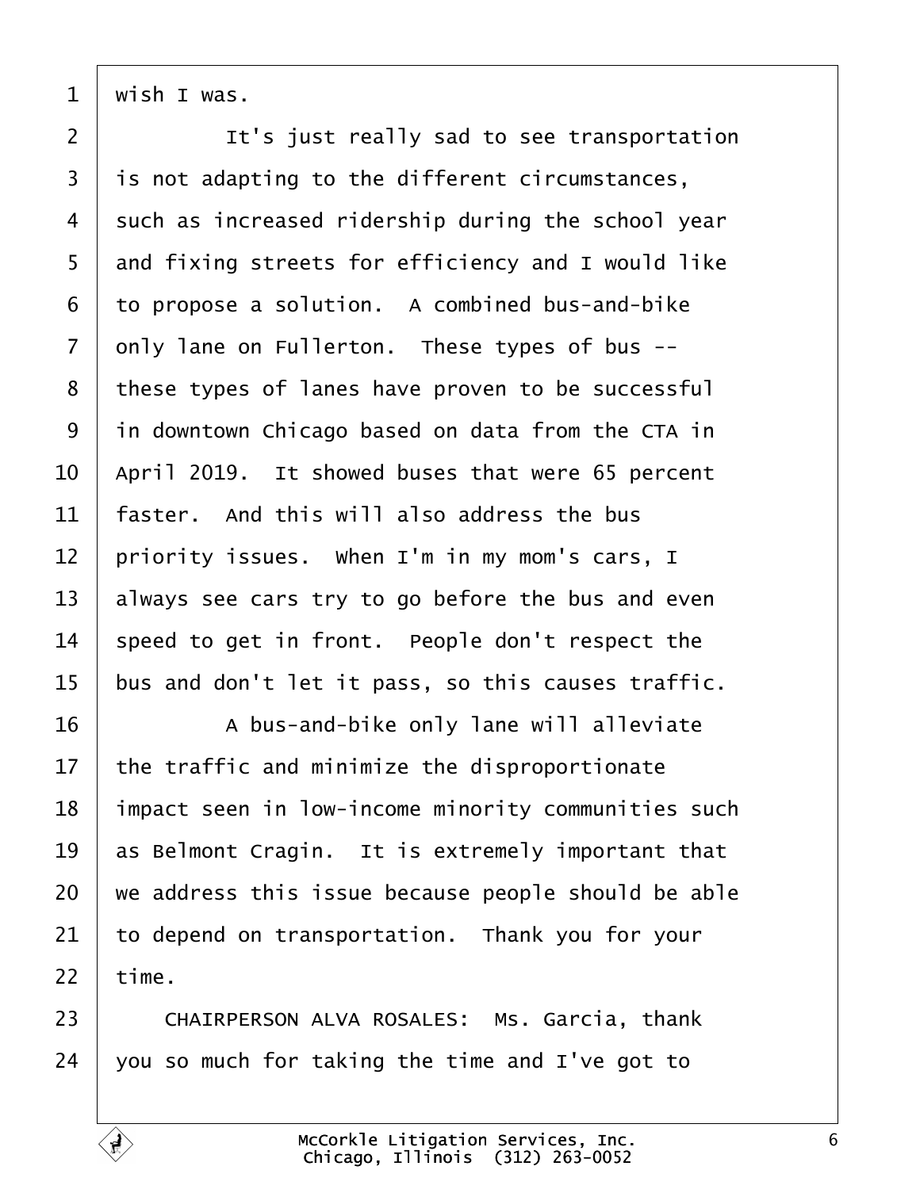wish I was.

It's just really sad to see transportation is not adapting to the different circumstances, such as increased ridership during the school year and fixing streets for efficiency and I would like to propose a solution. A combined bus-and-bike only lane on Fullerton. These types of bus -- these types of lanes have proven to be successful in downtown Chicago based on data from the CTA in April 2019. It showed buses that were 65 percent faster. And this will also address the bus priority issues. When I'm in my mom's cars, I always see cars try to go before the bus and even speed to get in front. People don't respect the bus and don't let it pass, so this causes traffic.

A bus-and-bike only lane will alleviate the traffic and minimize the disproportionate impact seen in low-income minority communities such as Belmont Cragin. It is extremely important that we address this issue because people should be able to depend on transportation. Thank you for your time.

CHAIRPERSON ALVA ROSALES: Ms. Garcia, thank you so much for taking the time and I've got to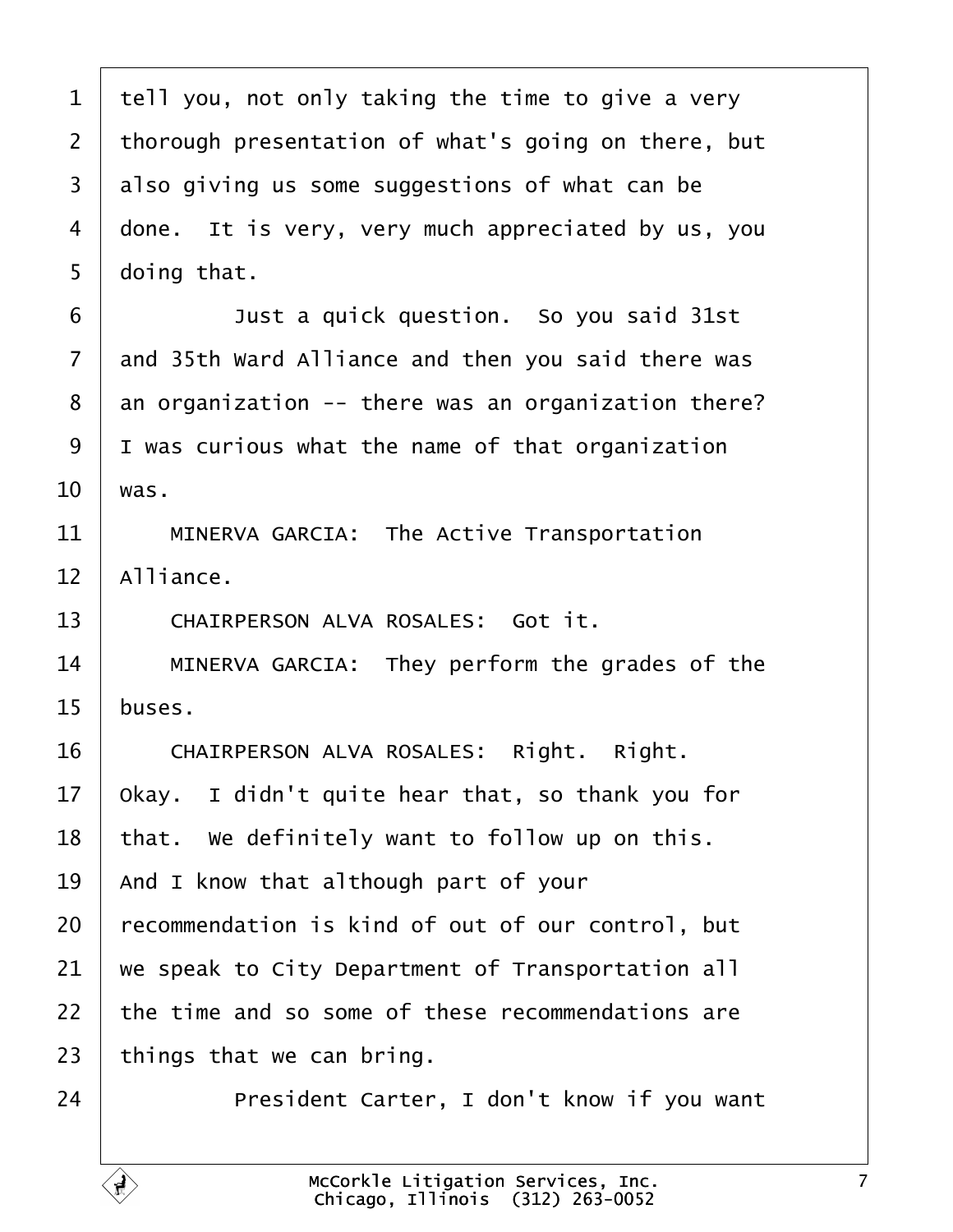tell you, not only taking the time to give a very thorough presentation of what's going on there, but also giving us some suggestions of what can be done. It is very, very much appreciated by us, you doing that.

Just a quick question. So you said 31st and 35th Ward Alliance and then you said there was an organization -- there was an organization there? I was curious what the name of that organization was.

MINERVA GARCIA: The Active Transportation Alliance.

CHAIRPERSON ALVA ROSALES: Got it.

MINERVA GARCIA: They perform the grades of the buses.

CHAIRPERSON ALVA ROSALES: Right. Right. Okay. I didn't quite hear that, so thank you for that. We definitely want to follow up on this. And I know that although part of your recommendation is kind of out of our control, but we speak to City Department of Transportation all the time and so some of these recommendations are things that we can bring.

President Carter, I don't know if you want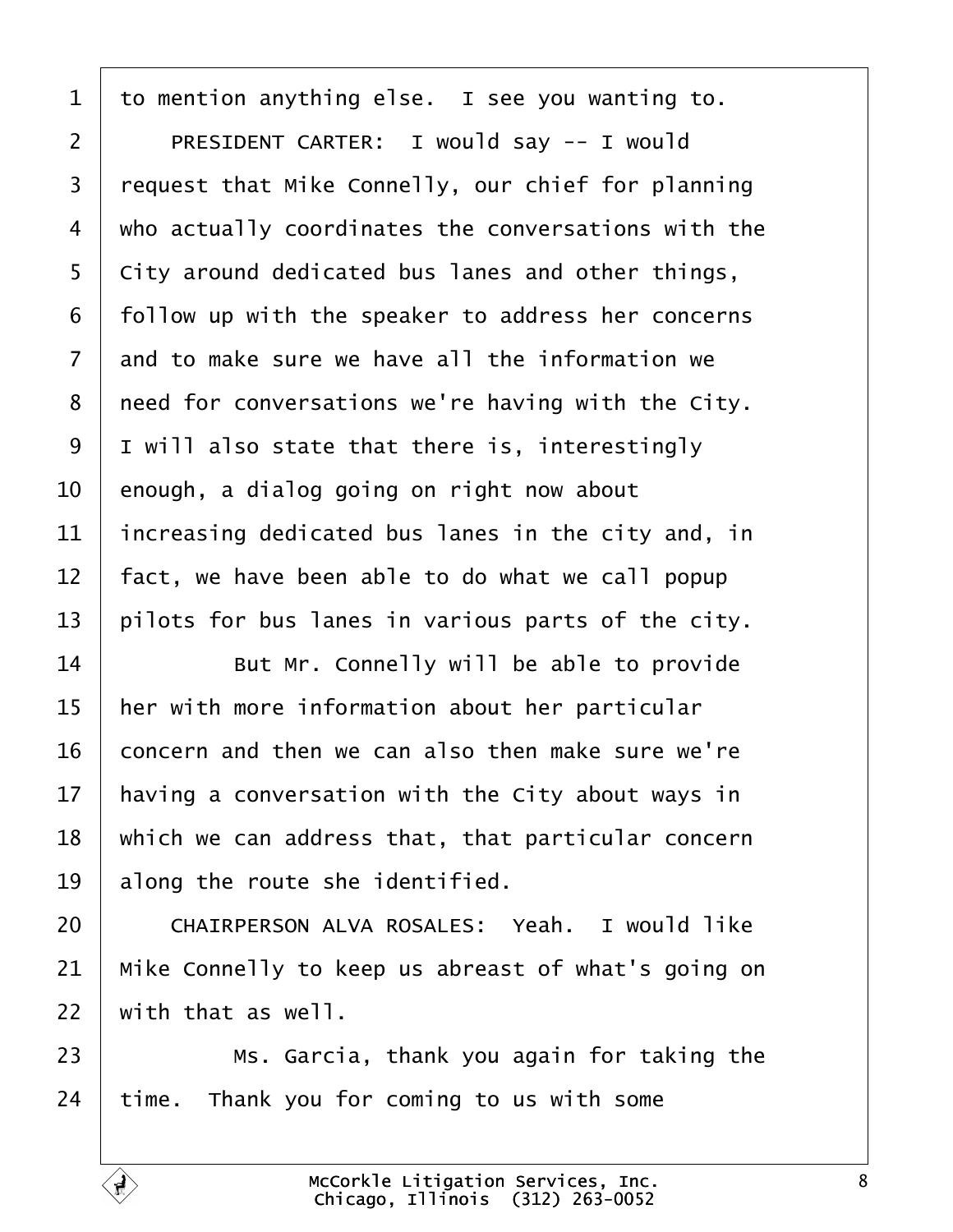to mention anything else. I see you wanting to.

PRESIDENT CARTER: I would say -- I would request that Mike Connelly, our chief for planning who actually coordinates the conversations with the City around dedicated bus lanes and other things, follow up with the speaker to address her concerns and to make sure we have all the information we need for conversations we're having with the City. I will also state that there is, interestingly enough, a dialog going on right now about increasing dedicated bus lanes in the city and, in fact, we have been able to do what we call popup pilots for bus lanes in various parts of the city.

But Mr. Connelly will be able to provide her with more information about her particular concern and then we can also then make sure we're having a conversation with the City about ways in which we can address that, that particular concern along the route she identified.

CHAIRPERSON ALVA ROSALES: Yeah. I would like Mike Connelly to keep us abreast of what's going on with that as well.

Ms. Garcia, thank you again for taking the time. Thank you for coming to us with some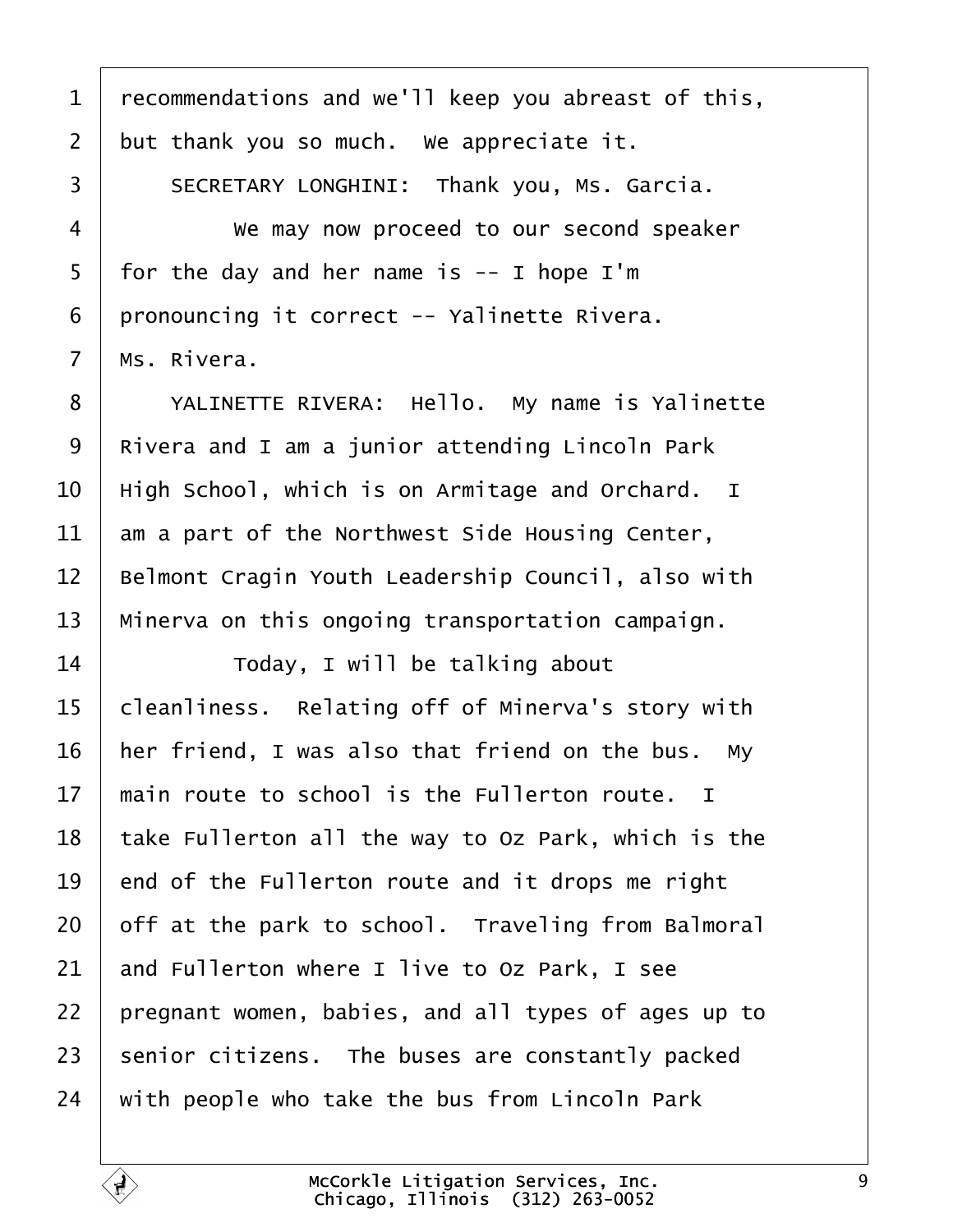recommendations and we'll keep you abreast of this, but thank you so much. We appreciate it.

SECRETARY LONGHINI: Thank you, Ms. Garcia.

We may now proceed to our second speaker for the day and her name is -- I hope I'm pronouncing it correct -- Yalinette Rivera. Ms. Rivera.

YALINETTE RIVERA: Hello. My name is Yalinette Rivera and I am a junior attending Lincoln Park High School, which is on Armitage and Orchard. I am a part of the Northwest Side Housing Center, Belmont Cragin Youth Leadership Council, also with Minerva on this ongoing transportation campaign.

Today, I will be talking about cleanliness. Relating off of Minerva's story with her friend, I was also that friend on the bus. My main route to school is the Fullerton route. I take Fullerton all the way to Oz Park, which is the end of the Fullerton route and it drops me right off at the park to school. Traveling from Balmoral and Fullerton where I live to Oz Park, I see pregnant women, babies, and all types of ages up to senior citizens. The buses are constantly packed with people who take the bus from Lincoln Park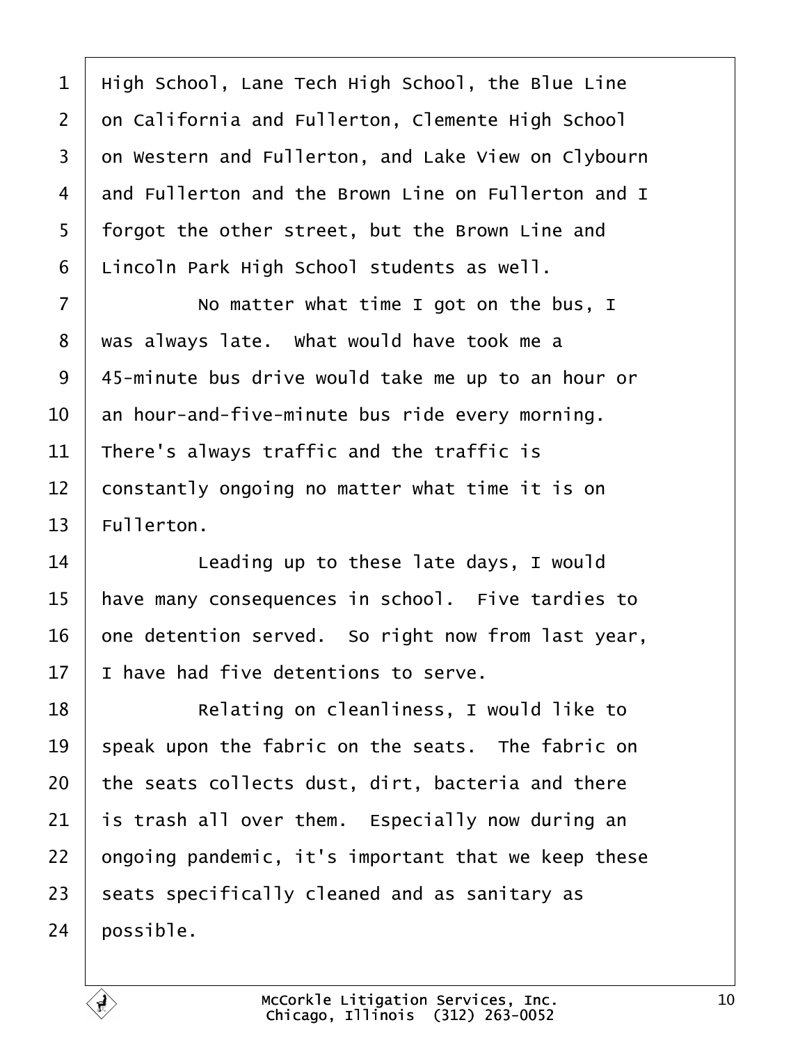High School, Lane Tech High School, the Blue Line on California and Fullerton, Clemente High School on Western and Fullerton, and Lake View on Clybourn and Fullerton and the Brown Line on Fullerton and I forgot the other street, but the Brown Line and Lincoln Park High School students as well.

No matter what time I got on the bus, I was always late. What would have took me a 45-minute bus drive would take me up to an hour or an hour-and-five-minute bus ride every morning. There's always traffic and the traffic is constantly ongoing no matter what time it is on Fullerton.

Leading up to these late days, I would have many consequences in school. Five tardies to one detention served. So right now from last year, I have had five detentions to serve.

Relating on cleanliness, I would like to speak upon the fabric on the seats. The fabric on the seats collects dust, dirt, bacteria and there is trash all over them. Especially now during an ongoing pandemic, it's important that we keep these seats specifically cleaned and as sanitary as possible.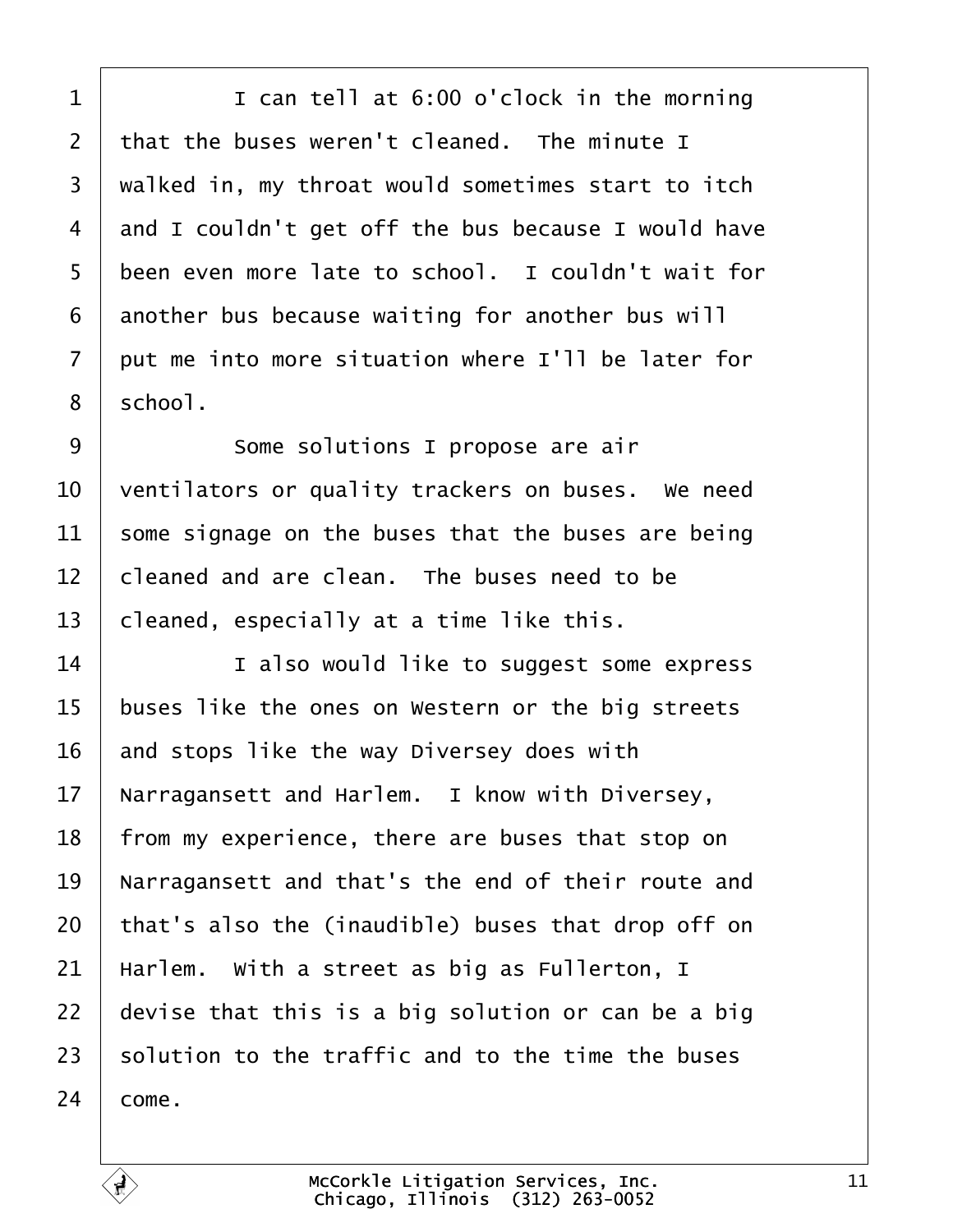I can tell at 6:00 o'clock in the morning that the buses weren't cleaned. The minute I walked in, my throat would sometimes start to itch and I couldn't get off the bus because I would have been even more late to school. I couldn't wait for another bus because waiting for another bus will put me into more situation where I'll be later for school.

Some solutions I propose are air ventilators or quality trackers on buses. We need some signage on the buses that the buses are being cleaned and are clean. The buses need to be cleaned, especially at a time like this.

I also would like to suggest some express buses like the ones on Western or the big streets and stops like the way Diversey does with Narragansett and Harlem. I know with Diversey, from my experience, there are buses that stop on Narragansett and that's the end of their route and that's also the (inaudible) buses that drop off on Harlem. With a street as big as Fullerton, I devise that this is a big solution or can be a big solution to the traffic and to the time the buses come.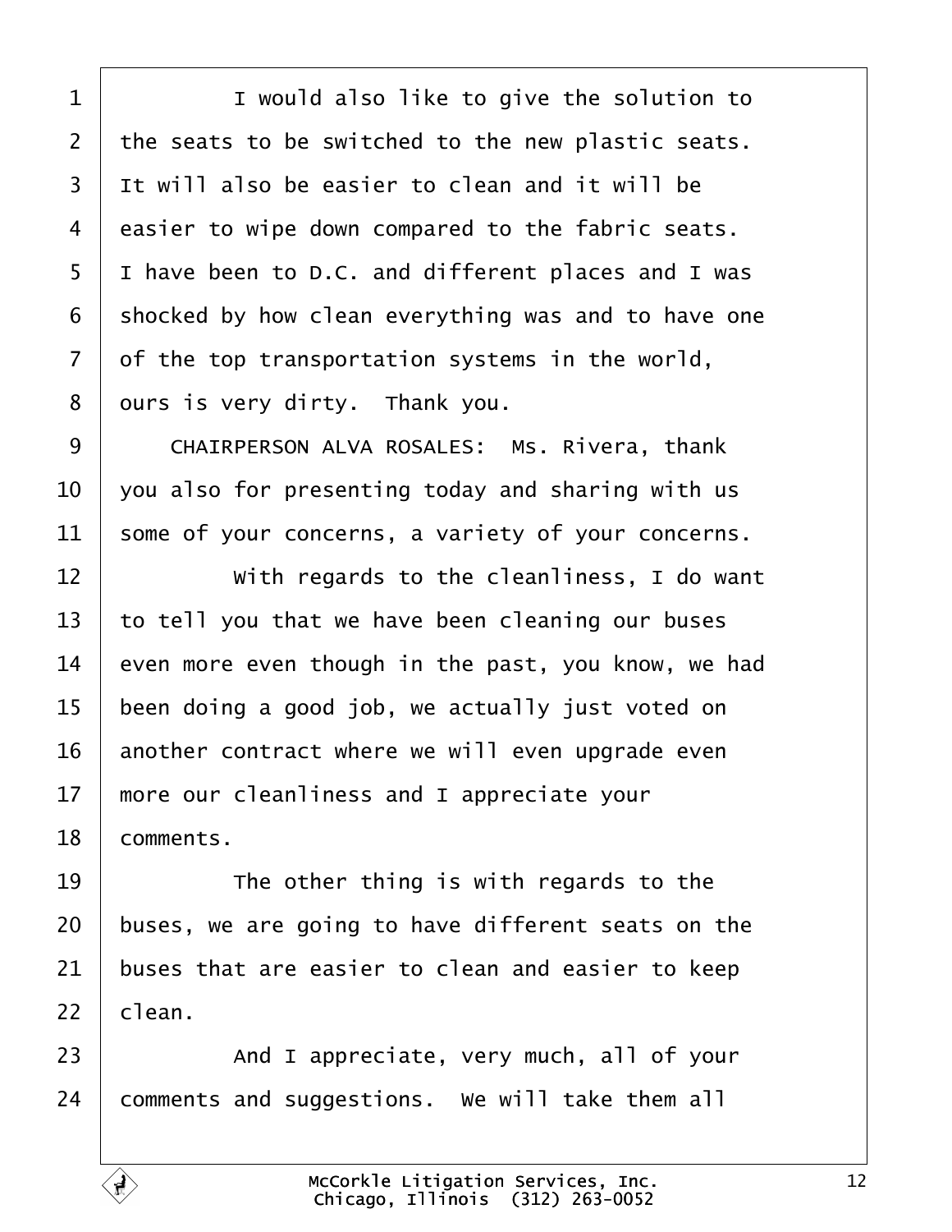I would also like to give the solution to the seats to be switched to the new plastic seats. It will also be easier to clean and it will be easier to wipe down compared to the fabric seats. I have been to D.C. and different places and I was shocked by how clean everything was and to have one of the top transportation systems in the world, ours is very dirty. Thank you.

CHAIRPERSON ALVA ROSALES: Ms. Rivera, thank you also for presenting today and sharing with us some of your concerns, a variety of your concerns.

With regards to the cleanliness, I do want to tell you that we have been cleaning our buses even more even though in the past, you know, we had been doing a good job, we actually just voted on another contract where we will even upgrade even more our cleanliness and I appreciate your comments.

The other thing is with regards to the buses, we are going to have different seats on the buses that are easier to clean and easier to keep clean.

And I appreciate, very much, all of your comments and suggestions. We will take them all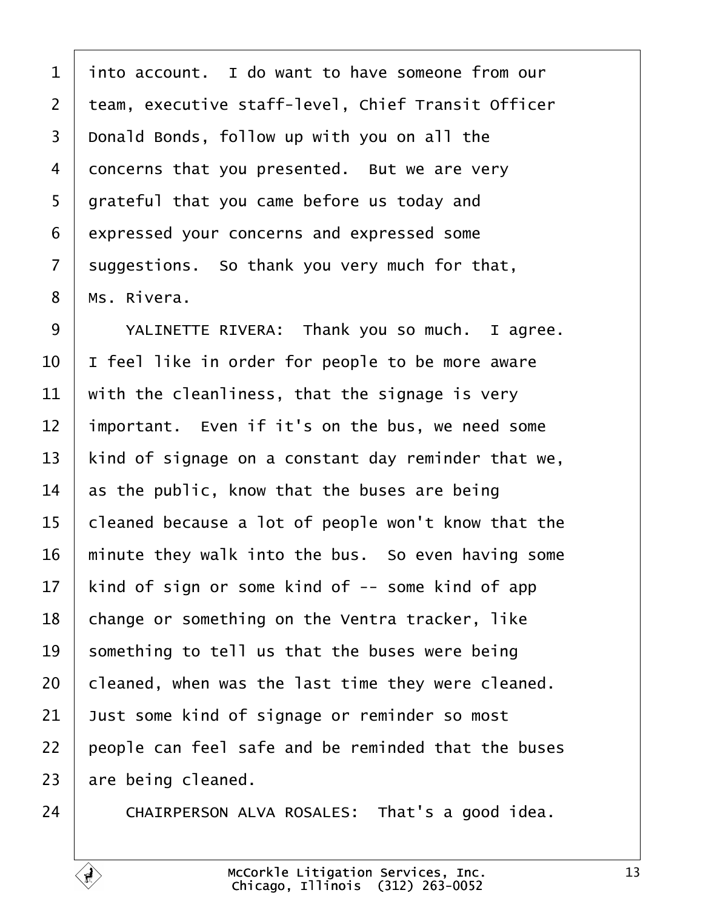into account. I do want to have someone from our team, executive staff-level, Chief Transit Officer Donald Bonds, follow up with you on all the concerns that you presented. But we are very grateful that you came before us today and expressed your concerns and expressed some suggestions. So thank you very much for that, Ms. Rivera.

YALINETTE RIVERA: Thank you so much. I agree. I feel like in order for people to be more aware with the cleanliness, that the signage is very important. Even if it's on the bus, we need some kind of signage on a constant day reminder that we, as the public, know that the buses are being cleaned because a lot of people won't know that the minute they walk into the bus. So even having some kind of sign or some kind of -- some kind of app change or something on the Ventra tracker, like something to tell us that the buses were being cleaned, when was the last time they were cleaned. Just some kind of signage or reminder so most people can feel safe and be reminded that the buses are being cleaned.

CHAIRPERSON ALVA ROSALES: That's a good idea.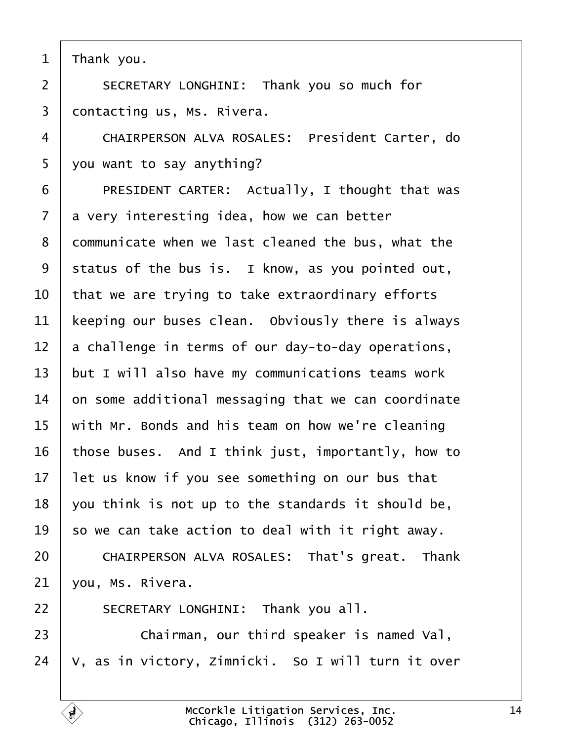Thank you.

SECRETARY LONGHINI: Thank you so much for contacting us, Ms. Rivera.

CHAIRPERSON ALVA ROSALES: President Carter, do you want to say anything?

PRESIDENT CARTER: Actually, I thought that was a very interesting idea, how we can better communicate when we last cleaned the bus, what the status of the bus is. I know, as you pointed out, that we are trying to take extraordinary efforts keeping our buses clean. Obviously there is always a challenge in terms of our day-to-day operations, but I will also have my communications teams work on some additional messaging that we can coordinate with Mr. Bonds and his team on how we're cleaning those buses. And I think just, importantly, how to let us know if you see something on our bus that you think is not up to the standards it should be, so we can take action to deal with it right away.

CHAIRPERSON ALVA ROSALES: That's great. Thank you, Ms. Rivera.

SECRETARY LONGHINI: Thank you all.

Chairman, our third speaker is named Val, V, as in victory, Zimnicki. So I will turn it over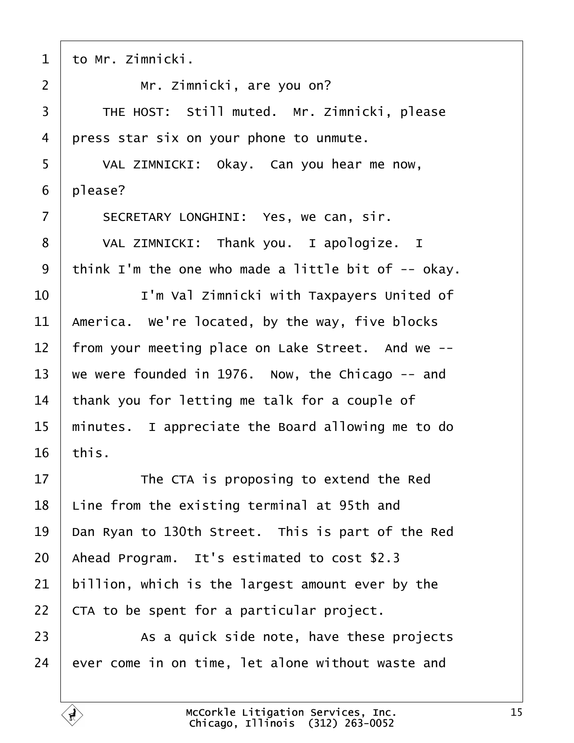to Mr. Zimnicki.

Mr. Zimnicki, are you on?

THE HOST: Still muted. Mr. Zimnicki, please press star six on your phone to unmute.

VAL ZIMNICKI: Okay. Can you hear me now, please?

SECRETARY LONGHINI: Yes, we can, sir.

VAL ZIMNICKI: Thank you. I apologize. I think I'm the one who made a little bit of -- okay.

I'm Val Zimnicki with Taxpayers United of America. We're located, by the way, five blocks from your meeting place on Lake Street. And we -- we were founded in 1976. Now, the Chicago -- and thank you for letting me talk for a couple of minutes. I appreciate the Board allowing me to do this.

The CTA is proposing to extend the Red Line from the existing terminal at 95th and Dan Ryan to 130th Street. This is part of the Red Ahead Program. It's estimated to cost $2.3 billion, which is the largest amount ever by the CTA to be spent for a particular project.

As a quick side note, have these projects ever come in on time, let alone without waste and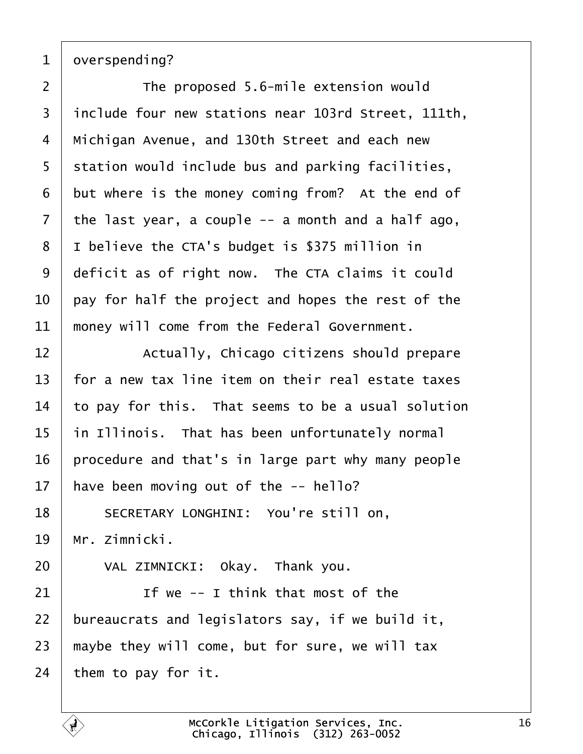overspending?

The proposed 5.6-mile extension would include four new stations near 103rd Street, 111th, Michigan Avenue, and 130th Street and each new station would include bus and parking facilities, but where is the money coming from? At the end of the last year, a couple -- a month and a half ago, I believe the CTA's budget is $375 million in deficit as of right now. The CTA claims it could pay for half the project and hopes the rest of the money will come from the Federal Government.

Actually, Chicago citizens should prepare for a new tax line item on their real estate taxes to pay for this. That seems to be a usual solution in Illinois. That has been unfortunately normal procedure and that's in large part why many people have been moving out of the -- hello?

SECRETARY LONGHINI: You're still on, Mr. Zimnicki.

VAL ZIMNICKI: Okay. Thank you.

If we -- I think that most of the bureaucrats and legislators say, if we build it, maybe they will come, but for sure, we will tax them to pay for it.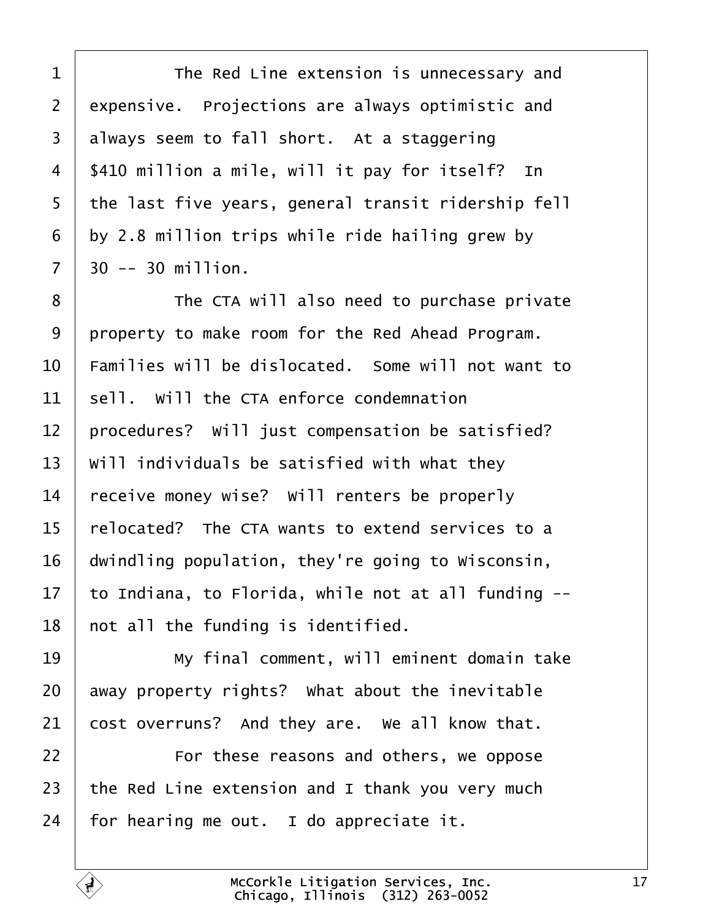The Red Line extension is unnecessary and expensive. Projections are always optimistic and always seem to fall short. At a staggering $410 million a mile, will it pay for itself? In the last five years, general transit ridership fell by 2.8 million trips while ride hailing grew by 30 -- 30 million.

The CTA will also need to purchase private property to make room for the Red Ahead Program. Families will be dislocated. Some will not want to sell. Will the CTA enforce condemnation procedures? Will just compensation be satisfied? Will individuals be satisfied with what they receive money wise? Will renters be properly relocated? The CTA wants to extend services to a dwindling population, they're going to Wisconsin, to Indiana, to Florida, while not at all funding -- not all the funding is identified.

My final comment, will eminent domain take away property rights? What about the inevitable cost overruns? And they are. We all know that.

For these reasons and others, we oppose the Red Line extension and I thank you very much for hearing me out. I do appreciate it.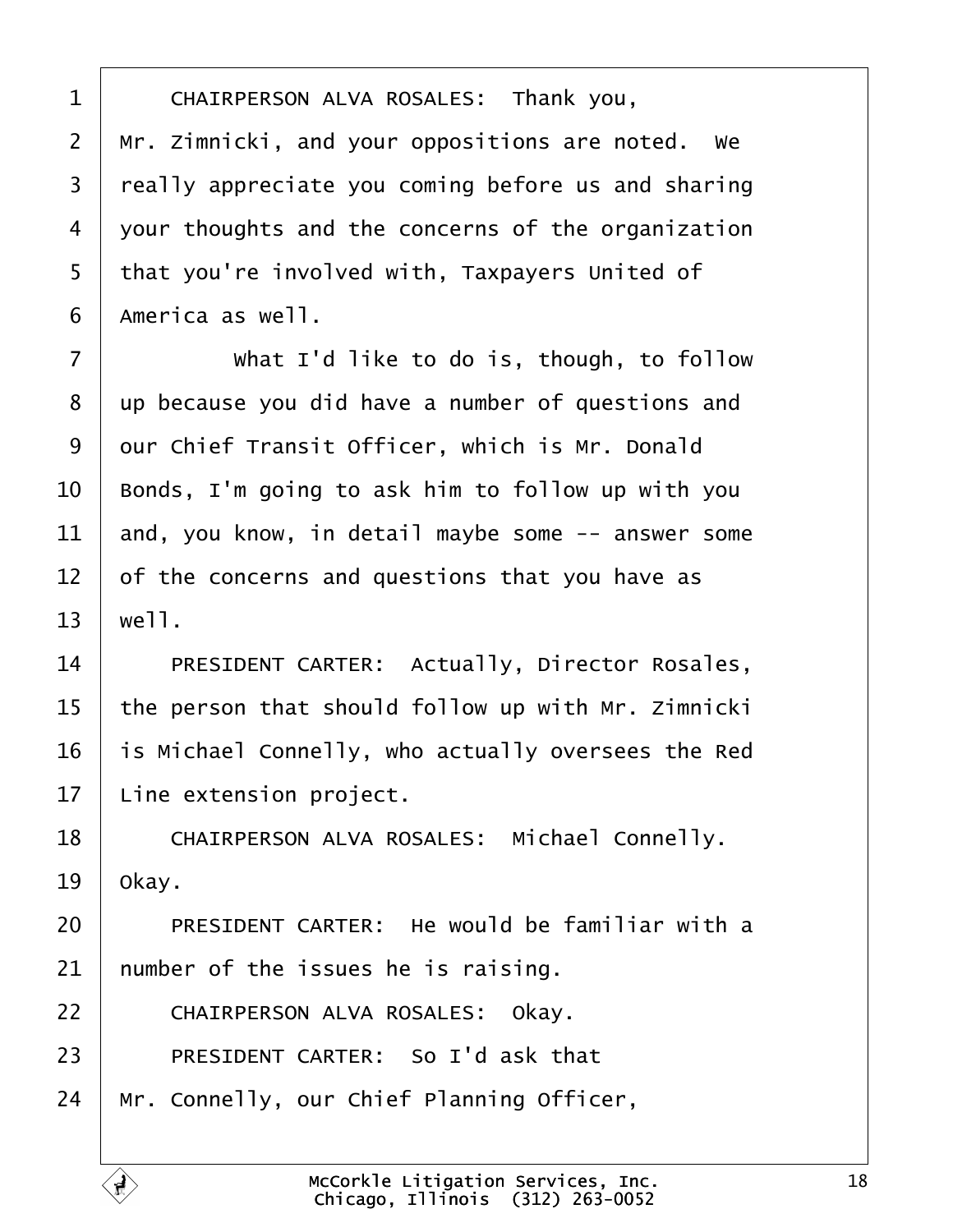CHAIRPERSON ALVA ROSALES: Thank you, Mr. Zimnicki, and your oppositions are noted. We really appreciate you coming before us and sharing your thoughts and the concerns of the organization that you're involved with, Taxpayers United of America as well.

What I'd like to do is, though, to follow up because you did have a number of questions and our Chief Transit Officer, which is Mr. Donald Bonds, I'm going to ask him to follow up with you and, you know, in detail maybe some -- answer some of the concerns and questions that you have as well.

PRESIDENT CARTER: Actually, Director Rosales, the person that should follow up with Mr. Zimnicki is Michael Connelly, who actually oversees the Red Line extension project.

CHAIRPERSON ALVA ROSALES: Michael Connelly. Okay.

PRESIDENT CARTER: He would be familiar with a number of the issues he is raising.

CHAIRPERSON ALVA ROSALES: Okay.

PRESIDENT CARTER: So I'd ask that Mr. Connelly, our Chief Planning Officer,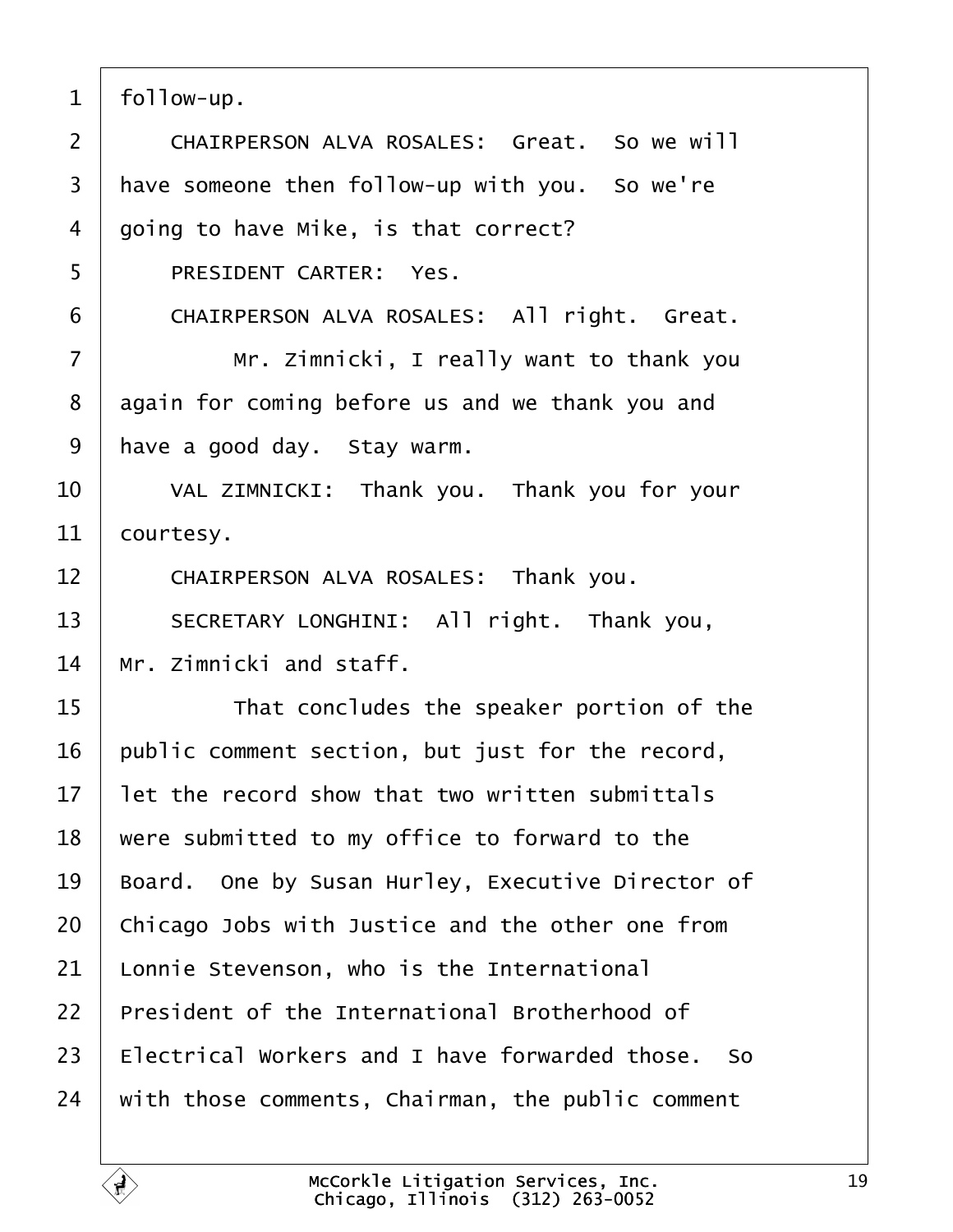1 follow-up.

2 CHAIRPERSON ALVA ROSALES: Great. So we will

3 have someone then follow-up with you. So we're

4 going to have Mike, is that correct?

5 PRESIDENT CARTER: Yes.

6 CHAIRPERSON ALVA ROSALES: All right. Great.

7 Mr. Zimnicki, I really want to thank you

8 again for coming before us and we thank you and

9 have a good day. Stay warm.

10 VAL ZIMNICKI: Thank you. Thank you for your

11 courtesy.

12 CHAIRPERSON ALVA ROSALES: Thank you.

13 SECRETARY LONGHINI: All right. Thank you,

14 Mr. Zimnicki and staff.

15 That concludes the speaker portion of the

16 public comment section, but just for the record,

17 let the record show that two written submittals

18 were submitted to my office to forward to the

19 Board. One by Susan Hurley, Executive Director of

20 Chicago Jobs with Justice and the other one from

21 Lonnie Stevenson, who is the International

22 President of the International Brotherhood of

23 Electrical Workers and I have forwarded those. So

24 with those comments, Chairman, the public comment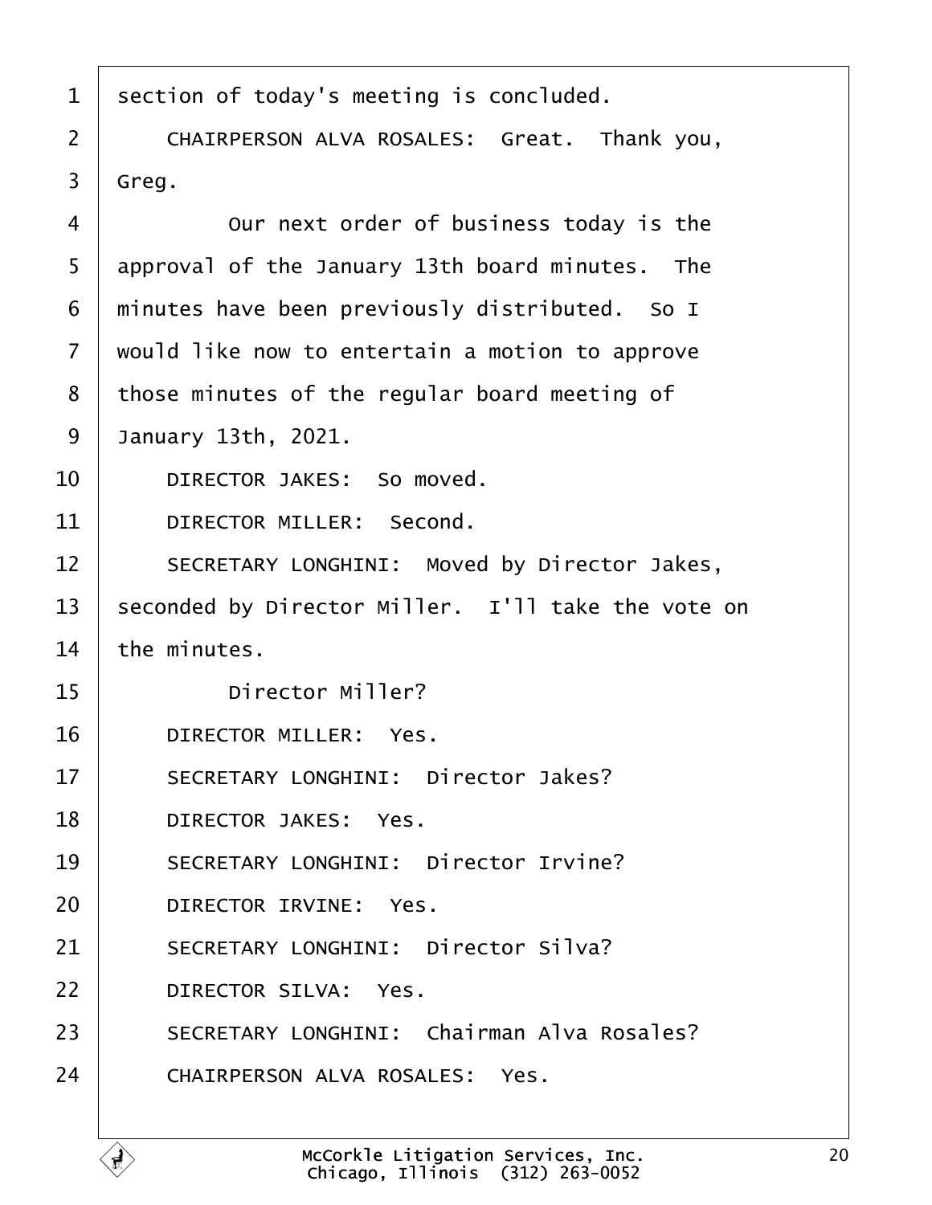section of today's meeting is concluded.

CHAIRPERSON ALVA ROSALES: Great. Thank you, Greg.

Our next order of business today is the approval of the January 13th board minutes. The minutes have been previously distributed. So I would like now to entertain a motion to approve those minutes of the regular board meeting of January 13th, 2021.

DIRECTOR JAKES: So moved.

DIRECTOR MILLER: Second.

SECRETARY LONGHINI: Moved by Director Jakes, seconded by Director Miller. I'll take the vote on the minutes.

Director Miller?

DIRECTOR MILLER: Yes.

SECRETARY LONGHINI: Director Jakes?

DIRECTOR JAKES: Yes.

SECRETARY LONGHINI: Director Irvine?

DIRECTOR IRVINE: Yes.

SECRETARY LONGHINI: Director Silva?

DIRECTOR SILVA: Yes.

SECRETARY LONGHINI: Chairman Alva Rosales?

CHAIRPERSON ALVA ROSALES: Yes.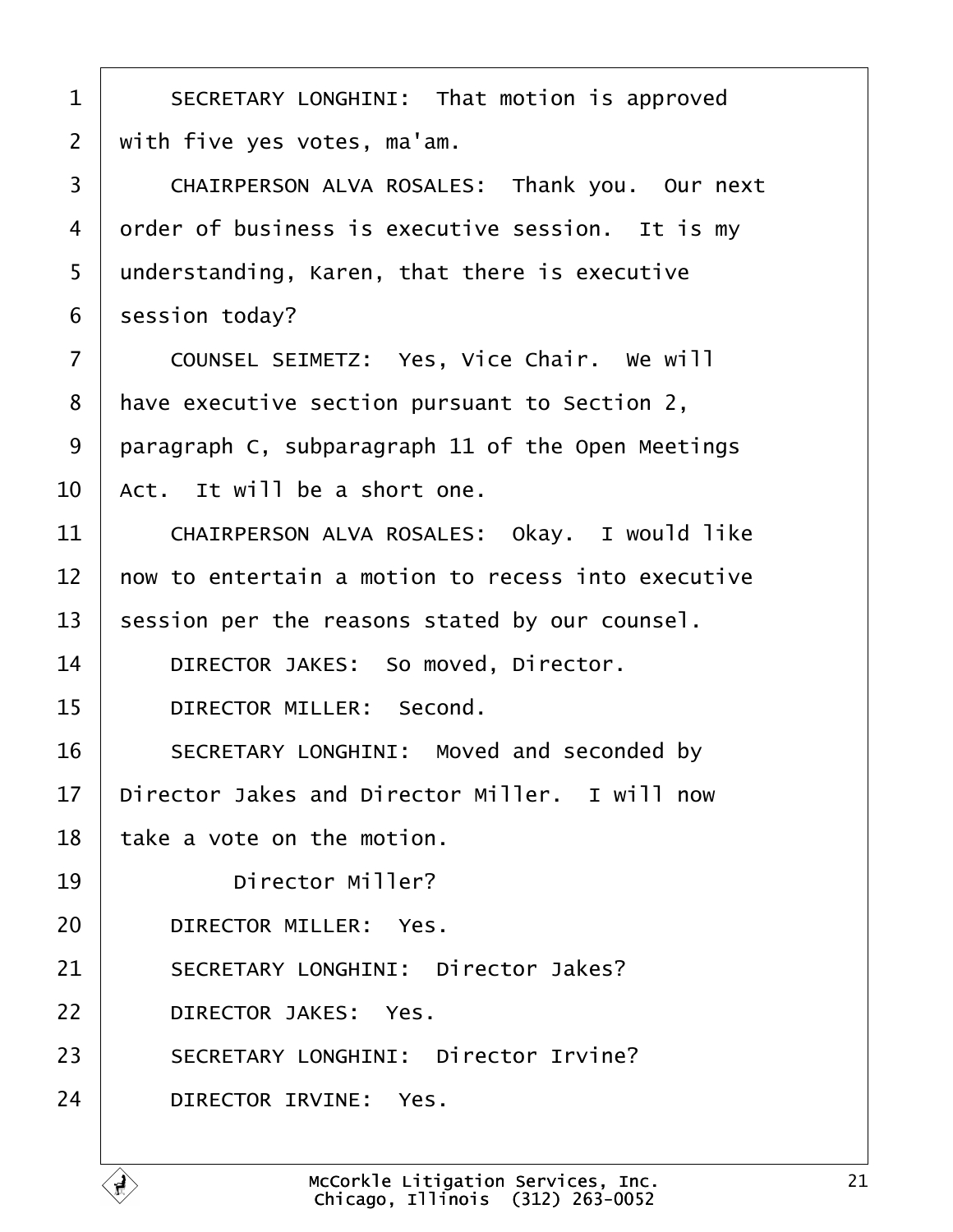1 SECRETARY LONGHINI: That motion is approved
2 with five yes votes, ma'am.
3 CHAIRPERSON ALVA ROSALES: Thank you. Our next
4 order of business is executive session. It is my
5 understanding, Karen, that there is executive
6 session today?
7 COUNSEL SEIMETZ: Yes, Vice Chair. We will
8 have executive section pursuant to Section 2,
9 paragraph C, subparagraph 11 of the Open Meetings
10 Act. It will be a short one.
11 CHAIRPERSON ALVA ROSALES: Okay. I would like
12 now to entertain a motion to recess into executive
13 session per the reasons stated by our counsel.
14 DIRECTOR JAKES: So moved, Director.
15 DIRECTOR MILLER: Second.
16 SECRETARY LONGHINI: Moved and seconded by
17 Director Jakes and Director Miller. I will now
18 take a vote on the motion.
19 Director Miller?
20 DIRECTOR MILLER: Yes.
21 SECRETARY LONGHINI: Director Jakes?
22 DIRECTOR JAKES: Yes.
23 SECRETARY LONGHINI: Director Irvine?
24 DIRECTOR IRVINE: Yes.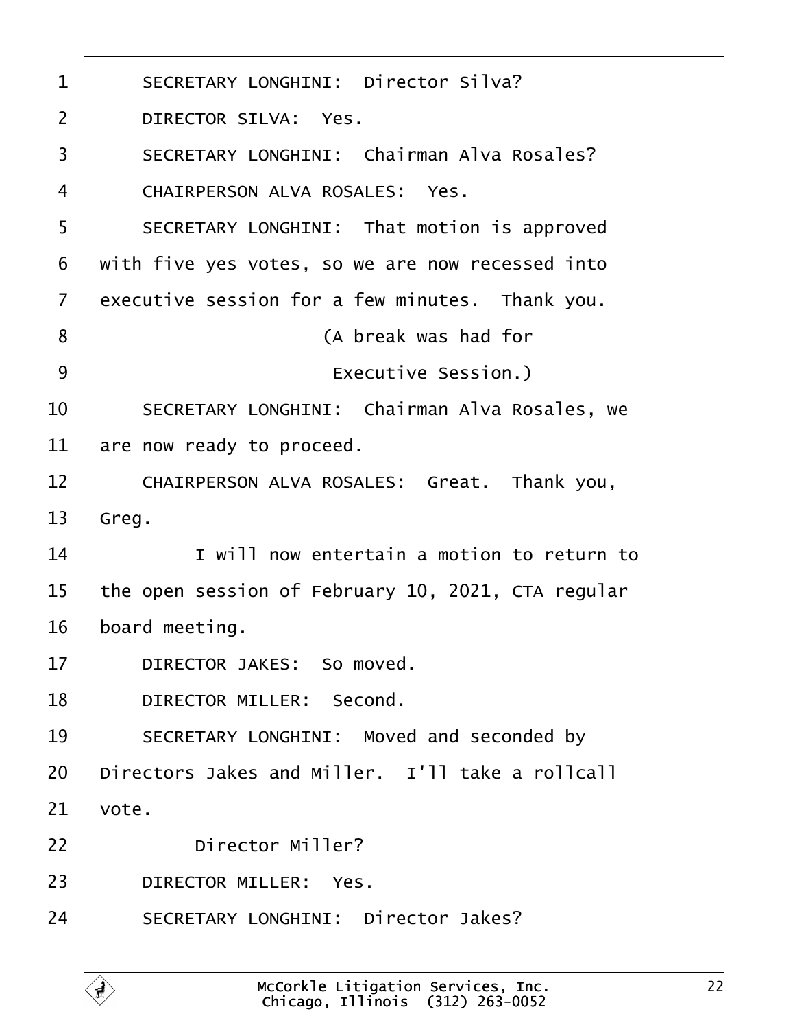SECRETARY LONGHINI: Director Silva?

DIRECTOR SILVA: Yes.

SECRETARY LONGHINI: Chairman Alva Rosales?

CHAIRPERSON ALVA ROSALES: Yes.

SECRETARY LONGHINI: That motion is approved with five yes votes, so we are now recessed into executive session for a few minutes. Thank you.

(A break was had for Executive Session.)

SECRETARY LONGHINI: Chairman Alva Rosales, we are now ready to proceed.

CHAIRPERSON ALVA ROSALES: Great. Thank you, Greg.

I will now entertain a motion to return to the open session of February 10, 2021, CTA regular board meeting.

DIRECTOR JAKES: So moved.

DIRECTOR MILLER: Second.

SECRETARY LONGHINI: Moved and seconded by Directors Jakes and Miller. I'll take a rollcall vote.

Director Miller?

DIRECTOR MILLER: Yes.

SECRETARY LONGHINI: Director Jakes?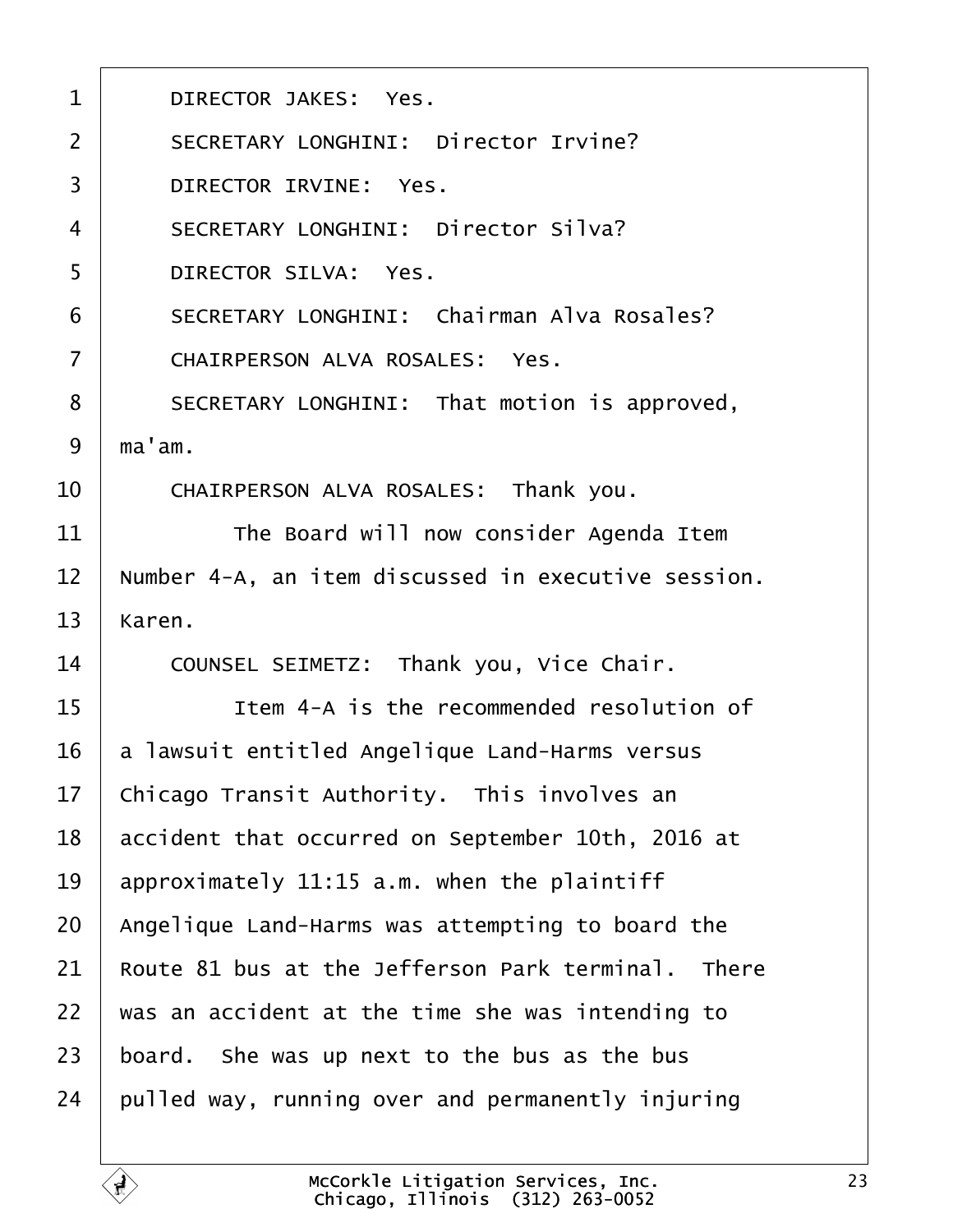DIRECTOR JAKES: Yes.

SECRETARY LONGHINI: Director Irvine?

DIRECTOR IRVINE: Yes.

SECRETARY LONGHINI: Director Silva?

DIRECTOR SILVA: Yes.

SECRETARY LONGHINI: Chairman Alva Rosales?

CHAIRPERSON ALVA ROSALES: Yes.

SECRETARY LONGHINI: That motion is approved, ma'am.

CHAIRPERSON ALVA ROSALES: Thank you.

The Board will now consider Agenda Item Number 4-A, an item discussed in executive session. Karen.

COUNSEL SEIMETZ: Thank you, Vice Chair.

Item 4-A is the recommended resolution of a lawsuit entitled Angelique Land-Harms versus Chicago Transit Authority. This involves an accident that occurred on September 10th, 2016 at approximately 11:15 a.m. when the plaintiff Angelique Land-Harms was attempting to board the Route 81 bus at the Jefferson Park terminal. There was an accident at the time she was intending to board. She was up next to the bus as the bus pulled way, running over and permanently injuring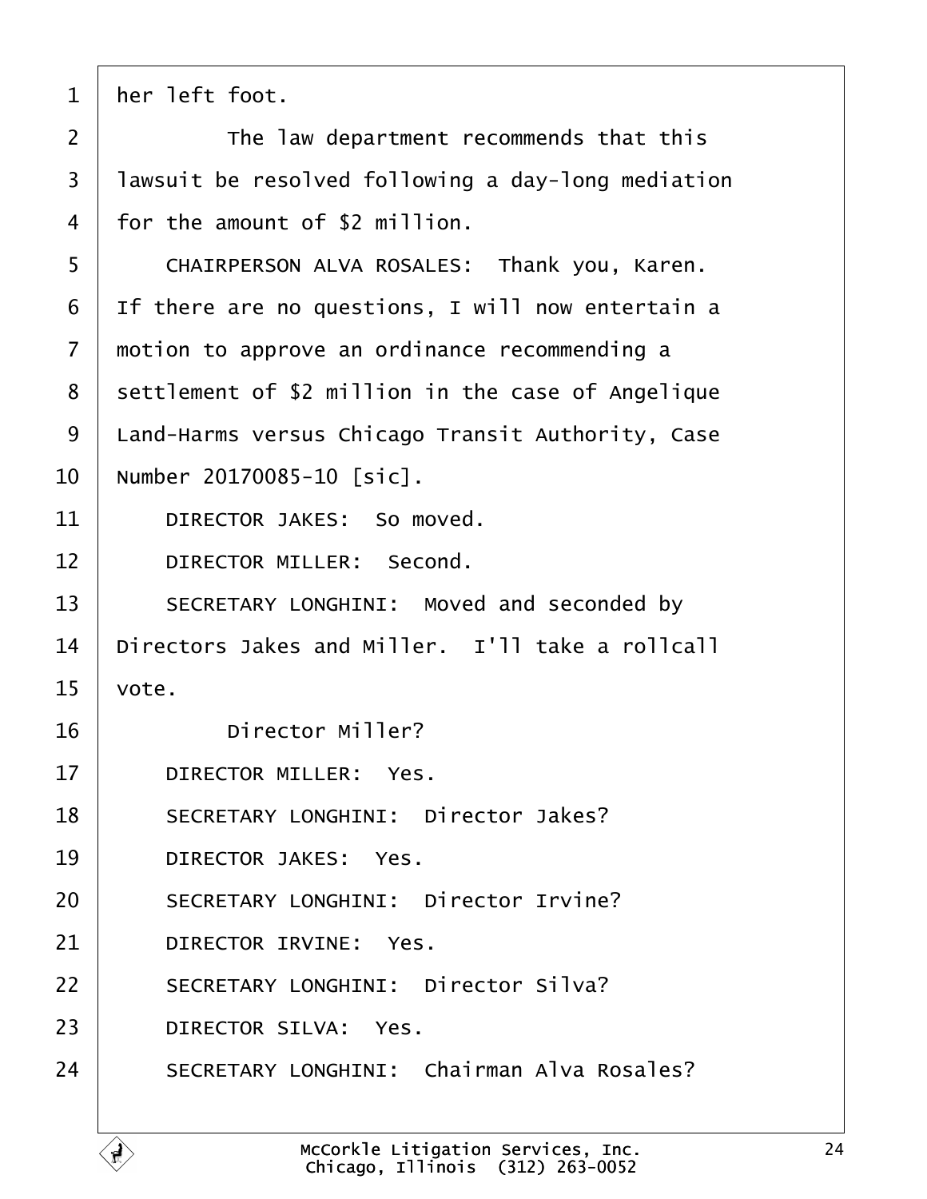her left foot.

The law department recommends that this lawsuit be resolved following a day-long mediation for the amount of $2 million.

CHAIRPERSON ALVA ROSALES: Thank you, Karen. If there are no questions, I will now entertain a motion to approve an ordinance recommending a settlement of $2 million in the case of Angelique Land-Harms versus Chicago Transit Authority, Case Number 20170085-10 [sic].

DIRECTOR JAKES: So moved.

DIRECTOR MILLER: Second.

SECRETARY LONGHINI: Moved and seconded by Directors Jakes and Miller. I'll take a rollcall vote.

Director Miller?

DIRECTOR MILLER: Yes.

SECRETARY LONGHINI: Director Jakes?

DIRECTOR JAKES: Yes.

SECRETARY LONGHINI: Director Irvine?

DIRECTOR IRVINE: Yes.

SECRETARY LONGHINI: Director Silva?

DIRECTOR SILVA: Yes.

SECRETARY LONGHINI: Chairman Alva Rosales?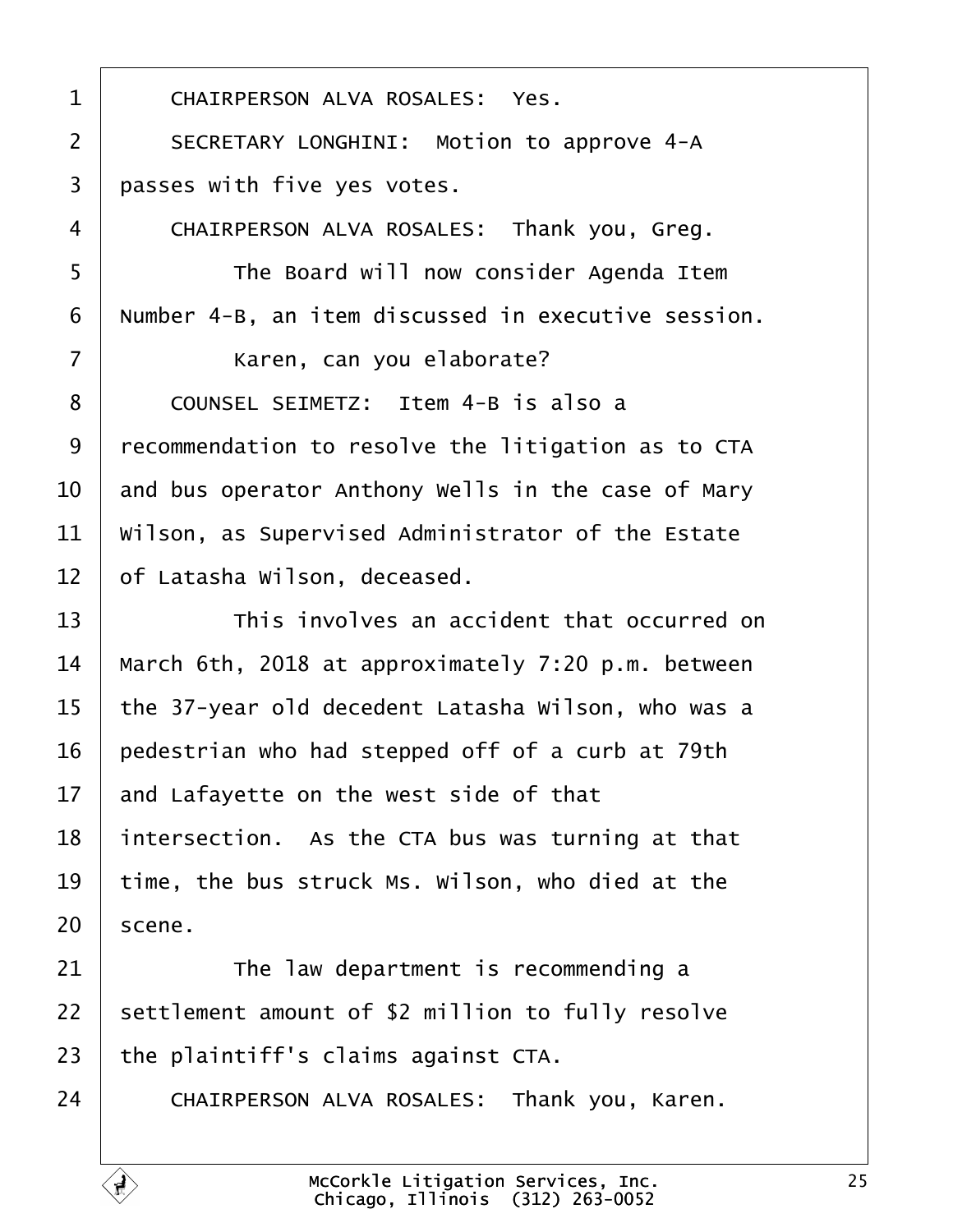CHAIRPERSON ALVA ROSALES: Yes.

SECRETARY LONGHINI: Motion to approve 4-A passes with five yes votes.

CHAIRPERSON ALVA ROSALES: Thank you, Greg.

The Board will now consider Agenda Item Number 4-B, an item discussed in executive session.

Karen, can you elaborate?

COUNSEL SEIMETZ: Item 4-B is also a recommendation to resolve the litigation as to CTA and bus operator Anthony Wells in the case of Mary Wilson, as Supervised Administrator of the Estate of Latasha Wilson, deceased.

This involves an accident that occurred on March 6th, 2018 at approximately 7:20 p.m. between the 37-year old decedent Latasha Wilson, who was a pedestrian who had stepped off of a curb at 79th and Lafayette on the west side of that intersection. As the CTA bus was turning at that time, the bus struck Ms. Wilson, who died at the scene.

The law department is recommending a settlement amount of $2 million to fully resolve the plaintiff's claims against CTA.

CHAIRPERSON ALVA ROSALES: Thank you, Karen.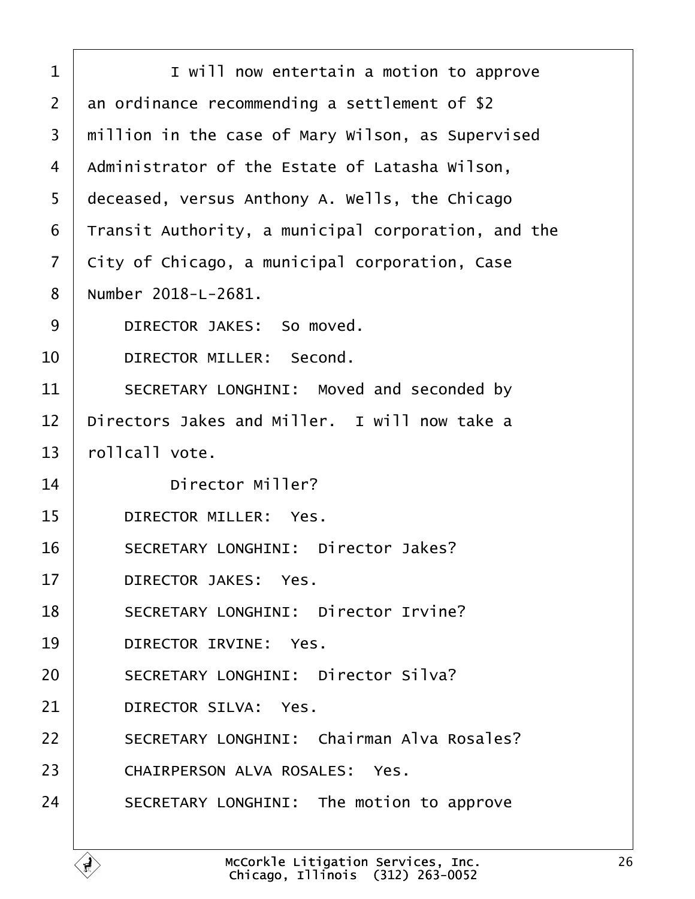I will now entertain a motion to approve an ordinance recommending a settlement of $2 million in the case of Mary Wilson, as Supervised Administrator of the Estate of Latasha Wilson, deceased, versus Anthony A. Wells, the Chicago Transit Authority, a municipal corporation, and the City of Chicago, a municipal corporation, Case Number 2018-L-2681.

DIRECTOR JAKES: So moved.

DIRECTOR MILLER: Second.

SECRETARY LONGHINI: Moved and seconded by Directors Jakes and Miller. I will now take a rollcall vote.

Director Miller?

DIRECTOR MILLER: Yes.

SECRETARY LONGHINI: Director Jakes?

DIRECTOR JAKES: Yes.

SECRETARY LONGHINI: Director Irvine?

DIRECTOR IRVINE: Yes.

SECRETARY LONGHINI: Director Silva?

DIRECTOR SILVA: Yes.

SECRETARY LONGHINI: Chairman Alva Rosales?

CHAIRPERSON ALVA ROSALES: Yes.

SECRETARY LONGHINI: The motion to approve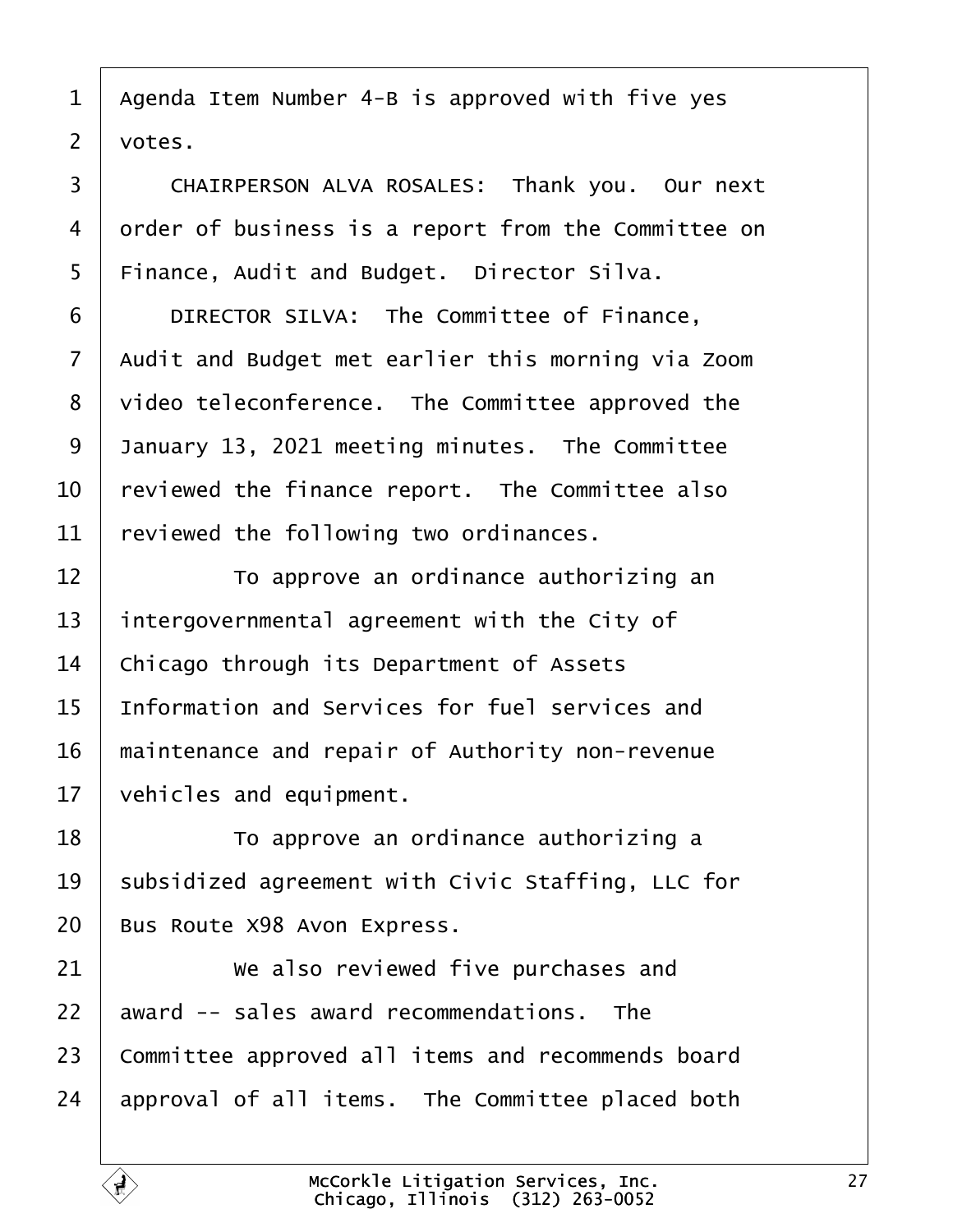Agenda Item Number 4-B is approved with five yes votes.

CHAIRPERSON ALVA ROSALES: Thank you. Our next order of business is a report from the Committee on Finance, Audit and Budget. Director Silva.

DIRECTOR SILVA: The Committee of Finance, Audit and Budget met earlier this morning via Zoom video teleconference. The Committee approved the January 13, 2021 meeting minutes. The Committee reviewed the finance report. The Committee also reviewed the following two ordinances.

To approve an ordinance authorizing an intergovernmental agreement with the City of Chicago through its Department of Assets Information and Services for fuel services and maintenance and repair of Authority non-revenue vehicles and equipment.

To approve an ordinance authorizing a subsidized agreement with Civic Staffing, LLC for Bus Route X98 Avon Express.

We also reviewed five purchases and award -- sales award recommendations. The Committee approved all items and recommends board approval of all items. The Committee placed both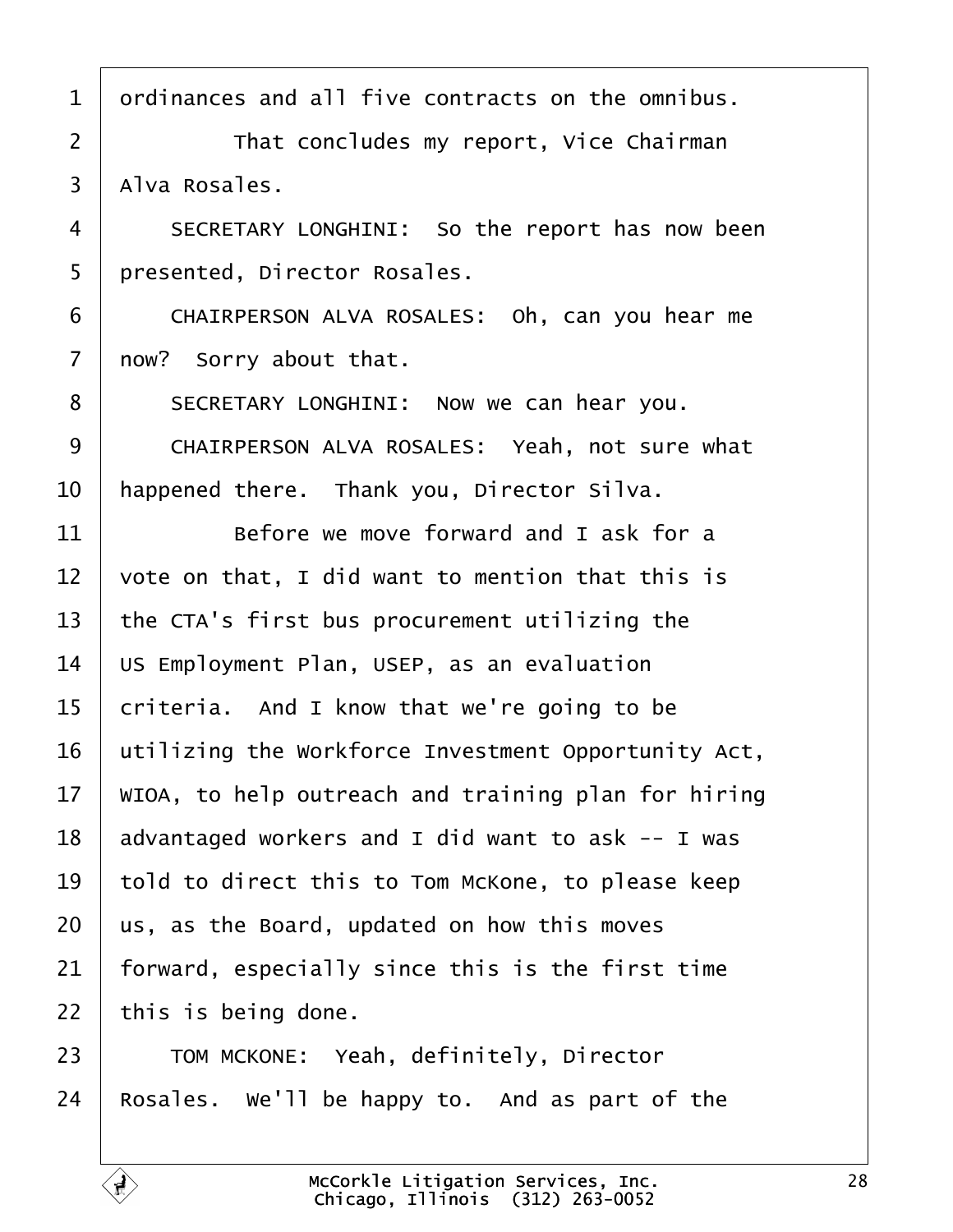1 ordinances and all five contracts on the omnibus.

2 That concludes my report, Vice Chairman

3 Alva Rosales.

4 SECRETARY LONGHINI: So the report has now been

5 presented, Director Rosales.

6 CHAIRPERSON ALVA ROSALES: Oh, can you hear me

7 now? Sorry about that.

8 SECRETARY LONGHINI: Now we can hear you.

9 CHAIRPERSON ALVA ROSALES: Yeah, not sure what

10 happened there. Thank you, Director Silva.

11 Before we move forward and I ask for a

12 vote on that, I did want to mention that this is

13 the CTA's first bus procurement utilizing the

14 US Employment Plan, USEP, as an evaluation

15 criteria. And I know that we're going to be

16 utilizing the Workforce Investment Opportunity Act,

17 WIOA, to help outreach and training plan for hiring

18 advantaged workers and I did want to ask -- I was

19 told to direct this to Tom McKone, to please keep

20 us, as the Board, updated on how this moves

21 forward, especially since this is the first time

22 this is being done.

23 TOM MCKONE: Yeah, definitely, Director

24 Rosales. We'll be happy to. And as part of the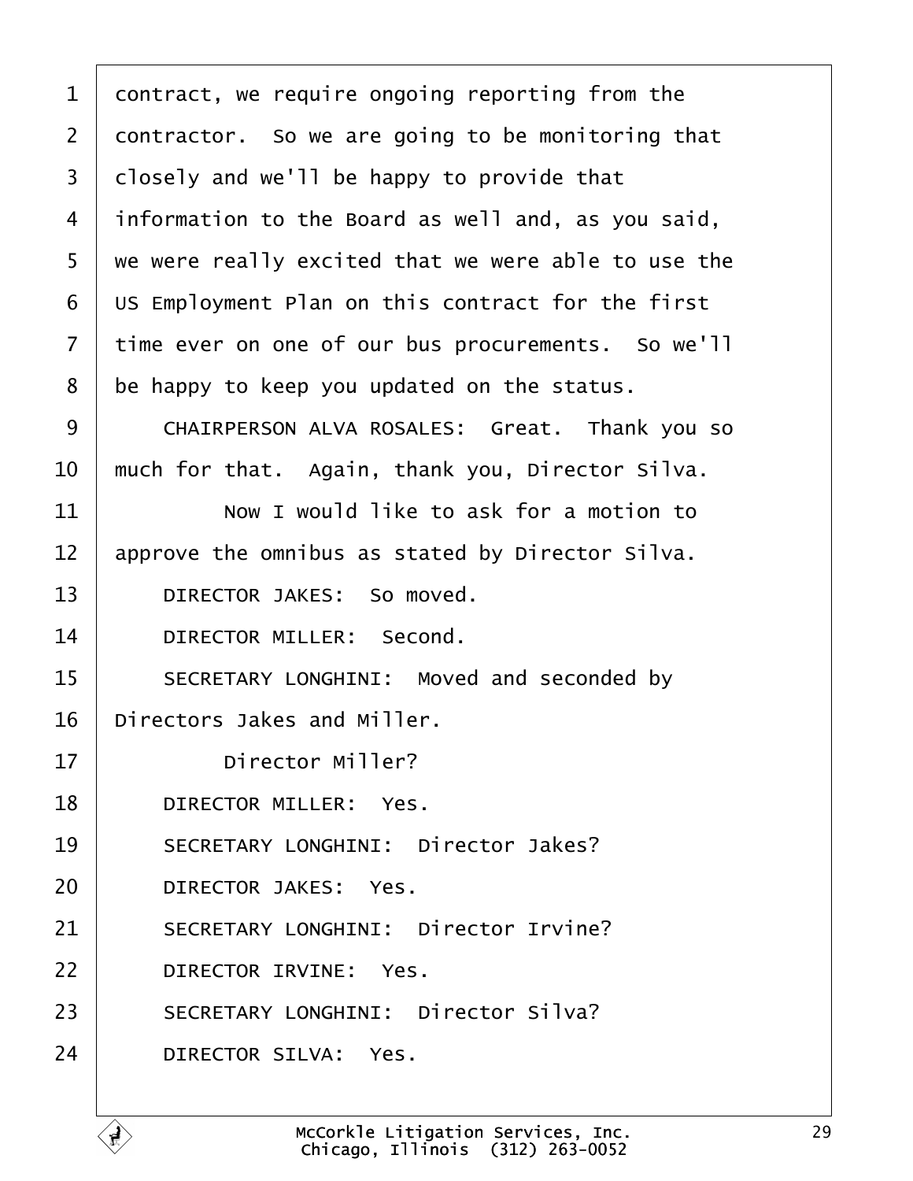1 contract, we require ongoing reporting from the
2 contractor. So we are going to be monitoring that
3 closely and we'll be happy to provide that
4 information to the Board as well and, as you said,
5 we were really excited that we were able to use the
6 US Employment Plan on this contract for the first
7 time ever on one of our bus procurements. So we'll
8 be happy to keep you updated on the status.
9 CHAIRPERSON ALVA ROSALES: Great. Thank you so
10 much for that. Again, thank you, Director Silva.
11 Now I would like to ask for a motion to
12 approve the omnibus as stated by Director Silva.
13 DIRECTOR JAKES: So moved.
14 DIRECTOR MILLER: Second.
15 SECRETARY LONGHINI: Moved and seconded by
16 Directors Jakes and Miller.
17 Director Miller?
18 DIRECTOR MILLER: Yes.
19 SECRETARY LONGHINI: Director Jakes?
20 DIRECTOR JAKES: Yes.
21 SECRETARY LONGHINI: Director Irvine?
22 DIRECTOR IRVINE: Yes.
23 SECRETARY LONGHINI: Director Silva?
24 DIRECTOR SILVA: Yes.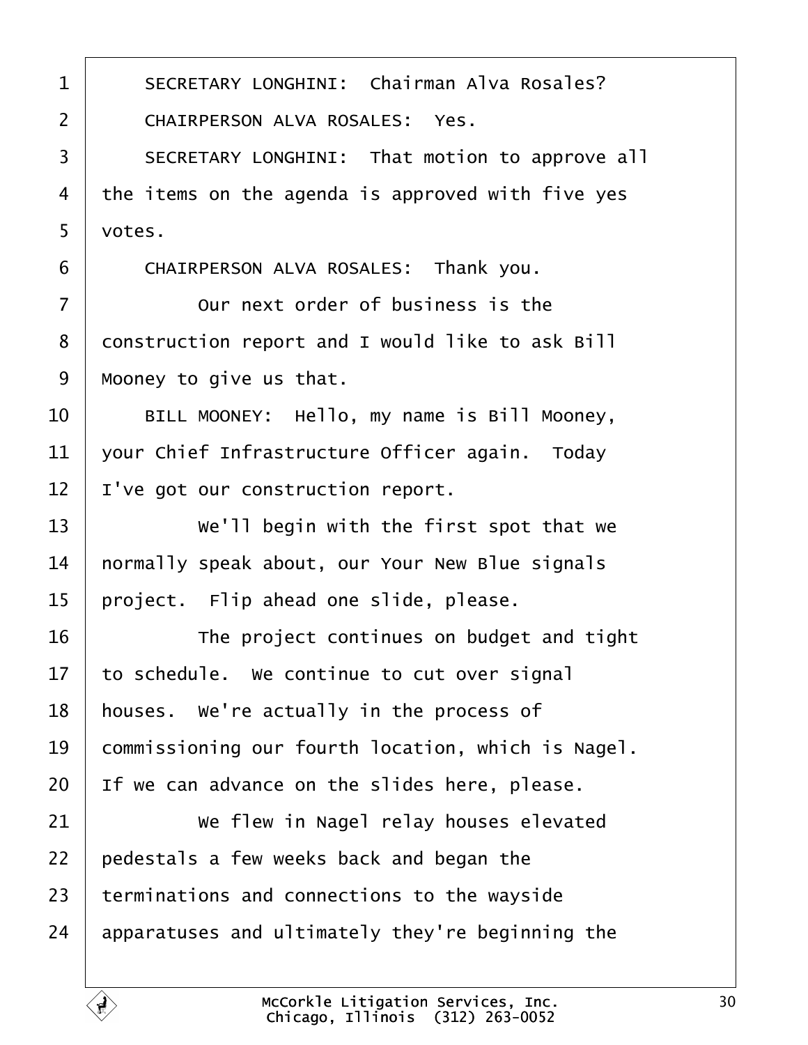SECRETARY LONGHINI: Chairman Alva Rosales?

CHAIRPERSON ALVA ROSALES: Yes.

SECRETARY LONGHINI: That motion to approve all the items on the agenda is approved with five yes votes.

CHAIRPERSON ALVA ROSALES: Thank you.

Our next order of business is the construction report and I would like to ask Bill Mooney to give us that.

BILL MOONEY: Hello, my name is Bill Mooney, your Chief Infrastructure Officer again. Today I've got our construction report.

We'll begin with the first spot that we normally speak about, our Your New Blue signals project. Flip ahead one slide, please.

The project continues on budget and tight to schedule. We continue to cut over signal houses. We're actually in the process of commissioning our fourth location, which is Nagel. If we can advance on the slides here, please.

We flew in Nagel relay houses elevated pedestals a few weeks back and began the terminations and connections to the wayside apparatuses and ultimately they're beginning the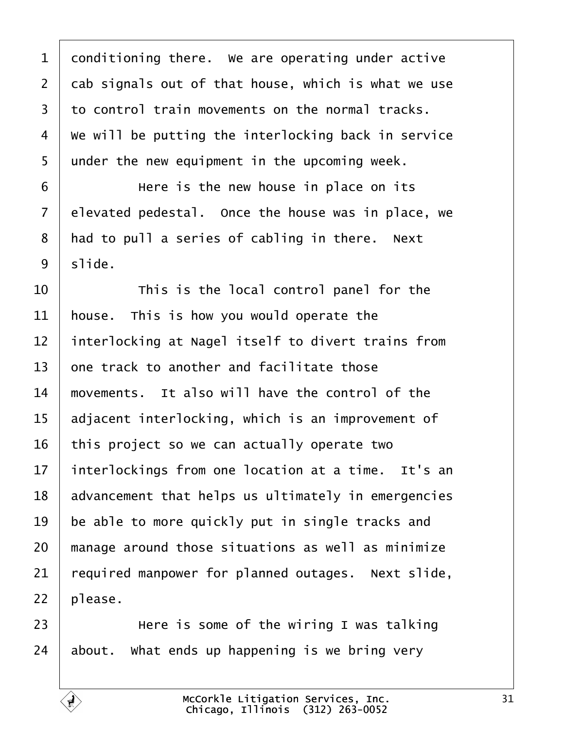conditioning there. We are operating under active cab signals out of that house, which is what we use to control train movements on the normal tracks. We will be putting the interlocking back in service under the new equipment in the upcoming week.

Here is the new house in place on its elevated pedestal. Once the house was in place, we had to pull a series of cabling in there. Next slide.

This is the local control panel for the house. This is how you would operate the interlocking at Nagel itself to divert trains from one track to another and facilitate those movements. It also will have the control of the adjacent interlocking, which is an improvement of this project so we can actually operate two interlockings from one location at a time. It's an advancement that helps us ultimately in emergencies be able to more quickly put in single tracks and manage around those situations as well as minimize required manpower for planned outages. Next slide, please.

Here is some of the wiring I was talking about. What ends up happening is we bring very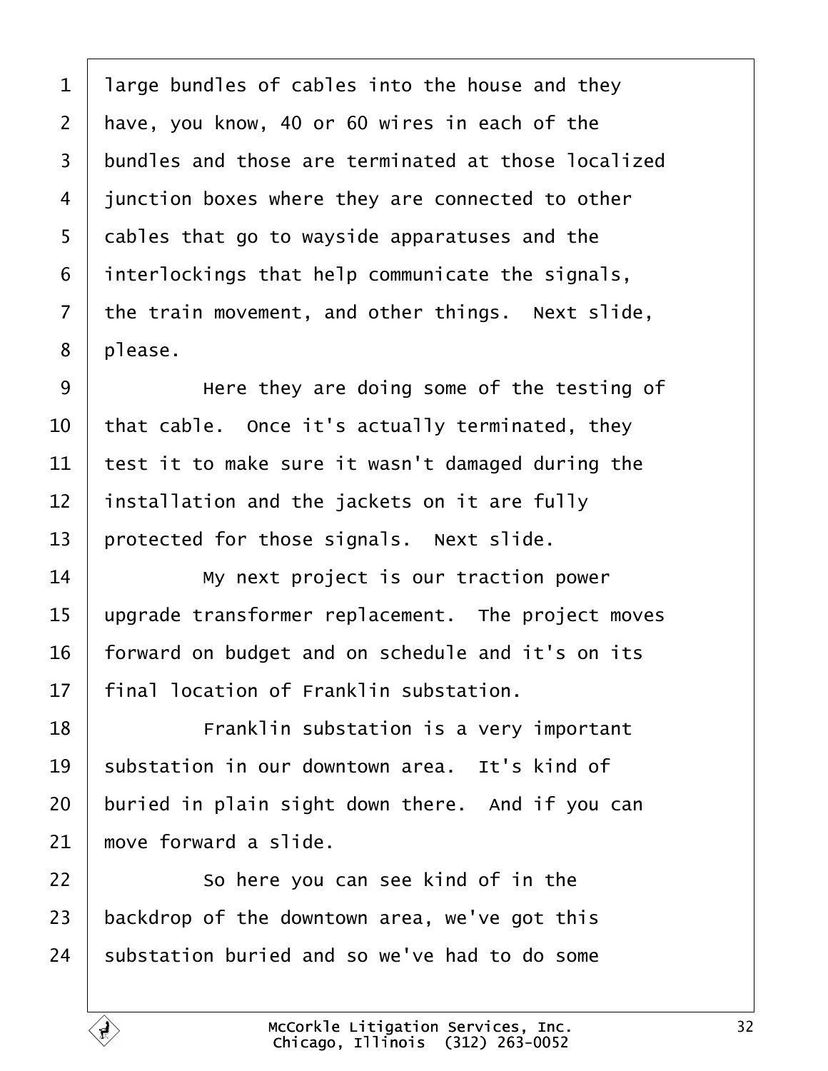large bundles of cables into the house and they have, you know, 40 or 60 wires in each of the bundles and those are terminated at those localized junction boxes where they are connected to other cables that go to wayside apparatuses and the interlockings that help communicate the signals, the train movement, and other things. Next slide, please.

Here they are doing some of the testing of that cable. Once it's actually terminated, they test it to make sure it wasn't damaged during the installation and the jackets on it are fully protected for those signals. Next slide.

My next project is our traction power upgrade transformer replacement. The project moves forward on budget and on schedule and it's on its final location of Franklin substation.

Franklin substation is a very important substation in our downtown area. It's kind of buried in plain sight down there. And if you can move forward a slide.

So here you can see kind of in the backdrop of the downtown area, we've got this substation buried and so we've had to do some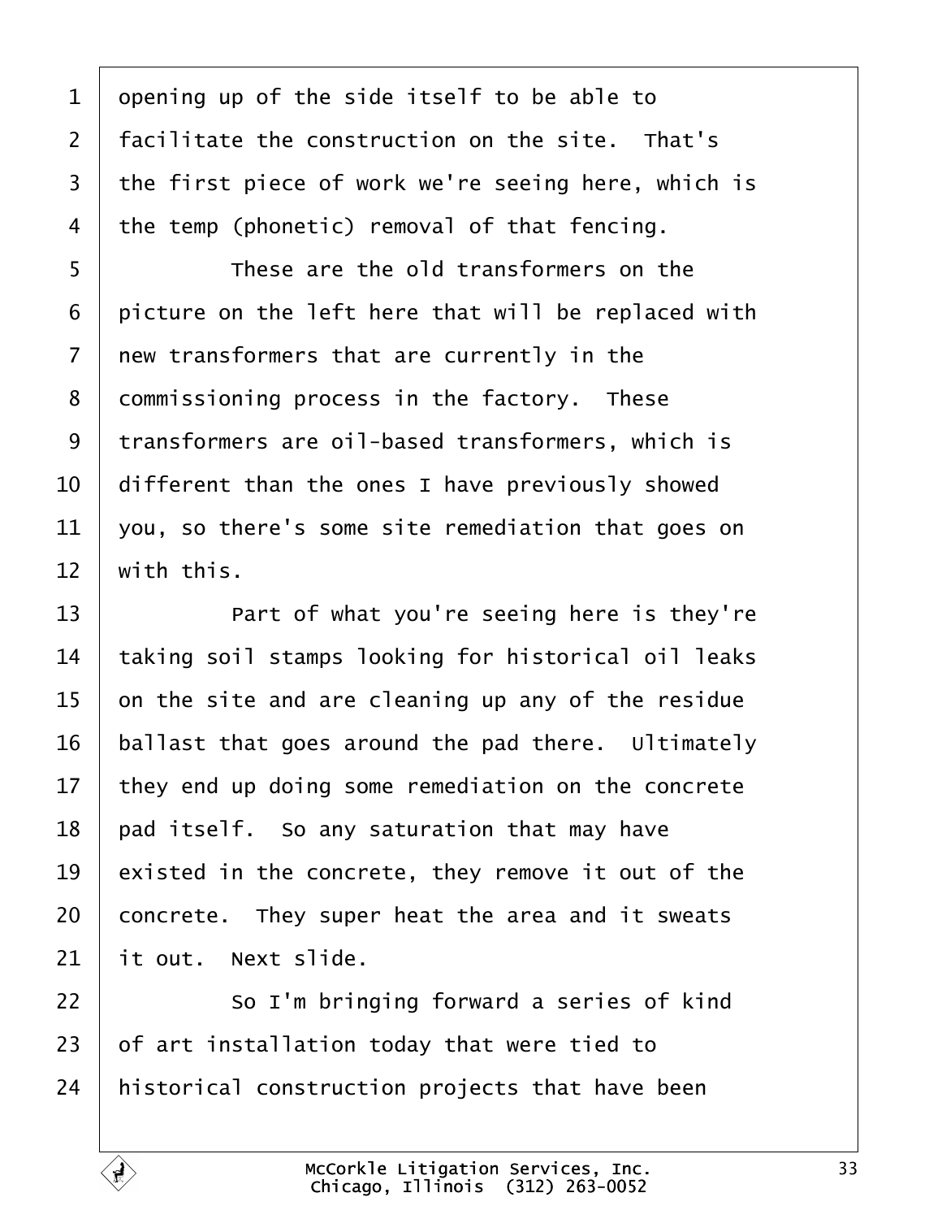1 opening up of the side itself to be able to
2 facilitate the construction on the site. That's
3 the first piece of work we're seeing here, which is
4 the temp (phonetic) removal of that fencing.
5 These are the old transformers on the
6 picture on the left here that will be replaced with
7 new transformers that are currently in the
8 commissioning process in the factory. These
9 transformers are oil-based transformers, which is
10 different than the ones I have previously showed
11 you, so there's some site remediation that goes on
12 with this.
13 Part of what you're seeing here is they're
14 taking soil stamps looking for historical oil leaks
15 on the site and are cleaning up any of the residue
16 ballast that goes around the pad there. Ultimately
17 they end up doing some remediation on the concrete
18 pad itself. So any saturation that may have
19 existed in the concrete, they remove it out of the
20 concrete. They super heat the area and it sweats
21 it out. Next slide.
22 So I'm bringing forward a series of kind
23 of art installation today that were tied to
24 historical construction projects that have been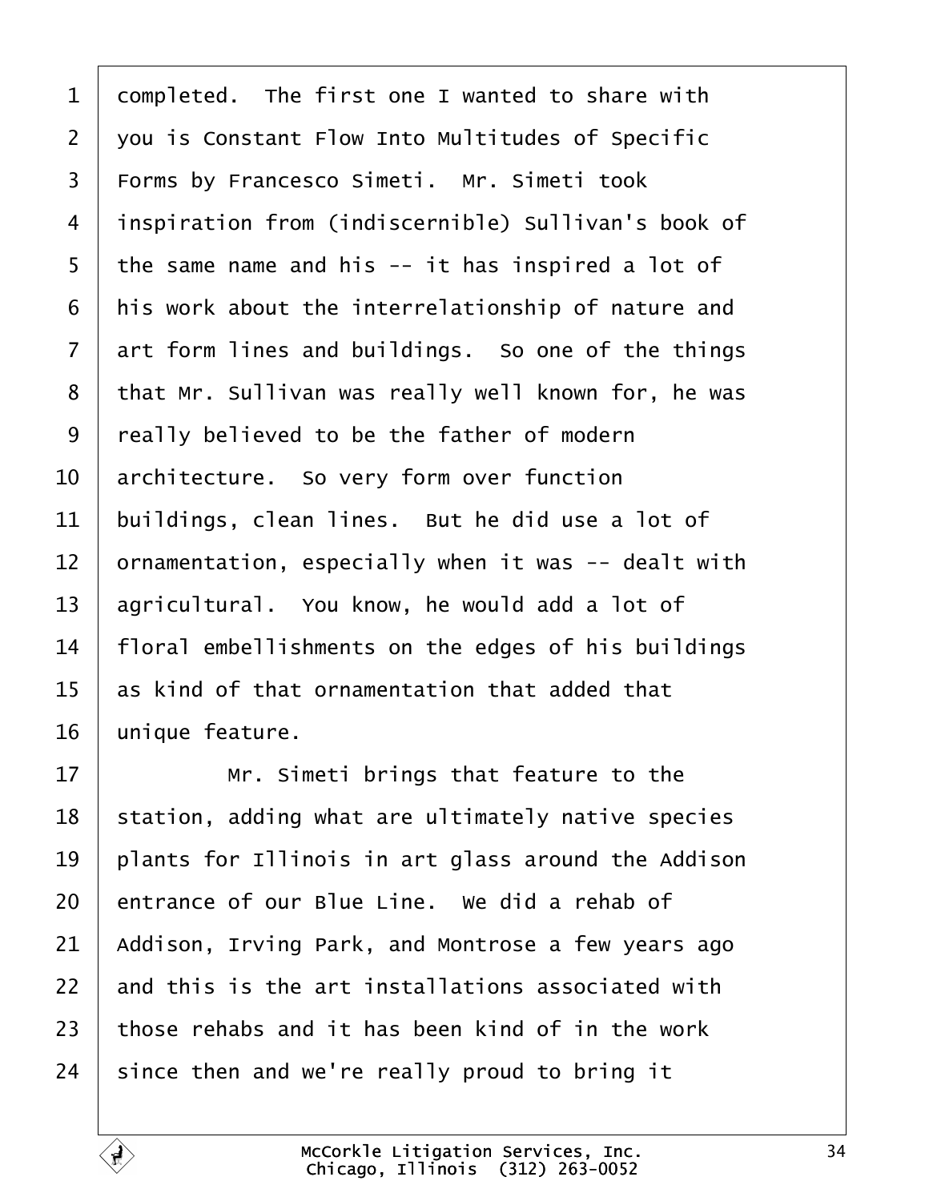completed. The first one I wanted to share with you is Constant Flow Into Multitudes of Specific Forms by Francesco Simeti. Mr. Simeti took inspiration from (indiscernible) Sullivan's book of the same name and his -- it has inspired a lot of his work about the interrelationship of nature and art form lines and buildings. So one of the things that Mr. Sullivan was really well known for, he was really believed to be the father of modern architecture. So very form over function buildings, clean lines. But he did use a lot of ornamentation, especially when it was -- dealt with agricultural. You know, he would add a lot of floral embellishments on the edges of his buildings as kind of that ornamentation that added that unique feature.

Mr. Simeti brings that feature to the station, adding what are ultimately native species plants for Illinois in art glass around the Addison entrance of our Blue Line. We did a rehab of Addison, Irving Park, and Montrose a few years ago and this is the art installations associated with those rehabs and it has been kind of in the work since then and we're really proud to bring it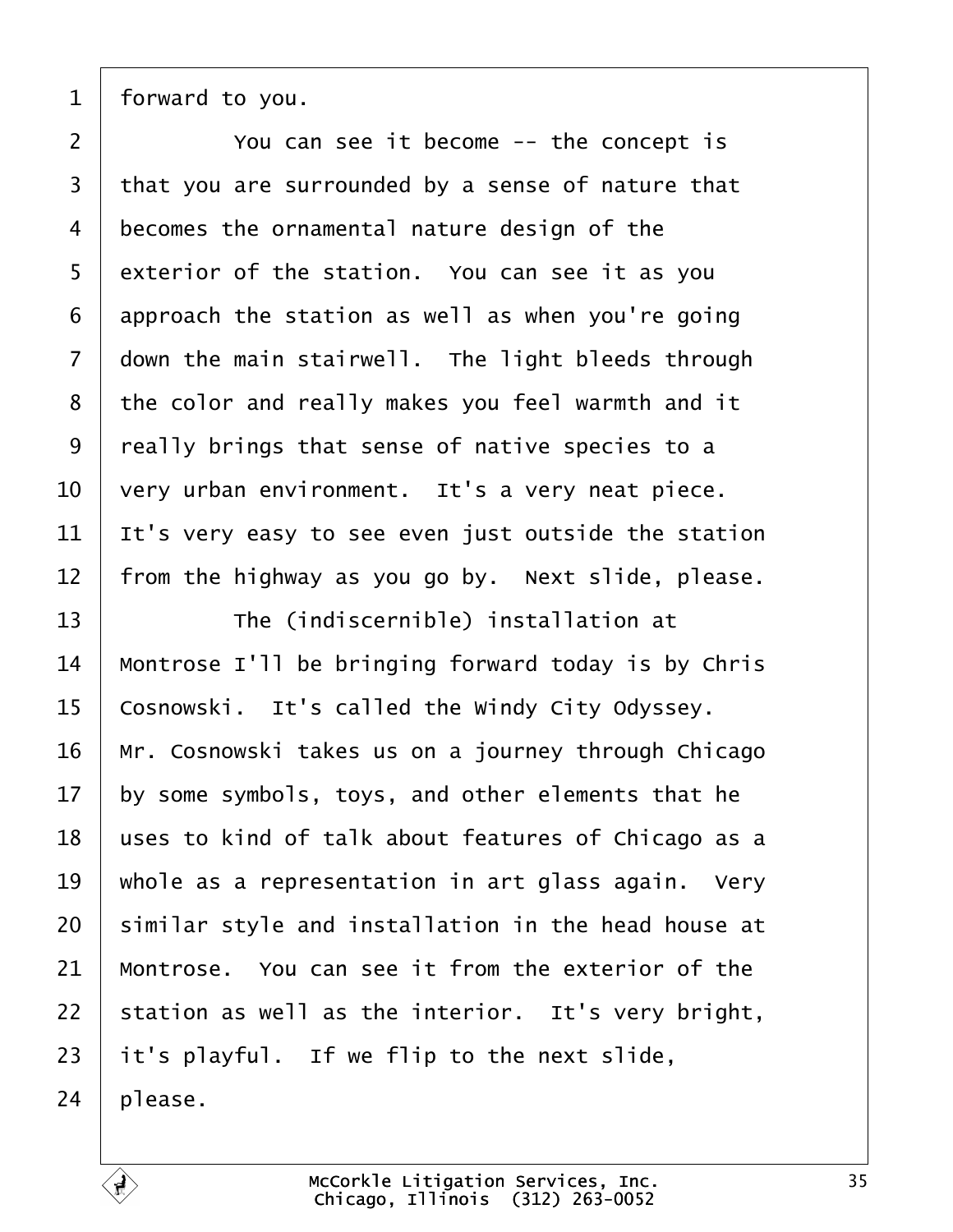forward to you.

You can see it become -- the concept is that you are surrounded by a sense of nature that becomes the ornamental nature design of the exterior of the station. You can see it as you approach the station as well as when you're going down the main stairwell. The light bleeds through the color and really makes you feel warmth and it really brings that sense of native species to a very urban environment. It's a very neat piece. It's very easy to see even just outside the station from the highway as you go by. Next slide, please.

The (indiscernible) installation at Montrose I'll be bringing forward today is by Chris Cosnowski. It's called the Windy City Odyssey. Mr. Cosnowski takes us on a journey through Chicago by some symbols, toys, and other elements that he uses to kind of talk about features of Chicago as a whole as a representation in art glass again. Very similar style and installation in the head house at Montrose. You can see it from the exterior of the station as well as the interior. It's very bright, it's playful. If we flip to the next slide, please.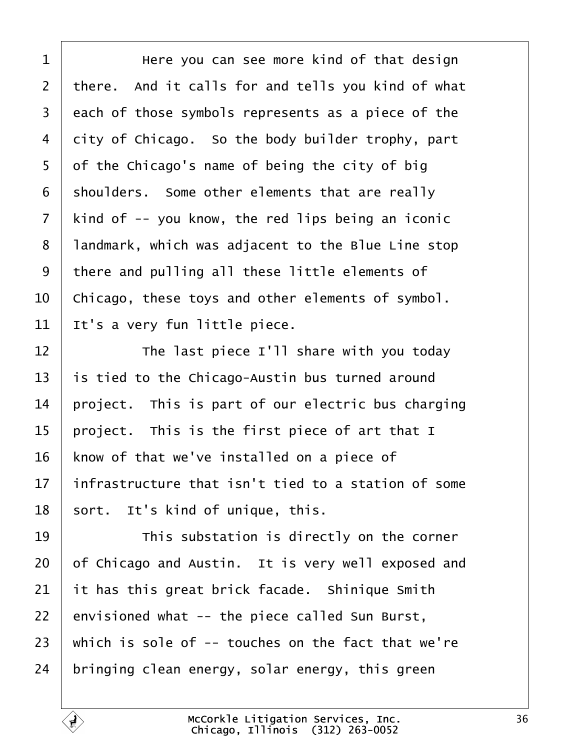1 Here you can see more kind of that design
2 there. And it calls for and tells you kind of what
3 each of those symbols represents as a piece of the
4 city of Chicago. So the body builder trophy, part
5 of the Chicago's name of being the city of big
6 shoulders. Some other elements that are really
7 kind of -- you know, the red lips being an iconic
8 landmark, which was adjacent to the Blue Line stop
9 there and pulling all these little elements of
10 Chicago, these toys and other elements of symbol.
11 It's a very fun little piece.
12 The last piece I'll share with you today
13 is tied to the Chicago-Austin bus turned around
14 project. This is part of our electric bus charging
15 project. This is the first piece of art that I
16 know of that we've installed on a piece of
17 infrastructure that isn't tied to a station of some
18 sort. It's kind of unique, this.
19 This substation is directly on the corner
20 of Chicago and Austin. It is very well exposed and
21 it has this great brick facade. Shinique Smith
22 envisioned what -- the piece called Sun Burst,
23 which is sole of -- touches on the fact that we're
24 bringing clean energy, solar energy, this green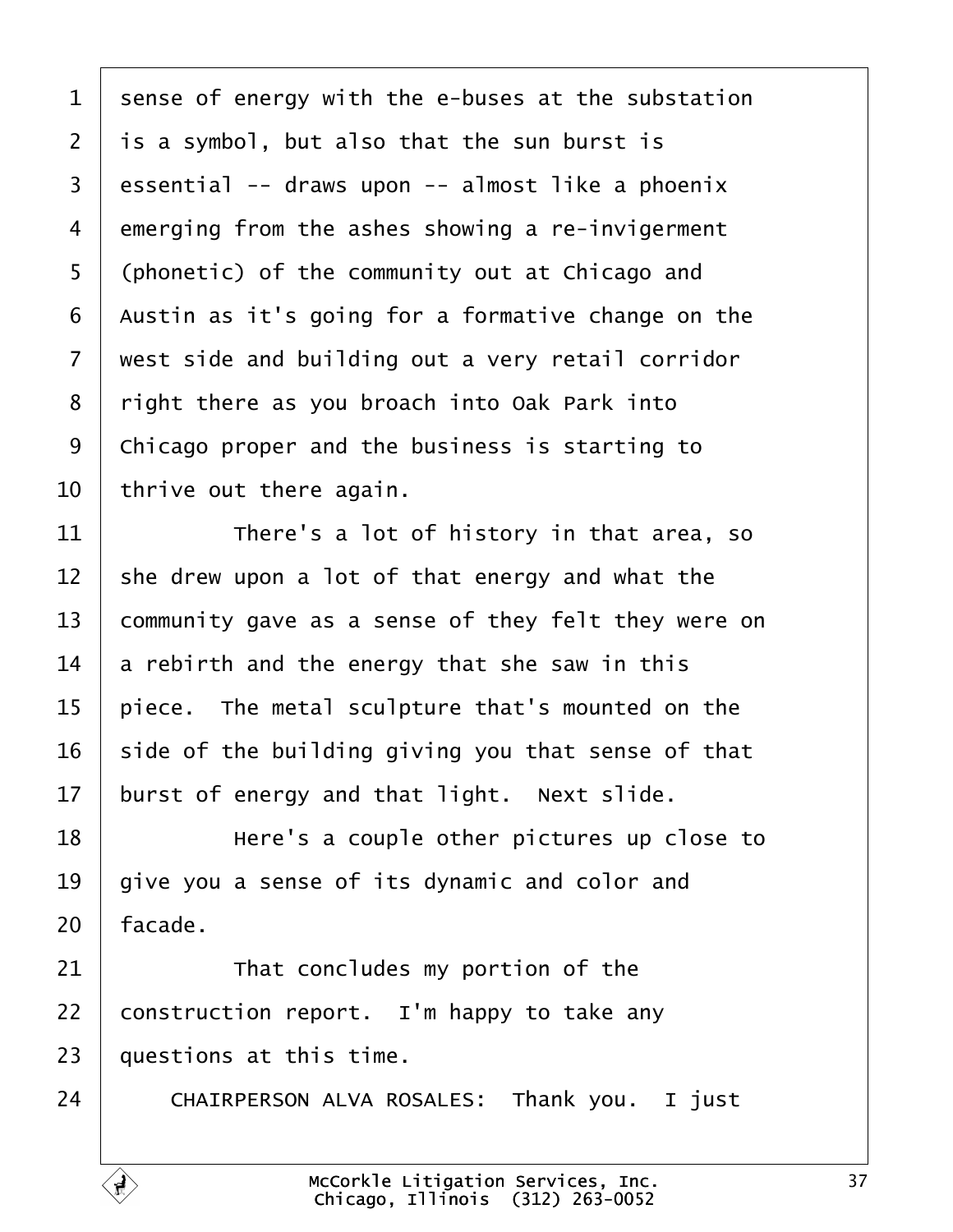1 sense of energy with the e-buses at the substation
2 is a symbol, but also that the sun burst is
3 essential -- draws upon -- almost like a phoenix
4 emerging from the ashes showing a re-invigerment
5 (phonetic) of the community out at Chicago and
6 Austin as it's going for a formative change on the
7 west side and building out a very retail corridor
8 right there as you broach into Oak Park into
9 Chicago proper and the business is starting to
10 thrive out there again.

11 There's a lot of history in that area, so
12 she drew upon a lot of that energy and what the
13 community gave as a sense of they felt they were on
14 a rebirth and the energy that she saw in this
15 piece. The metal sculpture that's mounted on the
16 side of the building giving you that sense of that
17 burst of energy and that light. Next slide.

18 Here's a couple other pictures up close to
19 give you a sense of its dynamic and color and
20 facade.

21 That concludes my portion of the
22 construction report. I'm happy to take any
23 questions at this time.

24 CHAIRPERSON ALVA ROSALES: Thank you. I just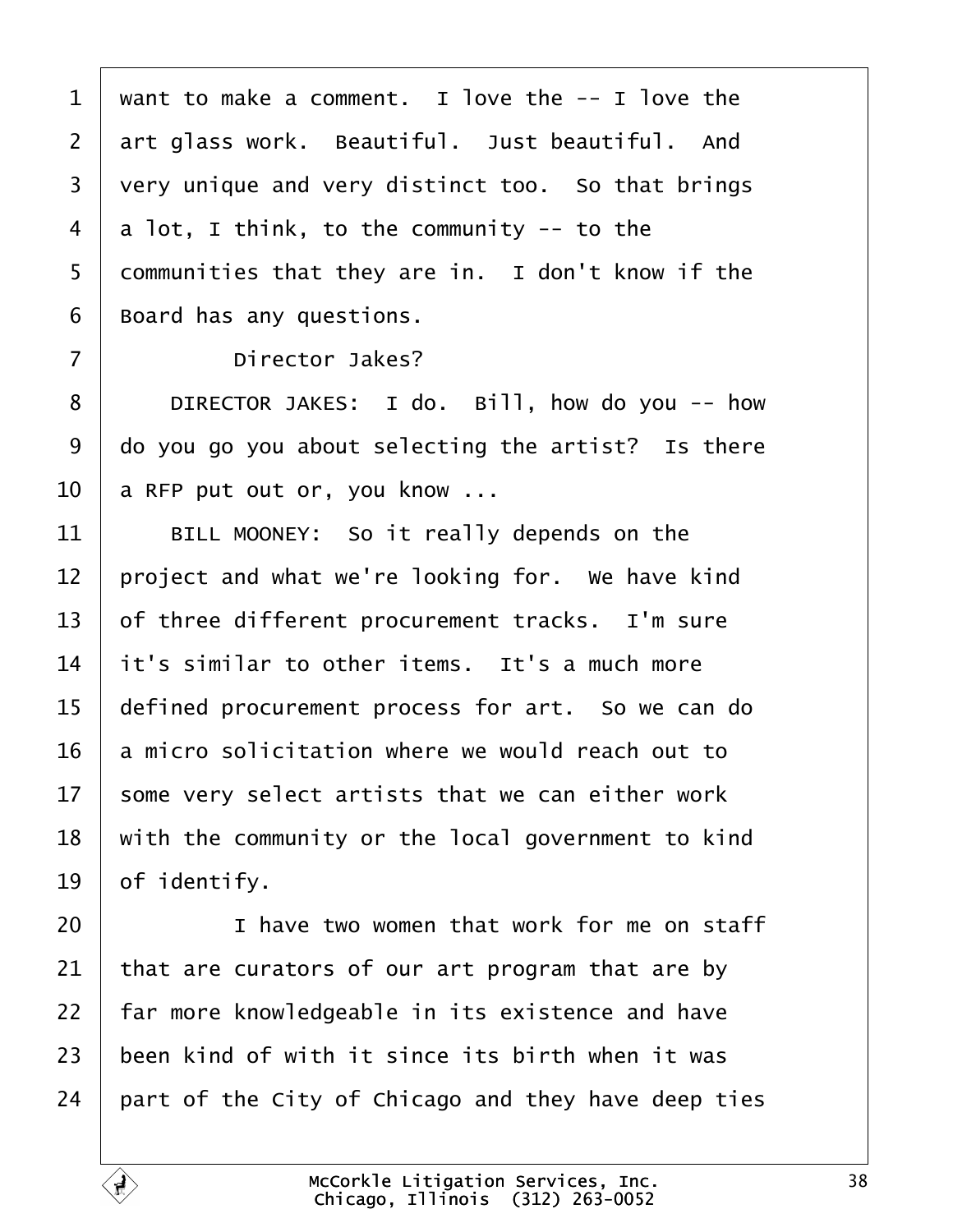1 want to make a comment. I love the -- I love the
2 art glass work. Beautiful. Just beautiful. And
3 very unique and very distinct too. So that brings
4 a lot, I think, to the community -- to the
5 communities that they are in. I don't know if the
6 Board has any questions.
7 Director Jakes?
8 DIRECTOR JAKES: I do. Bill, how do you -- how
9 do you go you about selecting the artist? Is there
10 a RFP put out or, you know ...
11 BILL MOONEY: So it really depends on the
12 project and what we're looking for. We have kind
13 of three different procurement tracks. I'm sure
14 it's similar to other items. It's a much more
15 defined procurement process for art. So we can do
16 a micro solicitation where we would reach out to
17 some very select artists that we can either work
18 with the community or the local government to kind
19 of identify.
20 I have two women that work for me on staff
21 that are curators of our art program that are by
22 far more knowledgeable in its existence and have
23 been kind of with it since its birth when it was
24 part of the City of Chicago and they have deep ties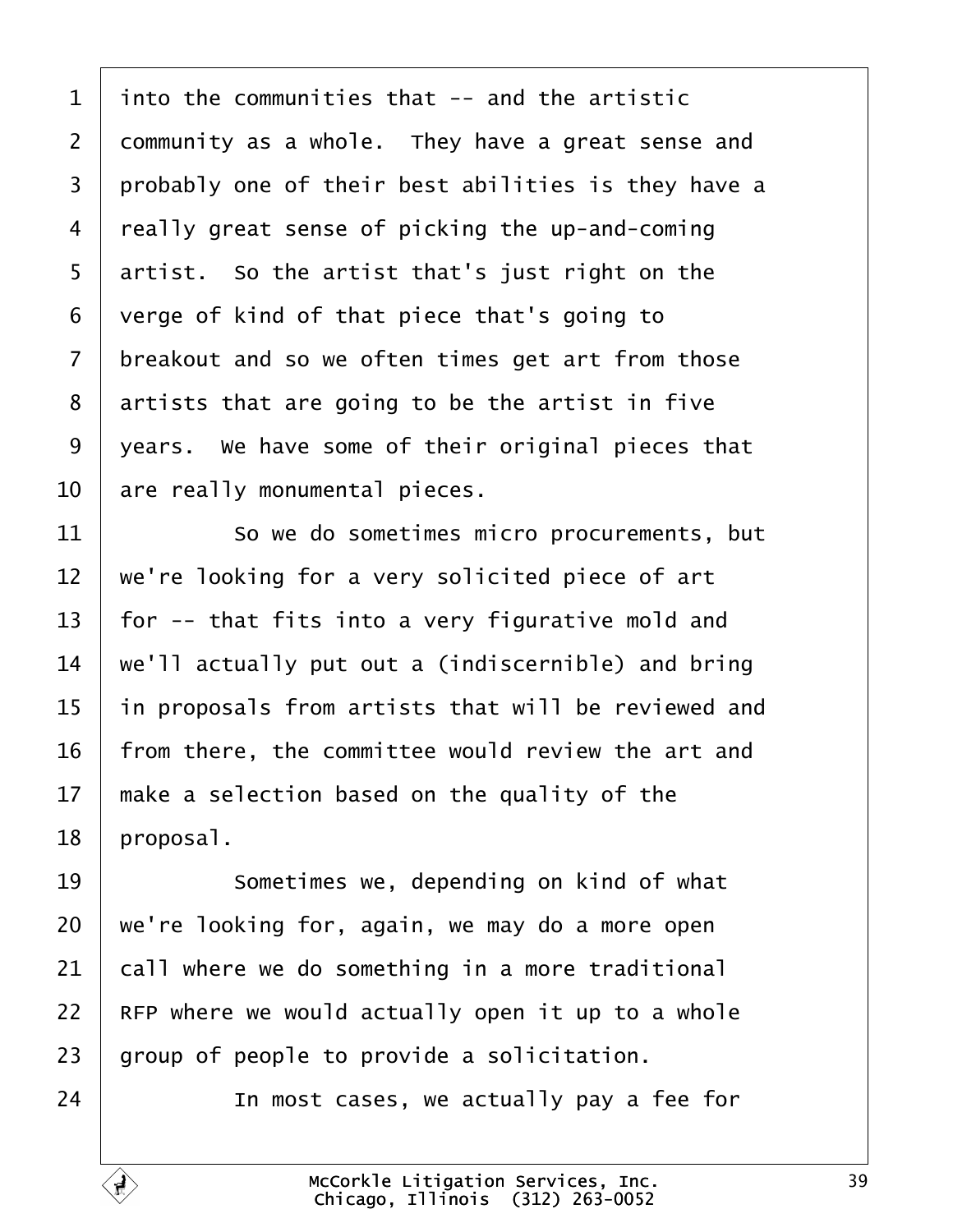into the communities that -- and the artistic community as a whole. They have a great sense and probably one of their best abilities is they have a really great sense of picking the up-and-coming artist. So the artist that's just right on the verge of kind of that piece that's going to breakout and so we often times get art from those artists that are going to be the artist in five years. We have some of their original pieces that are really monumental pieces.

So we do sometimes micro procurements, but we're looking for a very solicited piece of art for -- that fits into a very figurative mold and we'll actually put out a (indiscernible) and bring in proposals from artists that will be reviewed and from there, the committee would review the art and make a selection based on the quality of the proposal.

Sometimes we, depending on kind of what we're looking for, again, we may do a more open call where we do something in a more traditional RFP where we would actually open it up to a whole group of people to provide a solicitation.

In most cases, we actually pay a fee for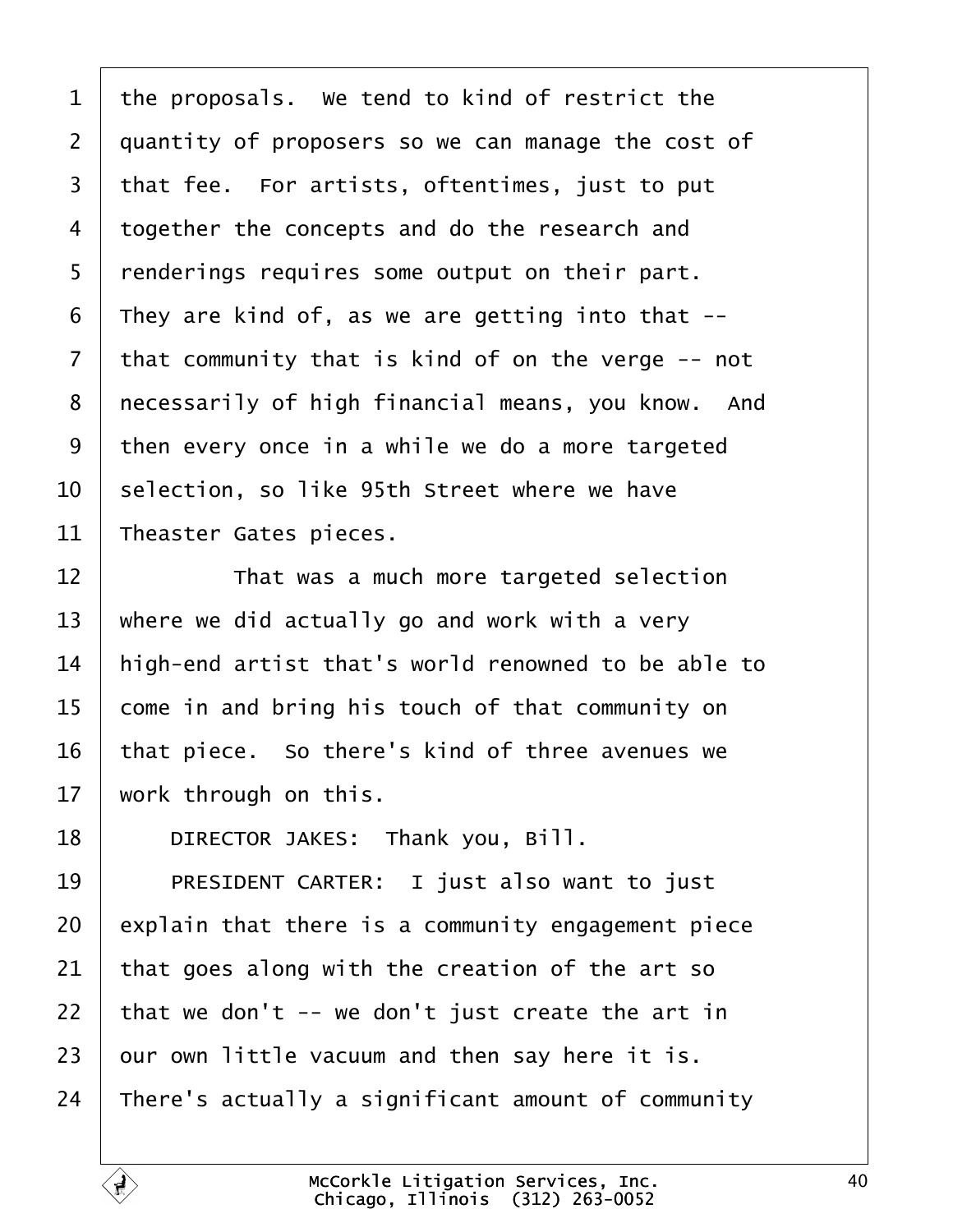the proposals. We tend to kind of restrict the quantity of proposers so we can manage the cost of that fee. For artists, oftentimes, just to put together the concepts and do the research and renderings requires some output on their part. They are kind of, as we are getting into that -- that community that is kind of on the verge -- not necessarily of high financial means, you know. And then every once in a while we do a more targeted selection, so like 95th Street where we have Theaster Gates pieces.

That was a much more targeted selection where we did actually go and work with a very high-end artist that's world renowned to be able to come in and bring his touch of that community on that piece. So there's kind of three avenues we work through on this.

DIRECTOR JAKES: Thank you, Bill.

PRESIDENT CARTER: I just also want to just explain that there is a community engagement piece that goes along with the creation of the art so that we don't -- we don't just create the art in our own little vacuum and then say here it is. There's actually a significant amount of community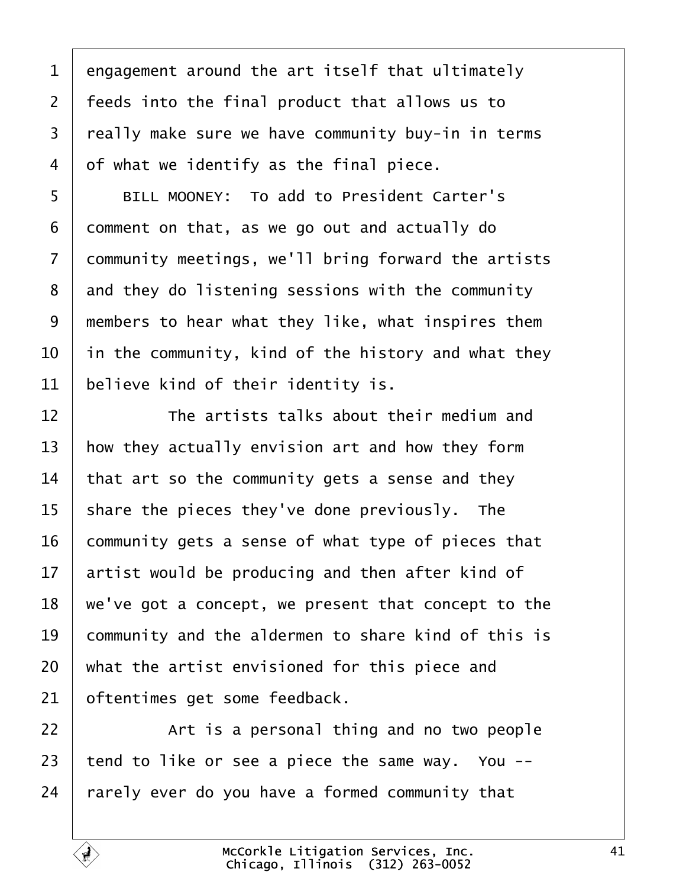engagement around the art itself that ultimately feeds into the final product that allows us to really make sure we have community buy-in in terms of what we identify as the final piece.

BILL MOONEY: To add to President Carter's comment on that, as we go out and actually do community meetings, we'll bring forward the artists and they do listening sessions with the community members to hear what they like, what inspires them in the community, kind of the history and what they believe kind of their identity is.

The artists talks about their medium and how they actually envision art and how they form that art so the community gets a sense and they share the pieces they've done previously. The community gets a sense of what type of pieces that artist would be producing and then after kind of we've got a concept, we present that concept to the community and the aldermen to share kind of this is what the artist envisioned for this piece and oftentimes get some feedback.

Art is a personal thing and no two people tend to like or see a piece the same way. You -- rarely ever do you have a formed community that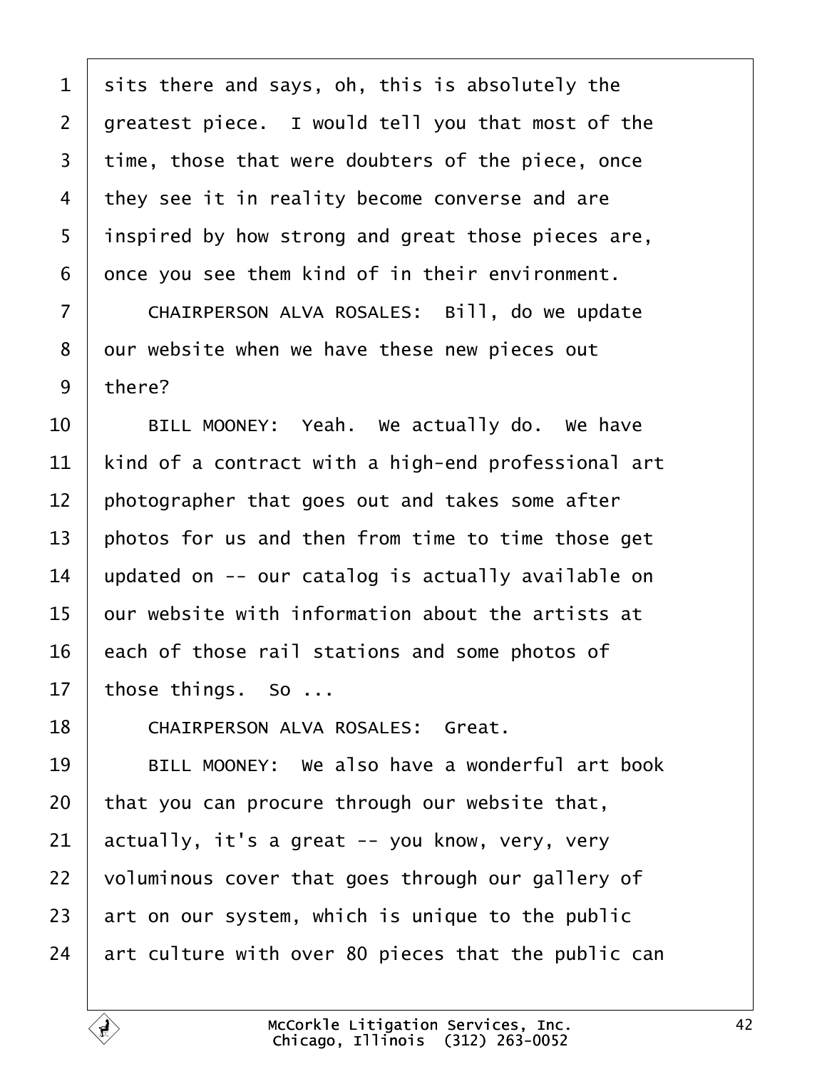sits there and says, oh, this is absolutely the greatest piece. I would tell you that most of the time, those that were doubters of the piece, once they see it in reality become converse and are inspired by how strong and great those pieces are, once you see them kind of in their environment.

CHAIRPERSON ALVA ROSALES: Bill, do we update our website when we have these new pieces out there?

BILL MOONEY: Yeah. We actually do. We have kind of a contract with a high-end professional art photographer that goes out and takes some after photos for us and then from time to time those get updated on -- our catalog is actually available on our website with information about the artists at each of those rail stations and some photos of those things. So ...

CHAIRPERSON ALVA ROSALES: Great.

BILL MOONEY: We also have a wonderful art book that you can procure through our website that, actually, it's a great -- you know, very, very voluminous cover that goes through our gallery of art on our system, which is unique to the public art culture with over 80 pieces that the public can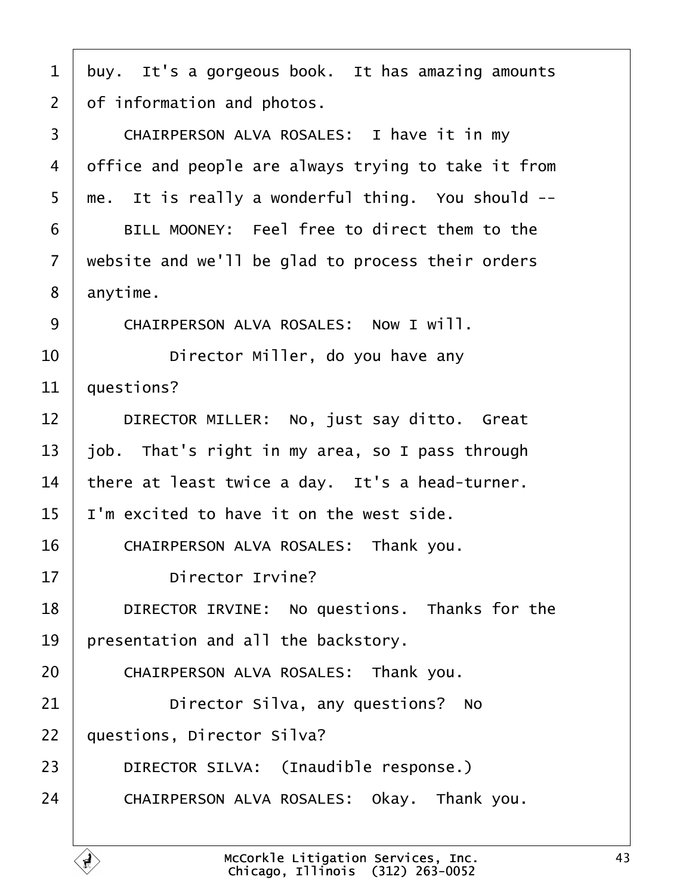buy. It's a gorgeous book. It has amazing amounts of information and photos.

CHAIRPERSON ALVA ROSALES: I have it in my office and people are always trying to take it from me. It is really a wonderful thing. You should --

BILL MOONEY: Feel free to direct them to the website and we'll be glad to process their orders anytime.

CHAIRPERSON ALVA ROSALES: Now I will.

Director Miller, do you have any questions?

DIRECTOR MILLER: No, just say ditto. Great job. That's right in my area, so I pass through there at least twice a day. It's a head-turner. I'm excited to have it on the west side.

CHAIRPERSON ALVA ROSALES: Thank you.

Director Irvine?

DIRECTOR IRVINE: No questions. Thanks for the presentation and all the backstory.

CHAIRPERSON ALVA ROSALES: Thank you.

Director Silva, any questions? No questions, Director Silva?

DIRECTOR SILVA: (Inaudible response.)

CHAIRPERSON ALVA ROSALES: Okay. Thank you.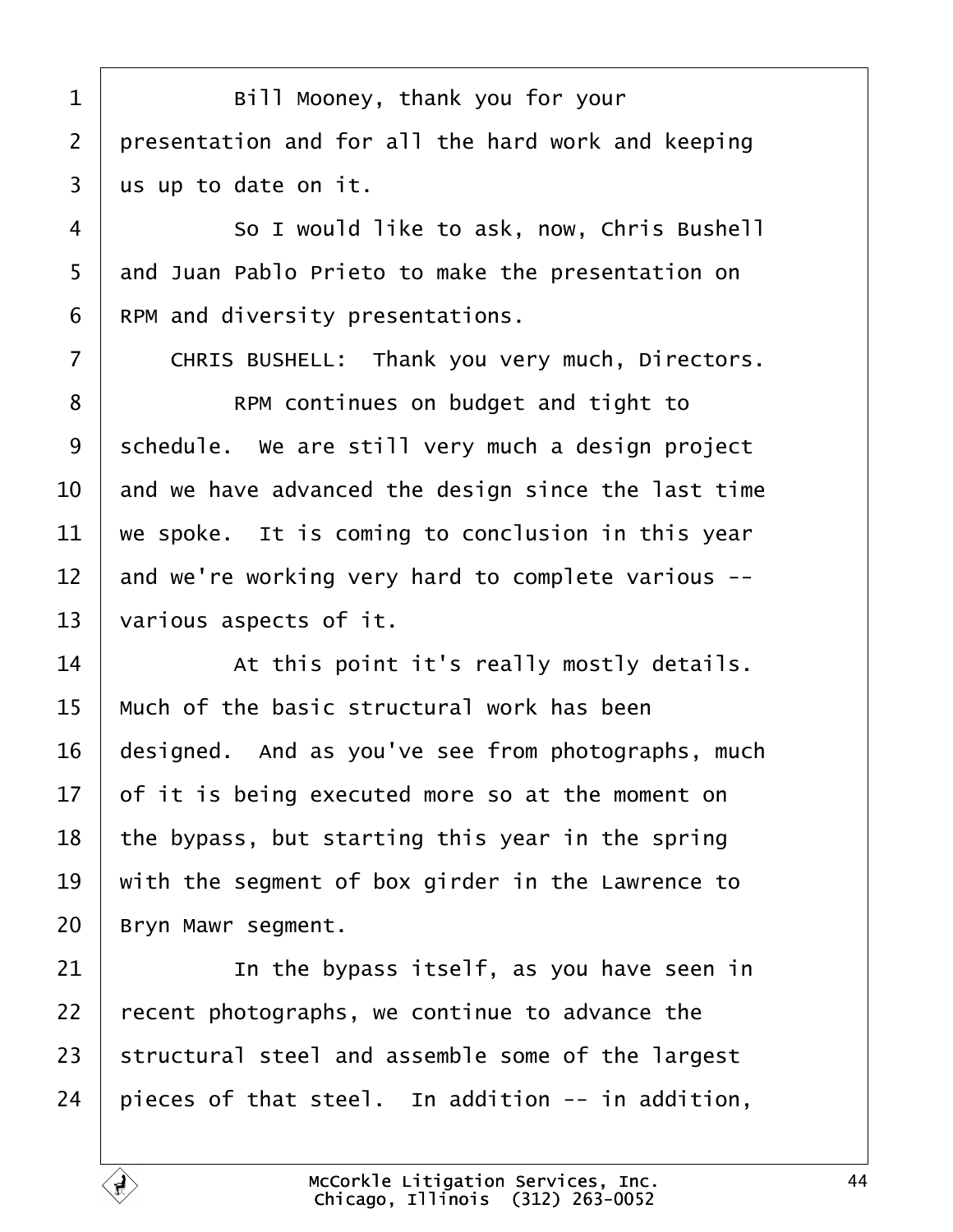Bill Mooney, thank you for your presentation and for all the hard work and keeping us up to date on it.

So I would like to ask, now, Chris Bushell and Juan Pablo Prieto to make the presentation on RPM and diversity presentations.

CHRIS BUSHELL: Thank you very much, Directors.

RPM continues on budget and tight to schedule. We are still very much a design project and we have advanced the design since the last time we spoke. It is coming to conclusion in this year and we're working very hard to complete various -- various aspects of it.

At this point it's really mostly details. Much of the basic structural work has been designed. And as you've see from photographs, much of it is being executed more so at the moment on the bypass, but starting this year in the spring with the segment of box girder in the Lawrence to Bryn Mawr segment.

In the bypass itself, as you have seen in recent photographs, we continue to advance the structural steel and assemble some of the largest pieces of that steel. In addition -- in addition,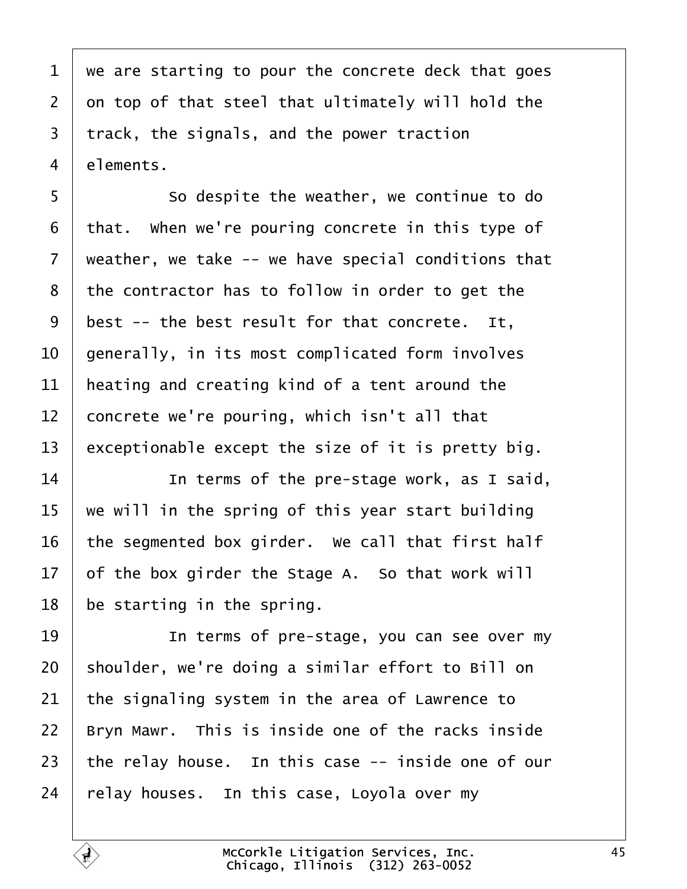1 we are starting to pour the concrete deck that goes
2 on top of that steel that ultimately will hold the
3 track, the signals, and the power traction
4 elements.

5 So despite the weather, we continue to do
6 that. When we're pouring concrete in this type of
7 weather, we take -- we have special conditions that
8 the contractor has to follow in order to get the
9 best -- the best result for that concrete. It,
10 generally, in its most complicated form involves
11 heating and creating kind of a tent around the
12 concrete we're pouring, which isn't all that
13 exceptionable except the size of it is pretty big.

14 In terms of the pre-stage work, as I said,
15 we will in the spring of this year start building
16 the segmented box girder. We call that first half
17 of the box girder the Stage A. So that work will
18 be starting in the spring.

19 In terms of pre-stage, you can see over my
20 shoulder, we're doing a similar effort to Bill on
21 the signaling system in the area of Lawrence to
22 Bryn Mawr. This is inside one of the racks inside
23 the relay house. In this case -- inside one of our
24 relay houses. In this case, Loyola over my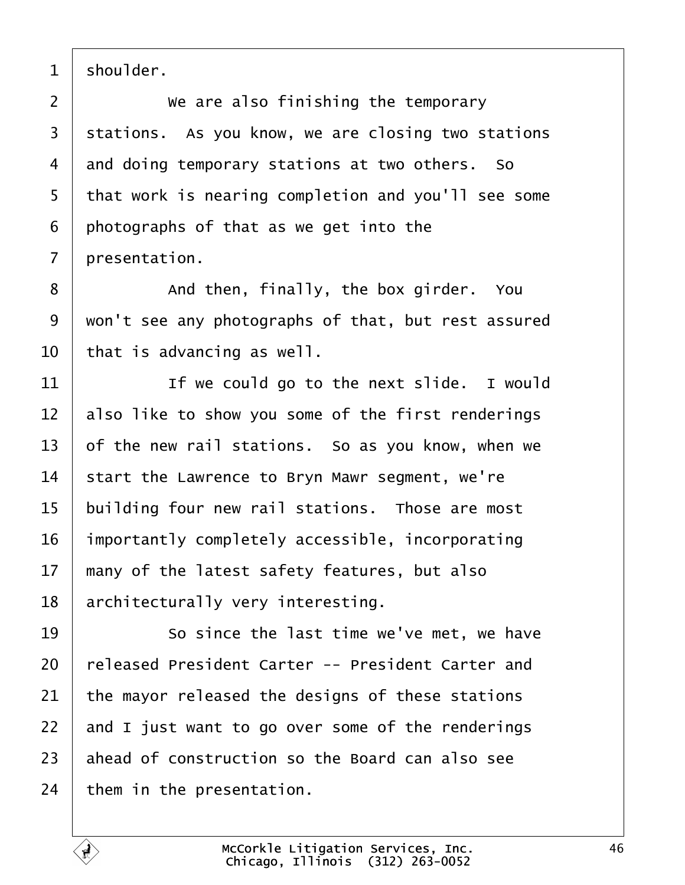1 shoulder.

2 We are also finishing the temporary

3 stations. As you know, we are closing two stations

4 and doing temporary stations at two others. So

5 that work is nearing completion and you'll see some

6 photographs of that as we get into the

7 presentation.

8 And then, finally, the box girder. You

9 won't see any photographs of that, but rest assured

10 that is advancing as well.

11 If we could go to the next slide. I would

12 also like to show you some of the first renderings

13 of the new rail stations. So as you know, when we

14 start the Lawrence to Bryn Mawr segment, we're

15 building four new rail stations. Those are most

16 importantly completely accessible, incorporating

17 many of the latest safety features, but also

18 architecturally very interesting.

19 So since the last time we've met, we have

20 released President Carter -- President Carter and

21 the mayor released the designs of these stations

22 and I just want to go over some of the renderings

23 ahead of construction so the Board can also see

24 them in the presentation.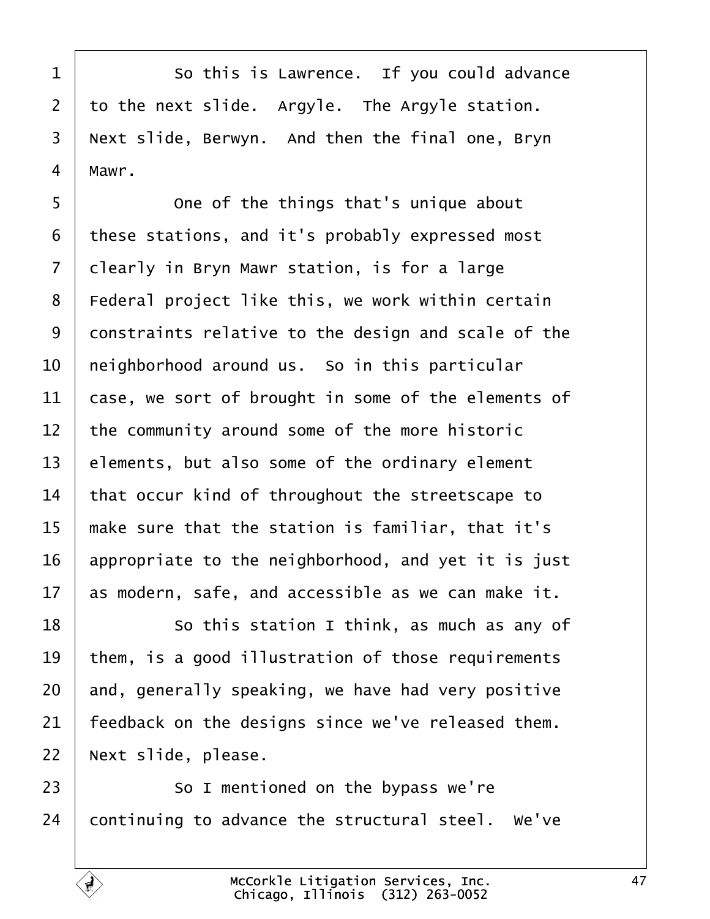So this is Lawrence. If you could advance to the next slide. Argyle. The Argyle station. Next slide, Berwyn. And then the final one, Bryn Mawr.

One of the things that's unique about these stations, and it's probably expressed most clearly in Bryn Mawr station, is for a large Federal project like this, we work within certain constraints relative to the design and scale of the neighborhood around us. So in this particular case, we sort of brought in some of the elements of the community around some of the more historic elements, but also some of the ordinary element that occur kind of throughout the streetscape to make sure that the station is familiar, that it's appropriate to the neighborhood, and yet it is just as modern, safe, and accessible as we can make it.

So this station I think, as much as any of them, is a good illustration of those requirements and, generally speaking, we have had very positive feedback on the designs since we've released them. Next slide, please.

So I mentioned on the bypass we're continuing to advance the structural steel. We've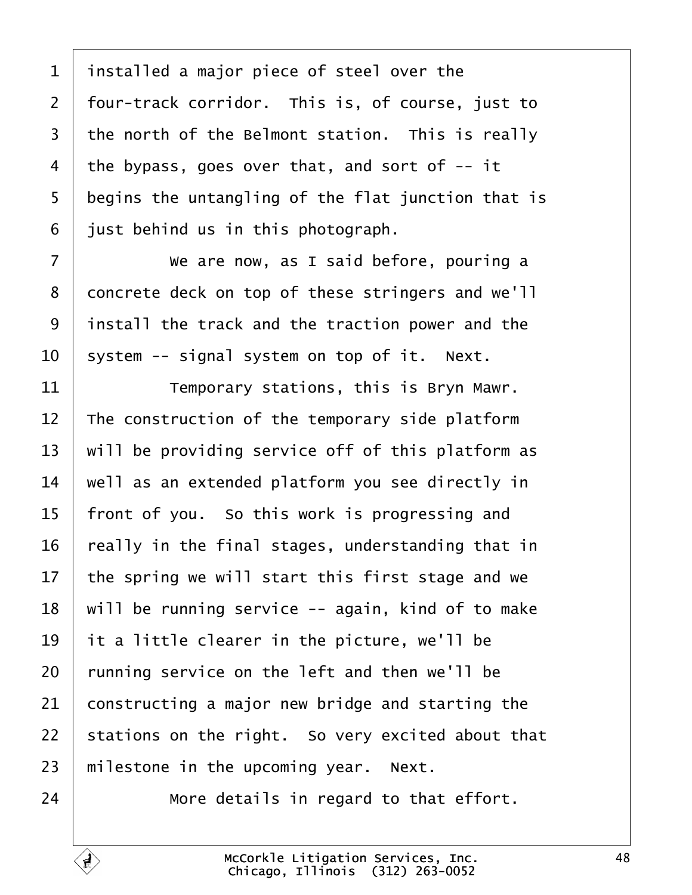1 installed a major piece of steel over the
2 four-track corridor. This is, of course, just to
3 the north of the Belmont station. This is really
4 the bypass, goes over that, and sort of -- it
5 begins the untangling of the flat junction that is
6 just behind us in this photograph.
7 We are now, as I said before, pouring a
8 concrete deck on top of these stringers and we'll
9 install the track and the traction power and the
10 system -- signal system on top of it. Next.
11 Temporary stations, this is Bryn Mawr.
12 The construction of the temporary side platform
13 will be providing service off of this platform as
14 well as an extended platform you see directly in
15 front of you. So this work is progressing and
16 really in the final stages, understanding that in
17 the spring we will start this first stage and we
18 will be running service -- again, kind of to make
19 it a little clearer in the picture, we'll be
20 running service on the left and then we'll be
21 constructing a major new bridge and starting the
22 stations on the right. So very excited about that
23 milestone in the upcoming year. Next.
24 More details in regard to that effort.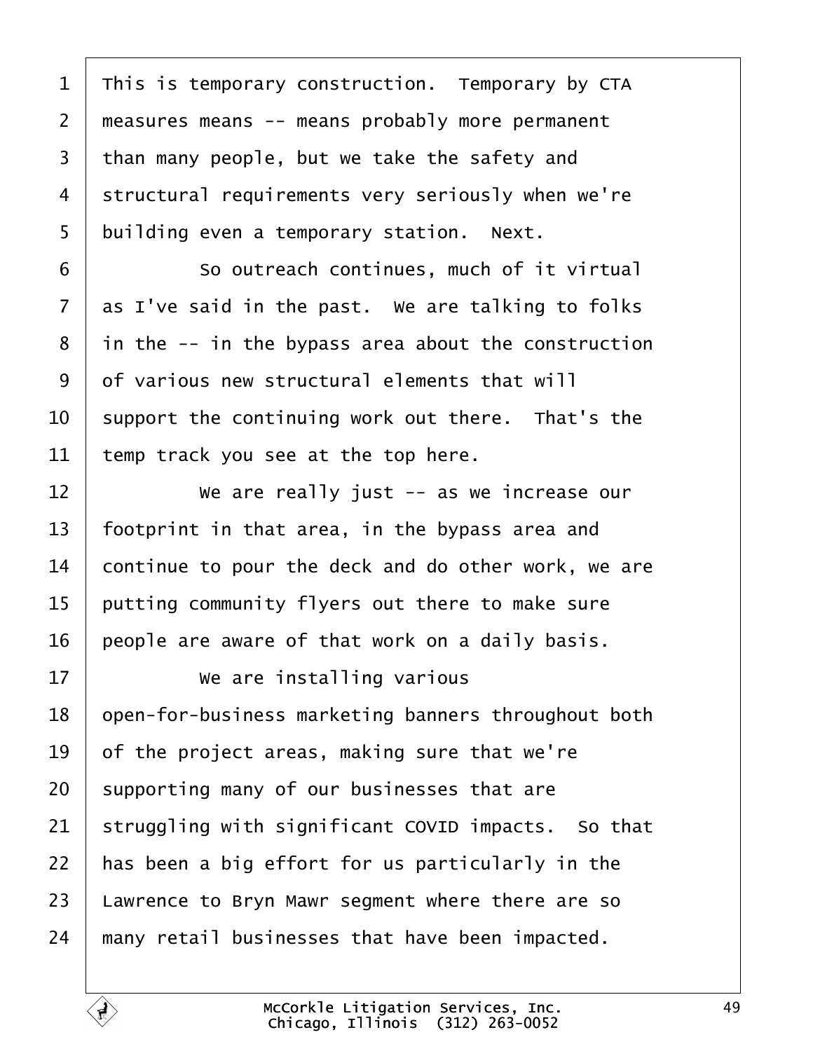This is temporary construction. Temporary by CTA measures means -- means probably more permanent than many people, but we take the safety and structural requirements very seriously when we're building even a temporary station. Next.

So outreach continues, much of it virtual as I've said in the past. We are talking to folks in the -- in the bypass area about the construction of various new structural elements that will support the continuing work out there. That's the temp track you see at the top here.

We are really just -- as we increase our footprint in that area, in the bypass area and continue to pour the deck and do other work, we are putting community flyers out there to make sure people are aware of that work on a daily basis.

We are installing various open-for-business marketing banners throughout both of the project areas, making sure that we're supporting many of our businesses that are struggling with significant COVID impacts. So that has been a big effort for us particularly in the Lawrence to Bryn Mawr segment where there are so many retail businesses that have been impacted.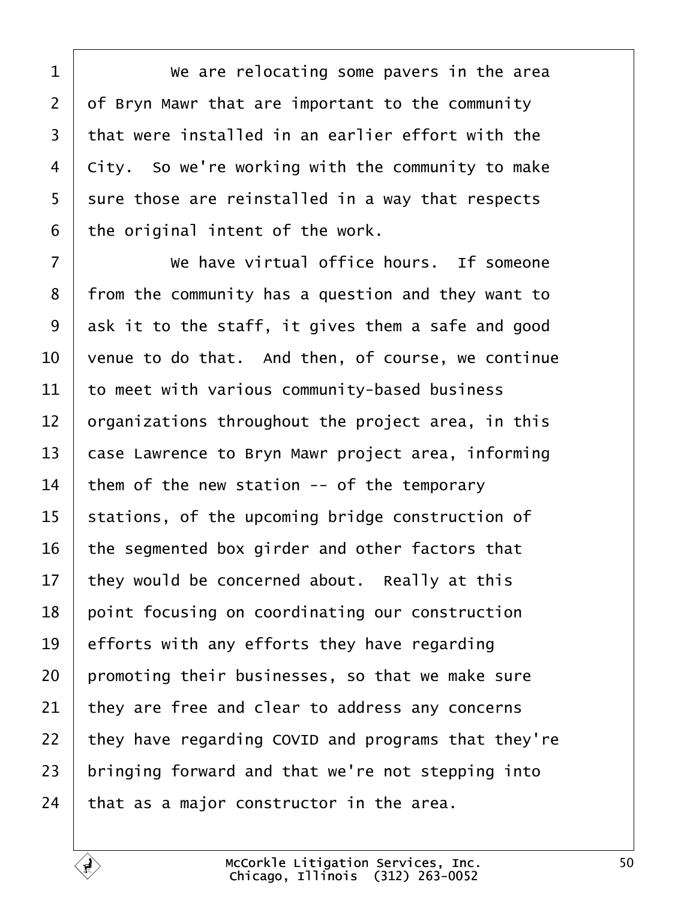We are relocating some pavers in the area of Bryn Mawr that are important to the community that were installed in an earlier effort with the City. So we're working with the community to make sure those are reinstalled in a way that respects the original intent of the work.

We have virtual office hours. If someone from the community has a question and they want to ask it to the staff, it gives them a safe and good venue to do that. And then, of course, we continue to meet with various community-based business organizations throughout the project area, in this case Lawrence to Bryn Mawr project area, informing them of the new station -- of the temporary stations, of the upcoming bridge construction of the segmented box girder and other factors that they would be concerned about. Really at this point focusing on coordinating our construction efforts with any efforts they have regarding promoting their businesses, so that we make sure they are free and clear to address any concerns they have regarding COVID and programs that they're bringing forward and that we're not stepping into that as a major constructor in the area.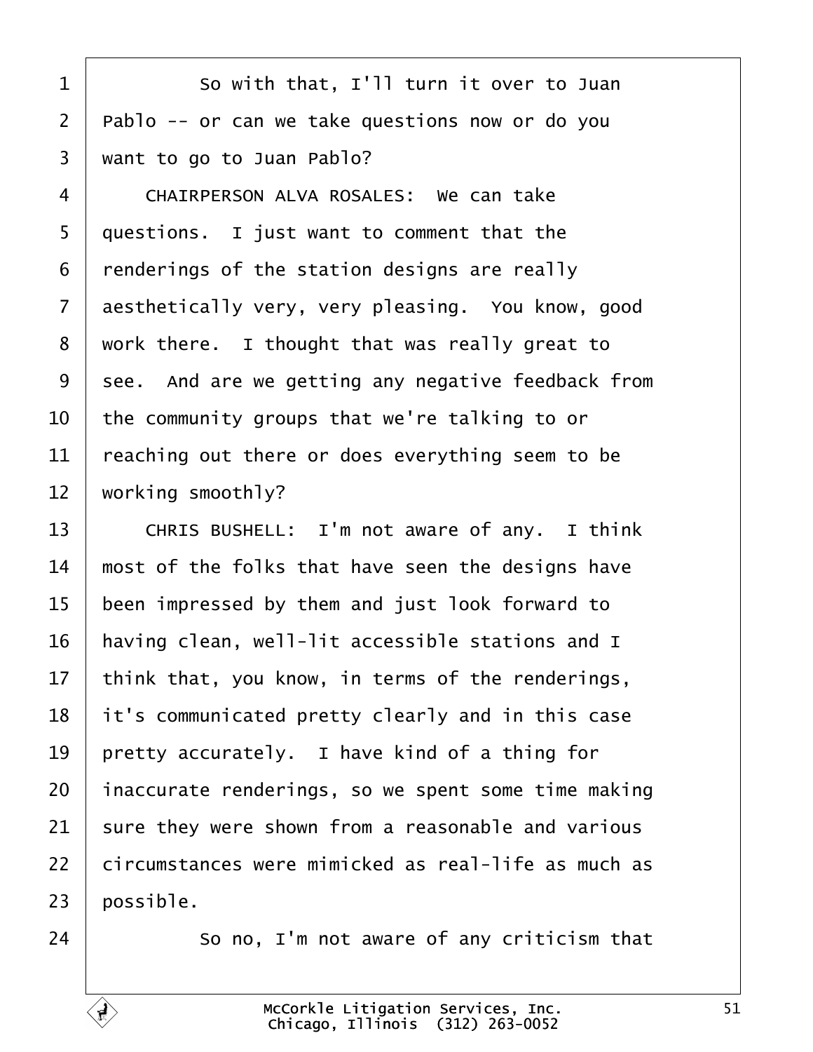So with that, I'll turn it over to Juan Pablo -- or can we take questions now or do you want to go to Juan Pablo?

CHAIRPERSON ALVA ROSALES: We can take questions. I just want to comment that the renderings of the station designs are really aesthetically very, very pleasing. You know, good work there. I thought that was really great to see. And are we getting any negative feedback from the community groups that we're talking to or reaching out there or does everything seem to be working smoothly?

CHRIS BUSHELL: I'm not aware of any. I think most of the folks that have seen the designs have been impressed by them and just look forward to having clean, well-lit accessible stations and I think that, you know, in terms of the renderings, it's communicated pretty clearly and in this case pretty accurately. I have kind of a thing for inaccurate renderings, so we spent some time making sure they were shown from a reasonable and various circumstances were mimicked as real-life as much as possible.

So no, I'm not aware of any criticism that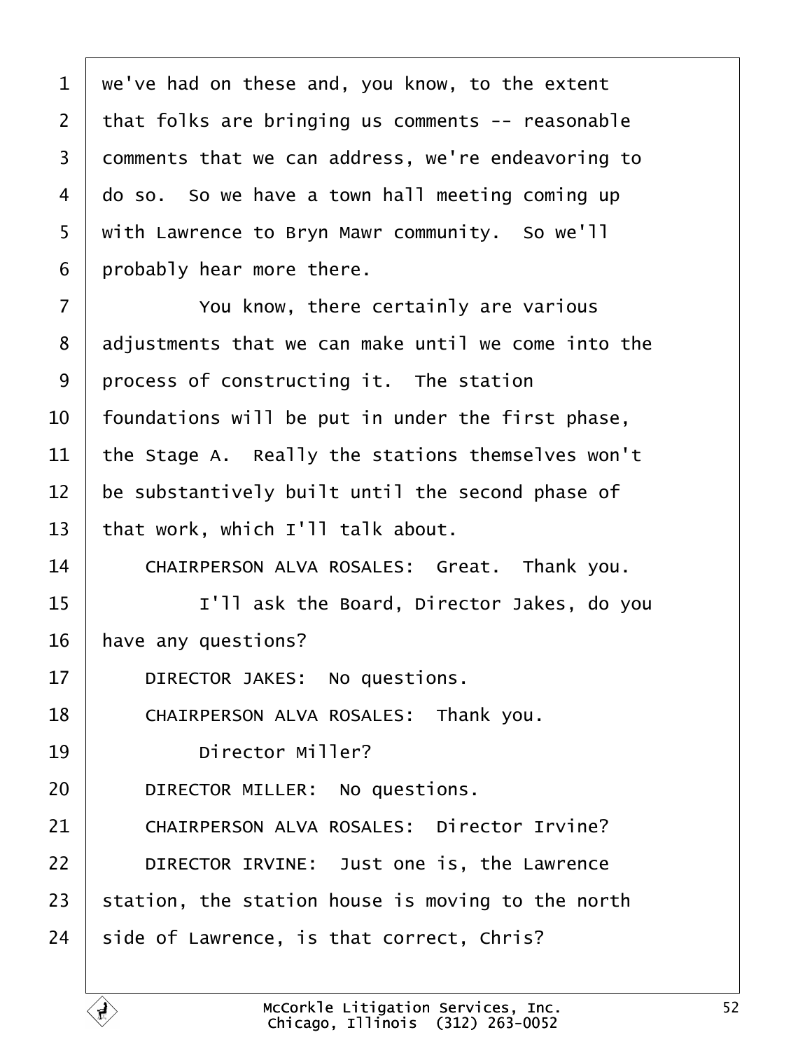we've had on these and, you know, to the extent that folks are bringing us comments -- reasonable comments that we can address, we're endeavoring to do so. So we have a town hall meeting coming up with Lawrence to Bryn Mawr community. So we'll probably hear more there.

You know, there certainly are various adjustments that we can make until we come into the process of constructing it. The station foundations will be put in under the first phase, the Stage A. Really the stations themselves won't be substantively built until the second phase of that work, which I'll talk about.

CHAIRPERSON ALVA ROSALES: Great. Thank you.

I'll ask the Board, Director Jakes, do you have any questions?

DIRECTOR JAKES: No questions.

CHAIRPERSON ALVA ROSALES: Thank you.

Director Miller?

DIRECTOR MILLER: No questions.

CHAIRPERSON ALVA ROSALES: Director Irvine?

DIRECTOR IRVINE: Just one is, the Lawrence station, the station house is moving to the north side of Lawrence, is that correct, Chris?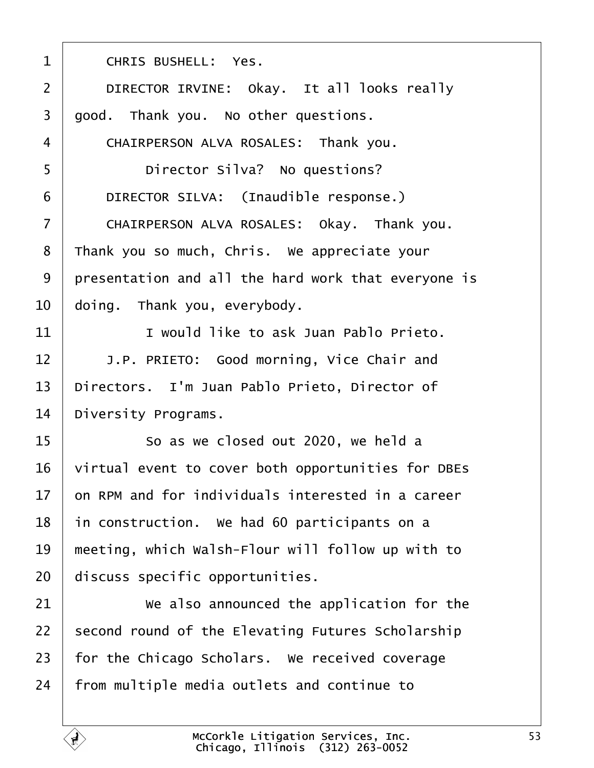1 CHRIS BUSHELL: Yes.

2 DIRECTOR IRVINE: Okay. It all looks really

3 good. Thank you. No other questions.

4 CHAIRPERSON ALVA ROSALES: Thank you.

5 Director Silva? No questions?

6 DIRECTOR SILVA: (Inaudible response.)

7 CHAIRPERSON ALVA ROSALES: Okay. Thank you.

8 Thank you so much, Chris. We appreciate your

9 presentation and all the hard work that everyone is

10 doing. Thank you, everybody.

11 I would like to ask Juan Pablo Prieto.

12 J.P. PRIETO: Good morning, Vice Chair and

13 Directors. I'm Juan Pablo Prieto, Director of

14 Diversity Programs.

15 So as we closed out 2020, we held a

16 virtual event to cover both opportunities for DBEs

17 on RPM and for individuals interested in a career

18 in construction. We had 60 participants on a

19 meeting, which Walsh-Flour will follow up with to

20 discuss specific opportunities.

21 We also announced the application for the

22 second round of the Elevating Futures Scholarship

23 for the Chicago Scholars. We received coverage

24 from multiple media outlets and continue to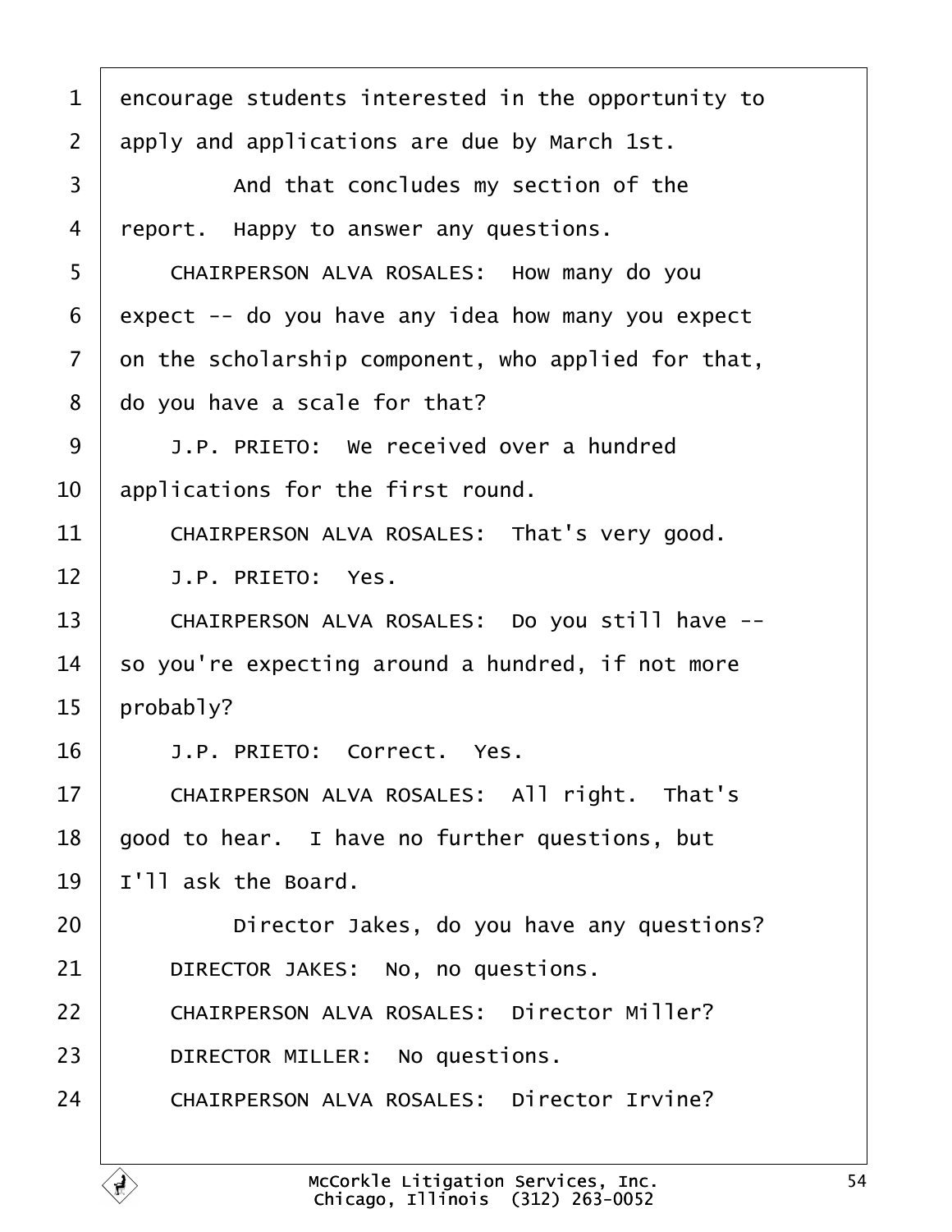1 encourage students interested in the opportunity to
2 apply and applications are due by March 1st.
3 And that concludes my section of the
4 report. Happy to answer any questions.
5 CHAIRPERSON ALVA ROSALES: How many do you
6 expect -- do you have any idea how many you expect
7 on the scholarship component, who applied for that,
8 do you have a scale for that?
9 J.P. PRIETO: We received over a hundred
10 applications for the first round.
11 CHAIRPERSON ALVA ROSALES: That's very good.
12 J.P. PRIETO: Yes.
13 CHAIRPERSON ALVA ROSALES: Do you still have --
14 so you're expecting around a hundred, if not more
15 probably?
16 J.P. PRIETO: Correct. Yes.
17 CHAIRPERSON ALVA ROSALES: All right. That's
18 good to hear. I have no further questions, but
19 I'll ask the Board.
20 Director Jakes, do you have any questions?
21 DIRECTOR JAKES: No, no questions.
22 CHAIRPERSON ALVA ROSALES: Director Miller?
23 DIRECTOR MILLER: No questions.
24 CHAIRPERSON ALVA ROSALES: Director Irvine?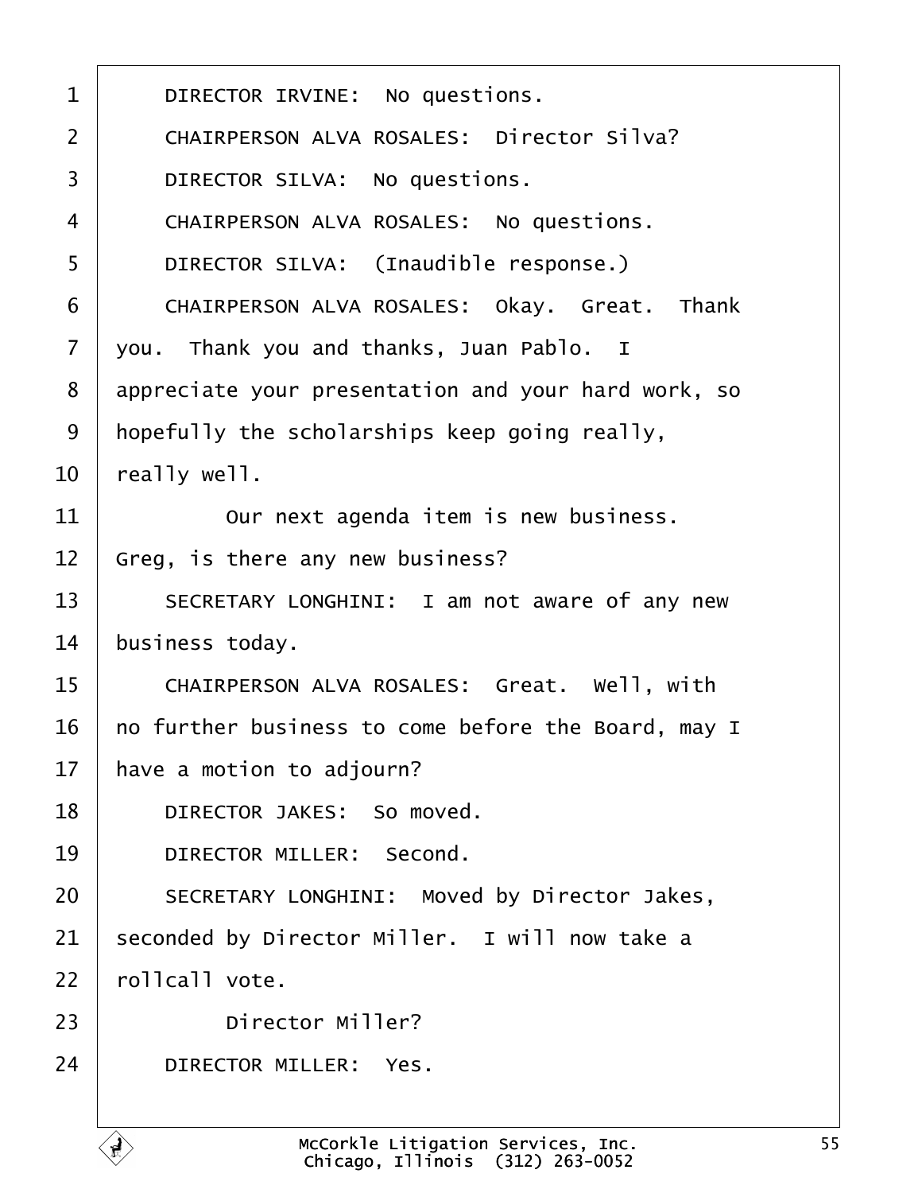DIRECTOR IRVINE:  No questions.

CHAIRPERSON ALVA ROSALES:  Director Silva?

DIRECTOR SILVA:  No questions.

CHAIRPERSON ALVA ROSALES:  No questions.

DIRECTOR SILVA:  (Inaudible response.)

CHAIRPERSON ALVA ROSALES:  Okay.  Great.  Thank you.  Thank you and thanks, Juan Pablo.  I appreciate your presentation and your hard work, so hopefully the scholarships keep going really, really well.

Our next agenda item is new business. Greg, is there any new business?

SECRETARY LONGHINI:  I am not aware of any new business today.

CHAIRPERSON ALVA ROSALES:  Great.  Well, with no further business to come before the Board, may I have a motion to adjourn?

DIRECTOR JAKES:  So moved.

DIRECTOR MILLER:  Second.

SECRETARY LONGHINI:  Moved by Director Jakes, seconded by Director Miller.  I will now take a rollcall vote.

Director Miller?

DIRECTOR MILLER:  Yes.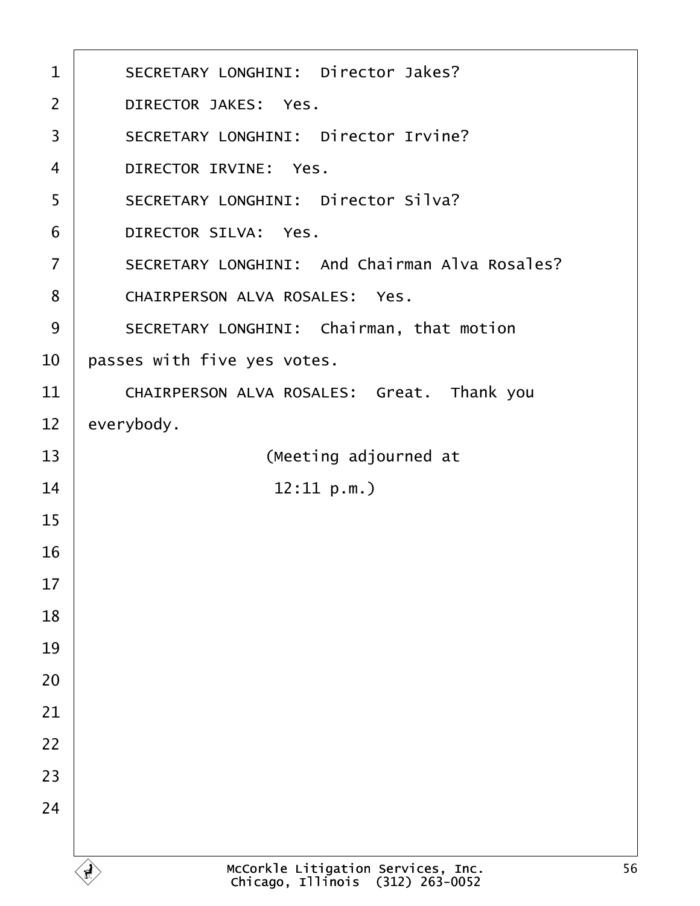SECRETARY LONGHINI: Director Jakes?

DIRECTOR JAKES: Yes.

SECRETARY LONGHINI: Director Irvine?

DIRECTOR IRVINE: Yes.

SECRETARY LONGHINI: Director Silva?

DIRECTOR SILVA: Yes.

SECRETARY LONGHINI: And Chairman Alva Rosales?

CHAIRPERSON ALVA ROSALES: Yes.

SECRETARY LONGHINI: Chairman, that motion passes with five yes votes.

CHAIRPERSON ALVA ROSALES: Great. Thank you everybody.

(Meeting adjourned at 12:11 p.m.)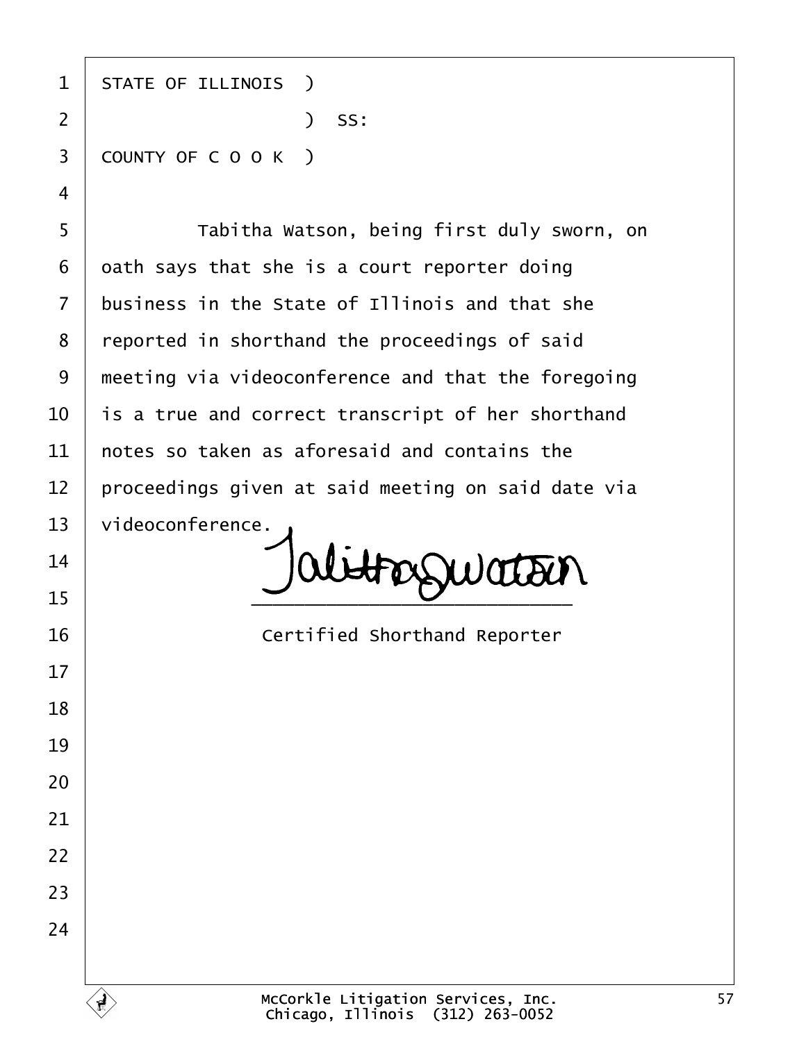STATE OF ILLINOIS )
) SS:
COUNTY OF C O O K )

Tabitha Watson, being first duly sworn, on oath says that she is a court reporter doing business in the State of Illinois and that she reported in shorthand the proceedings of said meeting via videoconference and that the foregoing is a true and correct transcript of her shorthand notes so taken as aforesaid and contains the proceedings given at said meeting on said date via videoconference.

\_\_\_\_\_\_\_\_\_\_\_\_\_\_\_\_\_\_\_\_\_\_\_\_\_\_\_\_\_

Certified Shorthand Reporter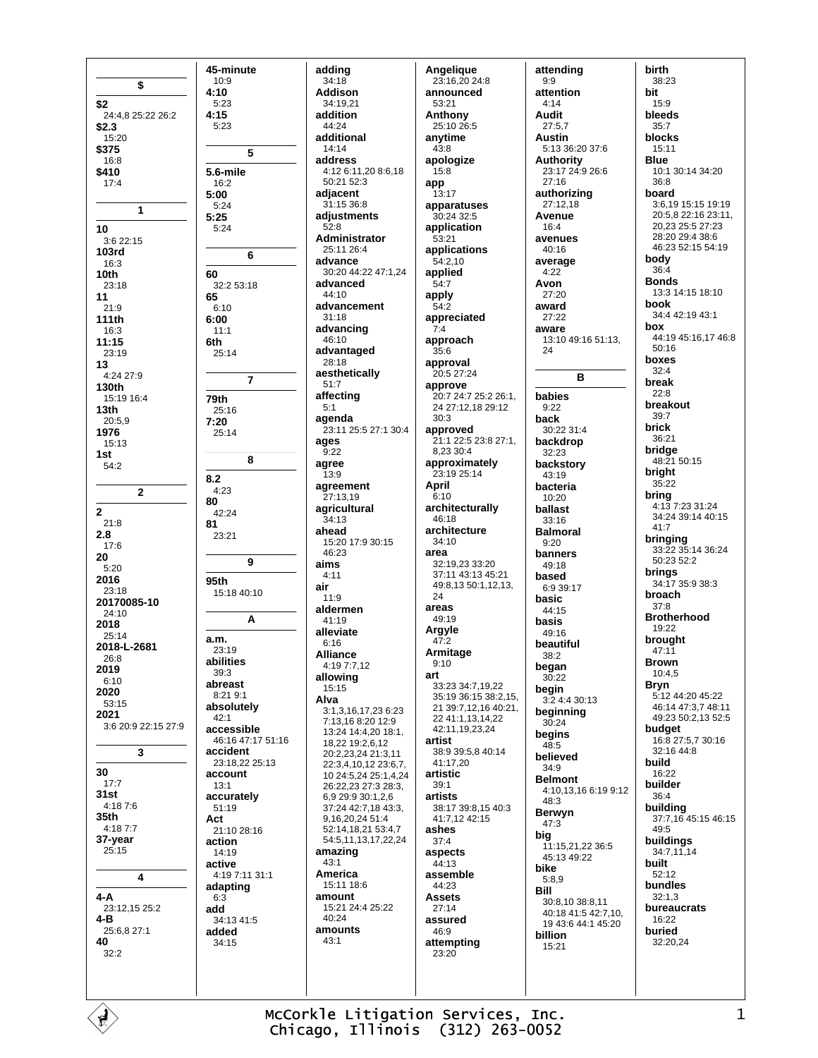## $

**$2**
24:4,8 25:22 26:2

**$2.3**
15:20

**$375**
16:8

**$410**
17:4

## 1

**10**
3:6 22:15

**103rd**
16:3

**10th**
23:18

**11**
21:9

**111th**
16:3

**11:15**
23:19

**13**
4:24 27:9

**130th**
15:19 16:4

**13th**
20:5,9

**1976**
15:13

**1st**
54:2

## 2

**2**
21:8

**2.8**
17:6

**20**
5:20

**2016**
23:18

**20170085-10**
24:10

**2018**
25:14

**2018-L-2681**
26:8

**2019**
6:10

**2020**
53:15

**2021**
3:6 20:9 22:15 27:9

## 3

**30**
17:7

**31st**
4:18 7:6

**35th**
4:18 7:7

**37-year**
25:15

## 4

**4-A**
23:12,15 25:2

**4-B**
25:6,8 27:1

**40**
32:2

**45-minute**
10:9

**4:10**
5:23

**4:15**
5:23

## 5

**5.6-mile**
16:2

**5:00**
5:24

**5:25**
5:24

## 6

**60**
32:2 53:18

**65**
6:10

**6:00**
11:1

**6th**
25:14

## 7

**79th**
25:16

**7:20**
25:14

## 8

**8.2**
4:23

**80**
42:24

**81**
23:21

## 9

**95th**
15:18 40:10

## A

**a.m.**
23:19

**abilities**
39:3

**abreast**
8:21 9:1

**absolutely**
42:1

**accessible**
46:16 47:17 51:16

**accident**
23:18,22 25:13

**account**
13:1

**accurately**
51:19

**Act**
21:10 28:16

**action**
14:19

**active**
4:19 7:11 31:1

**adapting**
6:3

**add**
34:13 41:5

**added**
34:15

**adding**
34:18

**Addison**
34:19,21

**addition**
44:24

**additional**
14:14

**address**
4:12 6:11,20 8:6,18 50:21 52:3

**adjacent**
31:15 36:8

**adjustments**
52:8

**Administrator**
25:11 26:4

**advance**
30:20 44:22 47:1,24

**advanced**
44:10

**advancement**
31:18

**advancing**
46:10

**advantaged**
28:18

**aesthetically**
51:7

**affecting**
5:1

**agenda**
23:11 25:5 27:1 30:4

**ages**
9:22

**agree**
13:9

**agreement**
27:13,19

**agricultural**
34:13

**ahead**
15:20 17:9 30:15 46:23

**aims**
4:11

**air**
11:9

**aldermen**
41:19

**alleviate**
6:16

**Alliance**
4:19 7:7,12

**allowing**
15:15

**Alva**
3:1,3,16,17,23 6:23 7:13,16 8:20 12:9 13:24 14:4,20 18:1, 18,22 19:2,6,12 20:2,23,24 21:3,11 22:3,4,10,12 23:6,7, 10 24:5,24 25:1,4,24 26:22,23 27:3 28:3, 6,9 29:9 30:1,2,6 37:24 42:7,18 43:3, 9,16,20,24 51:4 52:14,18,21 53:4,7 54:5,11,13,17,22,24

**amazing**
43:1

**America**
15:11 18:6

**amount**
15:21 24:4 25:22 40:24

**amounts**
43:1

**Angelique**
23:16,20 24:8

**announced**
53:21

**Anthony**
25:10 26:5

**anytime**
43:8

**apologize**
15:8

**app**
13:17

**apparatuses**
30:24 32:5

**application**
53:21

**applications**
54:2,10

**applied**
54:7

**apply**
54:2

**appreciated**
7:4

**approach**
35:6

**approval**
20:5 27:24

**approve**
20:7 24:7 25:2 26:1, 24 27:12,18 29:12 30:3

**approved**
21:1 22:5 23:8 27:1, 8,23 30:4

**approximately**
23:19 25:14

**April**
6:10

**architecturally**
46:18

**architecture**
34:10

**area**
32:19,23 33:20 37:11 43:13 45:21 49:8,13 50:1,12,13, 24

**areas**
49:19

**Argyle**
47:2

**Armitage**
9:10

**art**
33:23 34:7,19,22 35:19 36:15 38:2,15, 21 39:7,12,16 40:21, 22 41:1,13,14,22 42:11,19,23,24

**artist**
38:9 39:5,8 40:14 41:17,20

**artistic**
39:1

**artists**
38:17 39:8,15 40:3 41:7,12 42:15

**ashes**
37:4

**aspects**
44:13

**assemble**
44:23

**Assets**
27:14

**assured**
46:9

**attempting**
23:20

**attending**
9:9

**attention**
4:14

**Audit**
27:5,7

**Austin**
5:13 36:20 37:6

**Authority**
23:17 24:9 26:6 27:16

**authorizing**
27:12,18

**Avenue**
16:4

**avenues**
40:16

**average**
4:22

**Avon**
27:20

**award**
27:22

**aware**
13:10 49:16 51:13, 24

## B

**babies**
9:22

**back**
30:22 31:4

**backdrop**
32:23

**backstory**
43:19

**bacteria**
10:20

**ballast**
33:16

**Balmoral**
9:20

**banners**
49:18

**based**
6:9 39:17

**basic**
44:15

**basis**
49:16

**beautiful**
38:2

**began**
30:22

**begin**
3:2 4:4 30:13

**beginning**
30:24

**begins**
48:5

**believed**
34:9

**Belmont**
4:10,13,16 6:19 9:12 48:3

**Berwyn**
47:3

**big**
11:15,21,22 36:5 45:13 49:22

**bike**
5:8,9

**Bill**
30:8,10 38:8,11 40:18 41:5 42:7,10, 19 43:6 44:1 45:20

**billion**
15:21

**birth**
38:23

**bit**
15:9

**bleeds**
35:7

**blocks**
15:11

**Blue**
10:1 30:14 34:20 36:8

**board**
3:6,19 15:15 19:19 20:5,8 22:16 23:11, 20,23 25:5 27:23 28:20 29:4 38:6 46:23 52:15 54:19

**body**
36:4

**Bonds**
13:3 14:15 18:10

**book**
34:4 42:19 43:1

**box**
44:19 45:16,17 46:8 50:16

**boxes**
32:4

**break**
22:8

**breakout**
39:7

**brick**
36:21

**bridge**
48:21 50:15

**bright**
35:22

**bring**
4:13 7:23 31:24 34:24 39:14 40:15 41:7

**bringing**
33:22 35:14 36:24 50:23 52:2

**brings**
34:17 35:9 38:3

**broach**
37:8

**Brotherhood**
19:22

**brought**
47:11

**Brown**
10:4,5

**Bryn**
5:12 44:20 45:22 46:14 47:3,7 48:11 49:23 50:2,13 52:5

**budget**
16:8 27:5,7 30:16 32:16 44:8

**build**
16:22

**builder**
36:4

**building**
37:7,16 45:15 46:15 49:5

**buildings**
34:7,11,14

**built**
52:12

**bundles**
32:1,3

**bureaucrats**
16:22

**buried**
32:20,24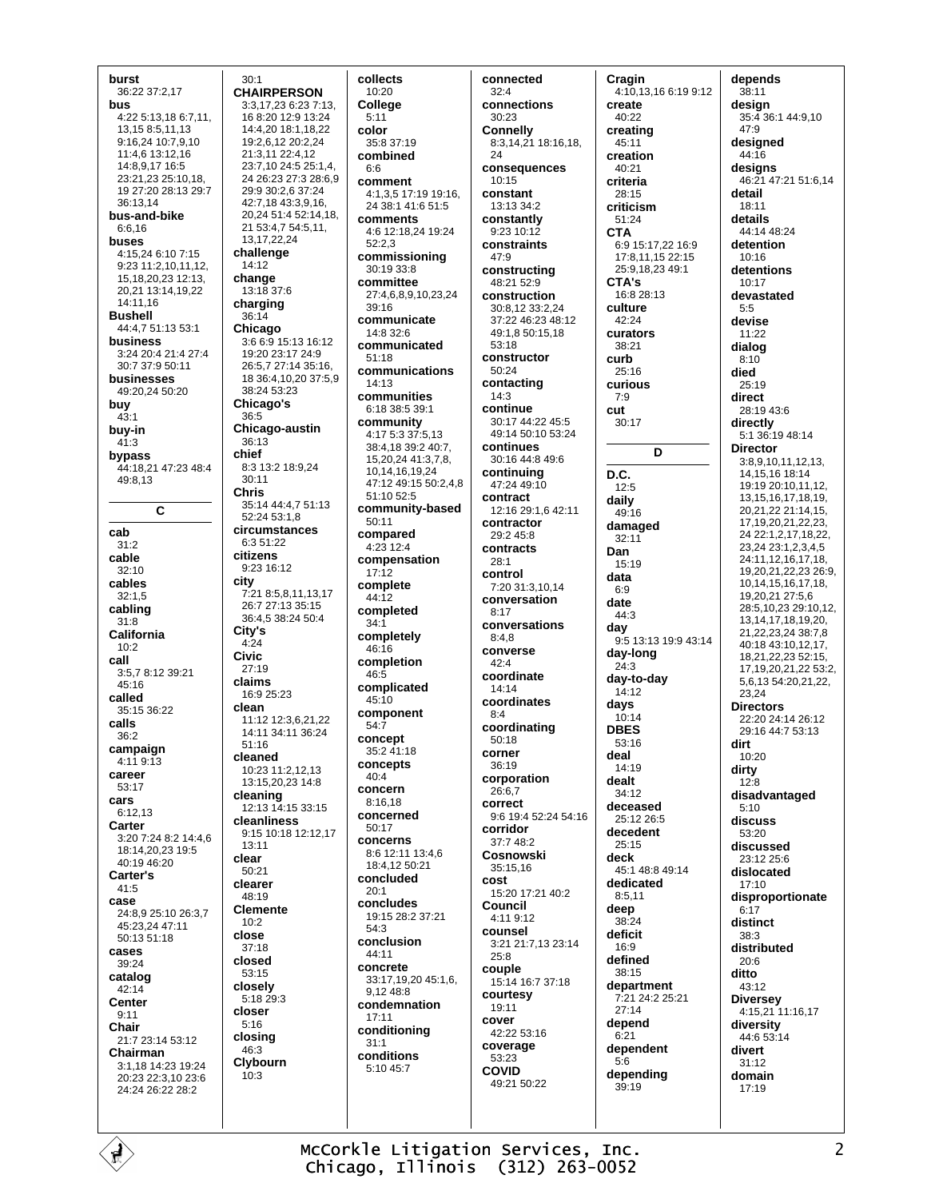**burst**
36:22 37:2,17

**bus**
4:22 5:13,18 6:7,11, 13,15 8:5,11,13 9:16,24 10:7,9,10 11:4,6 13:12,16 14:8,9,17 16:5 23:21,23 25:10,18, 19 27:20 28:13 29:7 36:13,14

**bus-and-bike**
6:6,16

**buses**
4:15,24 6:10 7:15 9:23 11:2,10,11,12, 15,18,20,23 12:13, 20,21 13:14,19,22 14:11,16

**Bushell**
44:4,7 51:13 53:1

**business**
3:24 20:4 21:4 27:4 30:7 37:9 50:11

**businesses**
49:20,24 50:20

**buy**
43:1

**buy-in**
41:3

**bypass**
44:18,21 47:23 48:4 49:8,13

## C

**cab**
31:2

**cable**
32:10

**cables**
32:1,5

**cabling**
31:8

**California**
10:2

**call**
3:5,7 8:12 39:21 45:16

**called**
35:15 36:22

**calls**
36:2

**campaign**
4:11 9:13

**career**
53:17

**cars**
6:12,13

**Carter**
3:20 7:24 8:2 14:4,6 18:14,20,23 19:5 40:19 46:20

**Carter's**
41:5

**case**
24:8,9 25:10 26:3,7 45:23,24 47:11 50:13 51:18

**cases**
39:24

**catalog**
42:14

**Center**
9:11

**Chair**
21:7 23:14 53:12

**Chairman**
3:1,18 14:23 19:24 20:23 22:3,10 23:6 24:24 26:22 28:2 30:1

**CHAIRPERSON**
3:3,17,23 6:23 7:13, 16 8:20 12:9 13:24 14:4,20 18:1,18,22 19:2,6,12 20:2,24 21:3,11 22:4,12 23:7,10 24:5 25:1,4, 24 26:23 27:3 28:6,9 29:9 30:2,6 37:24 42:7,18 43:3,9,16, 20,24 51:4 52:14,18, 21 53:4,7 54:5,11, 13,17,22,24

**challenge**
14:12

**change**
13:18 37:6

**charging**
36:14

**Chicago**
3:6 6:9 15:13 16:12 19:20 23:17 24:9 26:5,7 27:14 35:16, 18 36:4,10,20 37:5,9 38:24 53:23

**Chicago's**
36:5

**Chicago-austin**
36:13

**chief**
8:3 13:2 18:9,24 30:11

**Chris**
35:14 44:4,7 51:13 52:24 53:1,8

**circumstances**
6:3 51:22

**citizens**
9:23 16:12

**city**
7:21 8:5,8,11,13,17 26:7 27:13 35:15 36:4,5 38:24 50:4

**City's**
4:24

**Civic**
27:19

**claims**
16:9 25:23

**clean**
11:12 12:3,6,21,22 14:11 34:11 36:24 51:16

**cleaned**
10:23 11:2,12,13 13:15,20,23 14:8

**cleaning**
12:13 14:15 33:15

**cleanliness**
9:15 10:18 12:12,17 13:11

**clear**
50:21

**clearer**
48:19

**Clemente**
10:2

**close**
37:18

**closed**
53:15

**closely**
5:18 29:3

**closer**
5:16

**closing**
46:3

**Clybourn**
10:3

**collects**
10:20

**College**
5:11

**color**
35:8 37:19

**combined**
6:6

**comment**
4:1,3,5 17:19 19:16, 24 38:1 41:6 51:5

**comments**
4:6 12:18,24 19:24 52:2,3

**commissioning**
30:19 33:8

**committee**
27:4,6,8,9,10,23,24 39:16

**communicate**
14:8 32:6

**communicated**
51:18

**communications**
14:13

**communities**
6:18 38:5 39:1

**community**
4:17 5:3 37:5,13 38:4,18 39:2 40:7, 15,20,24 41:3,7,8, 10,14,16,19,24 47:12 49:15 50:2,4,8 51:10 52:5

**community-based**
50:11

**compared**
4:23 12:4

**compensation**
17:12

**complete**
44:12

**completed**
34:1

**completely**
46:16

**completion**
46:5

**complicated**
45:10

**component**
54:7

**concept**
35:2 41:18

**concepts**
40:4

**concern**
8:16,18

**concerned**
50:17

**concerns**
8:6 12:11 13:4,6 18:4,12 50:21

**concluded**
20:1

**concludes**
19:15 28:2 37:21 54:3

**conclusion**
44:11

**concrete**
33:17,19,20 45:1,6, 9,12 48:8

**condemnation**
17:11

**conditioning**
31:1

**conditions**
5:10 45:7

**connected**
32:4

**connections**
30:23

**Connelly**
8:3,14,21 18:16,18, 24

**consequences**
10:15

**constant**
13:13 34:2

**constantly**
9:23 10:12

**constraints**
47:9

**constructing**
48:21 52:9

**construction**
30:8,12 33:2,24 37:22 46:23 48:12 49:1,8 50:15,18 53:18

**constructor**
50:24

**contacting**
14:3

**continue**
30:17 44:22 45:5 49:14 50:10 53:24

**continues**
30:16 44:8 49:6

**continuing**
47:24 49:10

**contract**
12:16 29:1,6 42:11

**contractor**
29:2 45:8

**contracts**
28:1

**control**
7:20 31:3,10,14

**conversation**
8:17

**conversations**
8:4,8

**converse**
42:4

**coordinate**
14:14

**coordinates**
8:4

**coordinating**
50:18

**corner**
36:19

**corporation**
26:6,7

**correct**
9:6 19:4 52:24 54:16

**corridor**
37:7 48:2

**Cosnowski**
35:15,16

**cost**
15:20 17:21 40:2

**Council**
4:11 9:12

**counsel**
3:21 21:7,13 23:14 25:8

**couple**
15:14 16:7 37:18

**courtesy**
19:11

**cover**
42:22 53:16

**coverage**
53:23

**COVID**
49:21 50:22

**Cragin**
4:10,13,16 6:19 9:12

**create**
40:22

**creating**
45:11

**creation**
40:21

**criteria**
28:15

**criticism**
51:24

**CTA**
6:9 15:17,22 16:9 17:8,11,15 22:15 25:9,18,23 49:1

**CTA's**
16:8 28:13

**culture**
42:24

**curators**
38:21

**curb**
25:16

**curious**
7:9

**cut**
30:17

## D

**D.C.**
12:5

**daily**
49:16

**damaged**
32:11

**Dan**
15:19

**data**
6:9

**date**
44:3

**day**
9:5 13:13 19:9 43:14

**day-long**
24:3

**day-to-day**
14:12

**days**
10:14

**DBES**
53:16

**deal**
14:19

**dealt**
34:12

**deceased**
25:12 26:5

**decedent**
25:15

**deck**
45:1 48:8 49:14

**dedicated**
8:5,11

**deep**
38:24

**deficit**
16:9

**defined**
38:15

**department**
7:21 24:2 25:21 27:14

**depend**
6:21

**dependent**
5:6

**depending**
39:19

**depends**
38:11

**design**
35:4 36:1 44:9,10 47:9

**designed**
44:16

**designs**
46:21 47:21 51:6,14

**detail**
18:11

**details**
44:14 48:24

**detention**
10:16

**detentions**
10:17

**devastated**
5:5

**devise**
11:22

**dialog**
8:10

**died**
25:19

**direct**
28:19 43:6

**directly**
5:1 36:19 48:14

**Director**
3:8,9,10,11,12,13, 14,15,16 18:14 19:19 20:10,11,12, 13,15,16,17,18,19, 20,21,22 21:14,15, 17,19,20,21,22,23, 24 22:1,2,17,18,22, 23,24 23:1,2,3,4,5 24:11,12,16,17,18, 19,20,21,22,23 26:9, 10,14,15,16,17,18, 19,20,21 27:5,6 28:5,10,23 29:10,12, 13,14,17,18,19,20, 21,22,23,24 38:7,8 40:18 43:10,12,17, 18,21,22,23 52:15, 17,19,20,21,22 53:2, 5,6,13 54:20,21,22, 23,24

**Directors**
22:20 24:14 26:12 29:16 44:7 53:13

**dirt**
10:20

**dirty**
12:8

**disadvantaged**
5:10

**discuss**
53:20

**discussed**
23:12 25:6

**dislocated**
17:10

**disproportionate**
6:17

**distinct**
38:3

**distributed**
20:6

**ditto**
43:12

**Diversey**
4:15,21 11:16,17

**diversity**
44:6 53:14

**divert**
31:12

**domain**
17:19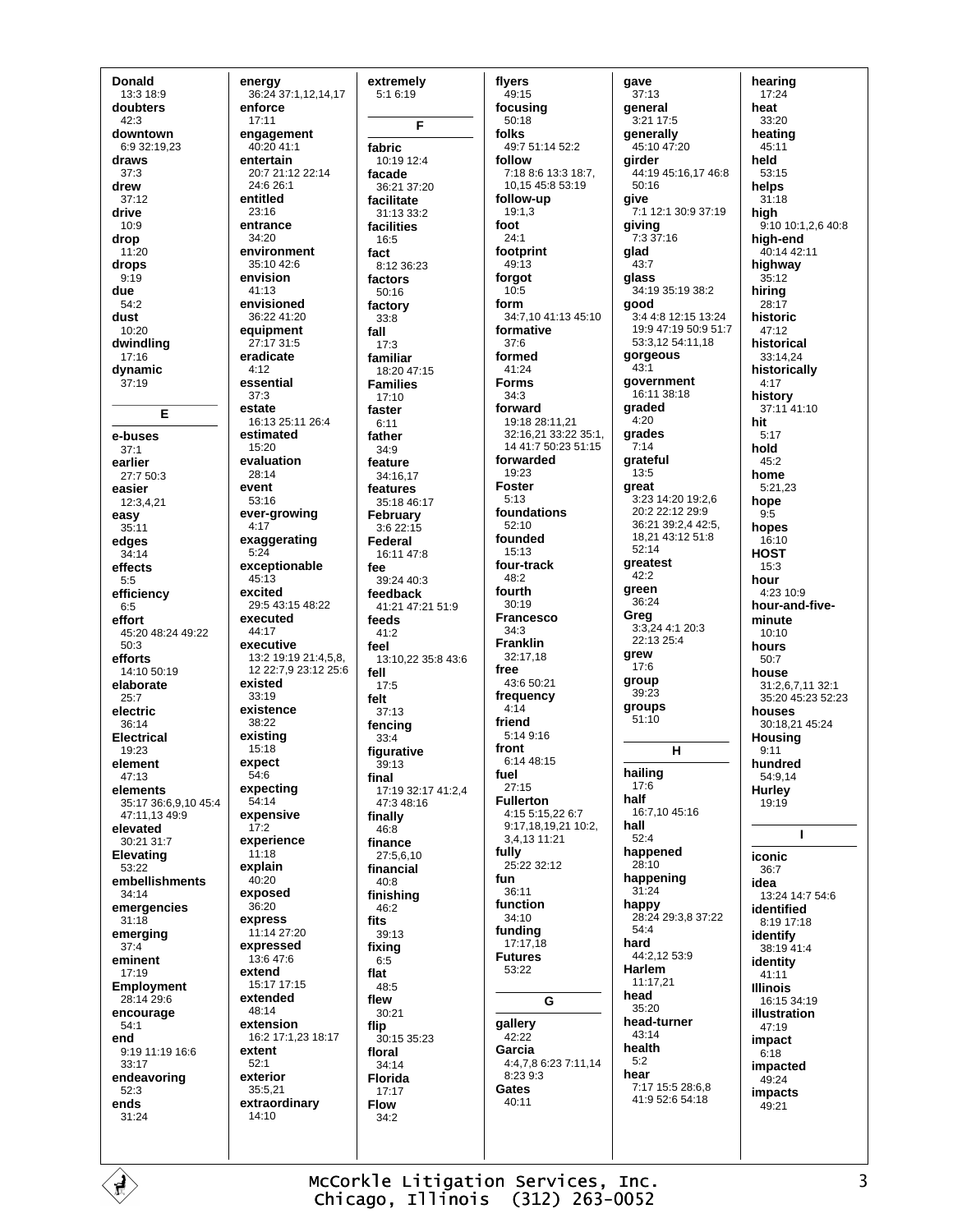**Donald**
13:3 18:9
**doubters**
42:3
**downtown**
6:9 32:19,23
**draws**
37:3
**drew**
37:12
**drive**
10:9
**drop**
11:20
**drops**
9:19
**due**
54:2
**dust**
10:20
**dwindling**
17:16
**dynamic**
37:19

## E

**e-buses**
37:1
**earlier**
27:7 50:3
**easier**
12:3,4,21
**easy**
35:11
**edges**
34:14
**effects**
5:5
**efficiency**
6:5
**effort**
45:20 48:24 49:22 50:3
**efforts**
14:10 50:19
**elaborate**
25:7
**electric**
36:14
**Electrical**
19:23
**element**
47:13
**elements**
35:17 36:6,9,10 45:4 47:11,13 49:9
**elevated**
30:21 31:7
**Elevating**
53:22
**embellishments**
34:14
**emergencies**
31:18
**emerging**
37:4
**eminent**
17:19
**Employment**
28:14 29:6
**encourage**
54:1
**end**
9:19 11:19 16:6 33:17
**endeavoring**
52:3
**ends**
31:24

**energy**
36:24 37:1,12,14,17
**enforce**
17:11
**engagement**
40:20 41:1
**entertain**
20:7 21:12 22:14 24:6 26:1
**entitled**
23:16
**entrance**
34:20
**environment**
35:10 42:6
**envision**
41:13
**envisioned**
36:22 41:20
**equipment**
27:17 31:5
**eradicate**
4:12
**essential**
37:3
**estate**
16:13 25:11 26:4
**estimated**
15:20
**evaluation**
28:14
**event**
53:16
**ever-growing**
4:17
**exaggerating**
5:24
**exceptionable**
45:13
**excited**
29:5 43:15 48:22
**executed**
44:17
**executive**
13:2 19:19 21:4,5,8, 12 22:7,9 23:12 25:6
**existed**
33:19
**existence**
38:22
**existing**
15:18
**expect**
54:6
**expecting**
54:14
**expensive**
17:2
**experience**
11:18
**explain**
40:20
**exposed**
36:20
**express**
11:14 27:20
**expressed**
13:6 47:6
**extend**
15:17 17:15
**extended**
48:14
**extension**
16:2 17:1,23 18:17
**extent**
52:1
**exterior**
35:5,21
**extraordinary**
14:10

**extremely**
5:1 6:19

## F

**fabric**
10:19 12:4
**facade**
36:21 37:20
**facilitate**
31:13 33:2
**facilities**
16:5
**fact**
8:12 36:23
**factors**
50:16
**factory**
33:8
**fall**
17:3
**familiar**
18:20 47:15
**Families**
17:10
**faster**
6:11
**father**
34:9
**feature**
34:16,17
**features**
35:18 46:17
**February**
3:6 22:15
**Federal**
16:11 47:8
**fee**
39:24 40:3
**feedback**
41:21 47:21 51:9
**feeds**
41:2
**feel**
13:10,22 35:8 43:6
**fell**
17:5
**felt**
37:13
**fencing**
33:4
**figurative**
39:13
**final**
17:19 32:17 41:2,4 47:3 48:16
**finally**
46:8
**finance**
27:5,6,10
**financial**
40:8
**finishing**
46:2
**fits**
39:13
**fixing**
6:5
**flat**
48:5
**flew**
30:21
**flip**
30:15 35:23
**floral**
34:14
**Florida**
17:17
**Flow**
34:2

**flyers**
49:15
**focusing**
50:18
**folks**
49:7 51:14 52:2
**follow**
7:18 8:6 13:3 18:7, 10,15 45:8 53:19
**follow-up**
19:1,3
**foot**
24:1
**footprint**
49:13
**forgot**
10:5
**form**
34:7,10 41:13 45:10
**formative**
37:6
**formed**
41:24
**Forms**
34:3
**forward**
19:18 28:11,21 32:16,21 33:22 35:1, 14 41:7 50:23 51:15
**forwarded**
19:23
**Foster**
5:13
**foundations**
52:10
**founded**
15:13
**four-track**
48:2
**fourth**
30:19
**Francesco**
34:3
**Franklin**
32:17,18
**free**
43:6 50:21
**frequency**
4:14
**friend**
5:14 9:16
**front**
6:14 48:15
**fuel**
27:15
**Fullerton**
4:15 5:15,22 6:7 9:17,18,19,21 10:2, 3,4,13 11:21
**fully**
25:22 32:12
**fun**
36:11
**function**
34:10
**funding**
17:17,18
**Futures**
53:22

## G

**gallery**
42:22
**Garcia**
4:4,7,8 6:23 7:11,14 8:23 9:3
**Gates**
40:11

**gave**
37:13
**general**
3:21 17:5
**generally**
45:10 47:20
**girder**
44:19 45:16,17 46:8 50:16
**give**
7:1 12:1 30:9 37:19
**giving**
7:3 37:16
**glad**
43:7
**glass**
34:19 35:19 38:2
**good**
3:4 4:8 12:15 13:24 19:9 47:19 50:9 51:7 53:3,12 54:11,18
**gorgeous**
43:1
**government**
16:11 38:18
**graded**
4:20
**grades**
7:14
**grateful**
13:5
**great**
3:23 14:20 19:2,6 20:2 22:12 29:9 36:21 39:2,4 42:5, 18,21 43:12 51:8 52:14
**greatest**
42:2
**green**
36:24
**Greg**
3:3,24 4:1 20:3 22:13 25:4
**grew**
17:6
**group**
39:23
**groups**
51:10

## H

**hailing**
17:6
**half**
16:7,10 45:16
**hall**
52:4
**happened**
28:10
**happening**
31:24
**happy**
28:24 29:3,8 37:22 54:4
**hard**
44:2,12 53:9
**Harlem**
11:17,21
**head**
35:20
**head-turner**
43:14
**health**
5:2
**hear**
7:17 15:5 28:6,8 41:9 52:6 54:18

**hearing**
17:24
**heat**
33:20
**heating**
45:11
**held**
53:15
**helps**
31:18
**high**
9:10 10:1,2,6 40:8
**high-end**
40:14 42:11
**highway**
35:12
**hiring**
28:17
**historic**
47:12
**historical**
33:14,24
**historically**
4:17
**history**
37:11 41:10
**hit**
5:17
**hold**
45:2
**home**
5:21,23
**hope**
9:5
**hopes**
16:10
**HOST**
15:3
**hour**
4:23 10:9
**hour-and-five-minute**
10:10
**hours**
50:7
**house**
31:2,6,7,11 32:1 35:20 45:23 52:23
**houses**
30:18,21 45:24
**Housing**
9:11
**hundred**
54:9,14
**Hurley**
19:19

## I

**iconic**
36:7
**idea**
13:24 14:7 54:6
**identified**
8:19 17:18
**identify**
38:19 41:4
**identity**
41:11
**Illinois**
16:15 34:19
**illustration**
47:19
**impact**
6:18
**impacted**
49:24
**impacts**
49:21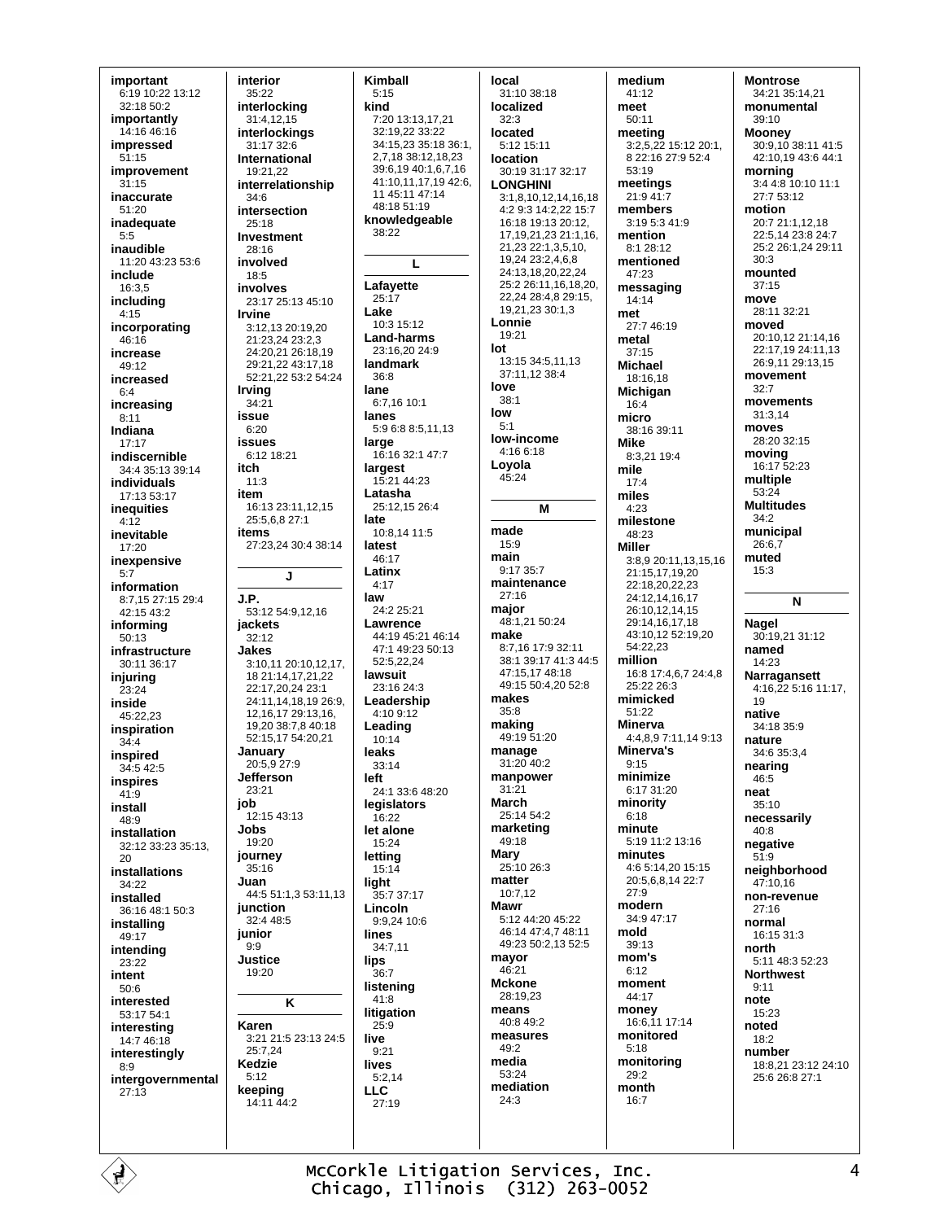**important**
6:19 10:22 13:12 32:18 50:2
**importantly**
14:16 46:16
**impressed**
51:15
**improvement**
31:15
**inaccurate**
51:20
**inadequate**
5:5
**inaudible**
11:20 43:23 53:6
**include**
16:3,5
**including**
4:15
**incorporating**
46:16
**increase**
49:12
**increased**
6:4
**increasing**
8:11
**Indiana**
17:17
**indiscernible**
34:4 35:13 39:14
**individuals**
17:13 53:17
**inequities**
4:12
**inevitable**
17:20
**inexpensive**
5:7
**information**
8:7,15 27:15 29:4 42:15 43:2
**informing**
50:13
**infrastructure**
30:11 36:17
**injuring**
23:24
**inside**
45:22,23
**inspiration**
34:4
**inspired**
34:5 42:5
**inspires**
41:9
**install**
48:9
**installation**
32:12 33:23 35:13, 20
**installations**
34:22
**installed**
36:16 48:1 50:3
**installing**
49:17
**intending**
23:22
**intent**
50:6
**interested**
53:17 54:1
**interesting**
14:7 46:18
**interestingly**
8:9
**intergovernmental**
27:13

**interior**
35:22
**interlocking**
31:4,12,15
**interlockings**
31:17 32:6
**International**
19:21,22
**interrelationship**
34:6
**intersection**
25:18
**Investment**
28:16
**involved**
18:5
**involves**
23:17 25:13 45:10
**Irvine**
3:12,13 20:19,20 21:23,24 23:2,3 24:20,21 26:18,19 29:21,22 43:17,18 52:21,22 53:2 54:24
**Irving**
34:21
**issue**
6:20
**issues**
6:12 18:21
**itch**
11:3
**item**
16:13 23:11,12,15 25:5,6,8 27:1
**items**
27:23,24 30:4 38:14

## J

**J.P.**
53:12 54:9,12,16
**jackets**
32:12
**Jakes**
3:10,11 20:10,12,17, 18 21:14,17,21,22 22:17,20,24 23:1 24:11,14,18,19 26:9, 12,16,17 29:13,16, 19,20 38:7,8 40:18 52:15,17 54:20,21
**January**
20:5,9 27:9
**Jefferson**
23:21
**job**
12:15 43:13
**Jobs**
19:20
**journey**
35:16
**Juan**
44:5 51:1,3 53:11,13
**junction**
32:4 48:5
**junior**
9:9
**Justice**
19:20

## K

**Karen**
3:21 21:5 23:13 24:5 25:7,24
**Kedzie**
5:12
**keeping**
14:11 44:2

**Kimball**
5:15
**kind**
7:20 13:13,17,21 32:19,22 33:22 34:15,23 35:18 36:1, 2,7,18 38:12,18,23 39:6,19 40:1,6,7,16 41:10,11,17,19 42:6, 11 45:11 47:14 48:18 51:19
**knowledgeable**
38:22

## L

**Lafayette**
25:17
**Lake**
10:3 15:12
**Land-harms**
23:16,20 24:9
**landmark**
36:8
**lane**
6:7,16 10:1
**lanes**
5:9 6:8 8:5,11,13
**large**
16:16 32:1 47:7
**largest**
15:21 44:23
**Latasha**
25:12,15 26:4
**late**
10:8,14 11:5
**latest**
46:17
**Latinx**
4:17
**law**
24:2 25:21
**Lawrence**
44:19 45:21 46:14 47:1 49:23 50:13 52:5,22,24
**lawsuit**
23:16 24:3
**Leadership**
4:10 9:12
**Leading**
10:14
**leaks**
33:14
**left**
24:1 33:6 48:20
**legislators**
16:22
**let alone**
15:24
**letting**
15:14
**light**
35:7 37:17
**Lincoln**
9:9,24 10:6
**lines**
34:7,11
**lips**
36:7
**listening**
41:8
**litigation**
25:9
**live**
9:21
**lives**
5:2,14
**LLC**
27:19

**local**
31:10 38:18
**localized**
32:3
**located**
5:12 15:11
**location**
30:19 31:17 32:17
**LONGHINI**
3:1,8,10,12,14,16,18 4:2 9:3 14:2,22 15:7 16:18 19:13 20:12, 17,19,21,23 21:1,16, 21,23 22:1,3,5,10, 19,24 23:2,4,6,8 24:13,18,20,22,24 25:2 26:11,16,18,20, 22,24 28:4,8 29:15, 19,21,23 30:1,3
**Lonnie**
19:21
**lot**
13:15 34:5,11,13 37:11,12 38:4
**love**
38:1
**low**
5:1
**low-income**
4:16 6:18
**Loyola**
45:24

## M

**made**
15:9
**main**
9:17 35:7
**maintenance**
27:16
**major**
48:1,21 50:24
**make**
8:7,16 17:9 32:11 38:1 39:17 41:3 44:5 47:15,17 48:18 49:15 50:4,20 52:8
**makes**
35:8
**making**
49:19 51:20
**manage**
31:20 40:2
**manpower**
31:21
**March**
25:14 54:2
**marketing**
49:18
**Mary**
25:10 26:3
**matter**
10:7,12
**Mawr**
5:12 44:20 45:22 46:14 47:4,7 48:11 49:23 50:2,13 52:5
**mayor**
46:21
**Mckone**
28:19,23
**means**
40:8 49:2
**measures**
49:2
**media**
53:24
**mediation**
24:3

**medium**
41:12
**meet**
50:11
**meeting**
3:2,5,22 15:12 20:1, 8 22:16 27:9 52:4 53:19
**meetings**
21:9 41:7
**members**
3:19 5:3 41:9
**mention**
8:1 28:12
**mentioned**
47:23
**messaging**
14:14
**met**
27:7 46:19
**metal**
37:15
**Michael**
18:16,18
**Michigan**
16:4
**micro**
38:16 39:11
**Mike**
8:3,21 19:4
**mile**
17:4
**miles**
4:23
**milestone**
48:23
**Miller**
3:8,9 20:11,13,15,16 21:15,17,19,20 22:18,20,22,23 24:12,14,16,17 26:10,12,14,15 29:14,16,17,18 43:10,12 52:19,20 54:22,23
**million**
16:8 17:4,6,7 24:4,8 25:22 26:3
**mimicked**
51:22
**Minerva**
4:4,8,9 7:11,14 9:13
**Minerva's**
9:15
**minimize**
6:17 31:20
**minority**
6:18
**minute**
5:19 11:2 13:16
**minutes**
4:6 5:14,20 15:15 20:5,6,8,14 22:7 27:9
**modern**
34:9 47:17
**mold**
39:13
**mom's**
6:12
**moment**
44:17
**money**
16:6,11 17:14
**monitored**
5:18
**monitoring**
29:2
**month**
16:7

**Montrose**
34:21 35:14,21
**monumental**
39:10
**Mooney**
30:9,10 38:11 41:5 42:10,19 43:6 44:1
**morning**
3:4 4:8 10:10 11:1 27:7 53:12
**motion**
20:7 21:1,12,18 22:5,14 23:8 24:7 25:2 26:1,24 29:11 30:3
**mounted**
37:15
**move**
28:11 32:21
**moved**
20:10,12 21:14,16 22:17,19 24:11,13 26:9,11 29:13,15
**movement**
32:7
**movements**
31:3,14
**moves**
28:20 32:15
**moving**
16:17 52:23
**multiple**
53:24
**Multitudes**
34:2
**municipal**
26:6,7
**muted**
15:3

## N

**Nagel**
30:19,21 31:12
**named**
14:23
**Narragansett**
4:16,22 5:16 11:17, 19
**native**
34:18 35:9
**nature**
34:6 35:3,4
**nearing**
46:5
**neat**
35:10
**necessarily**
40:8
**negative**
51:9
**neighborhood**
47:10,16
**non-revenue**
27:16
**normal**
16:15 31:3
**north**
5:11 48:3 52:23
**Northwest**
9:11
**note**
15:23
**noted**
18:2
**number**
18:8,21 23:12 24:10 25:6 26:8 27:1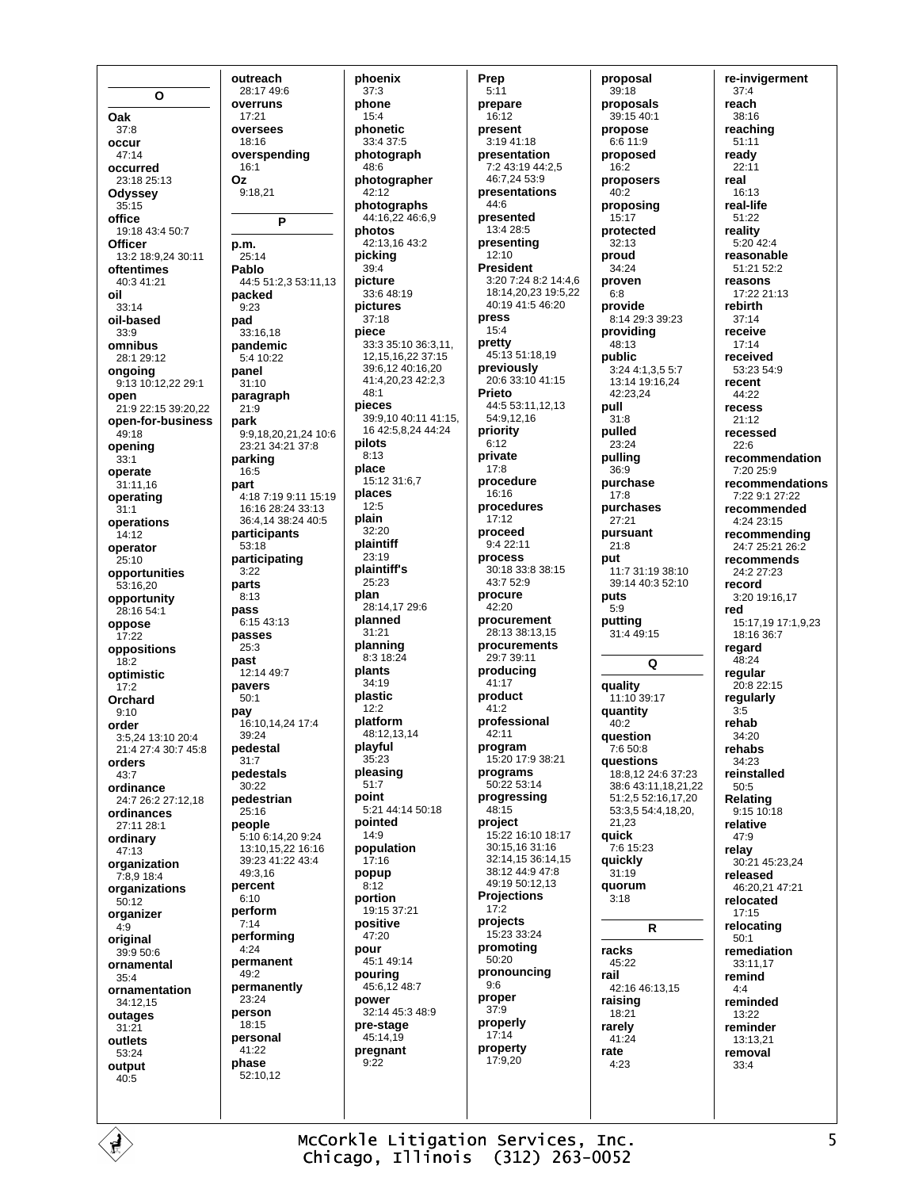## O

**Oak**
37:8
**occur**
47:14
**occurred**
23:18 25:13
**Odyssey**
35:15
**office**
19:18 43:4 50:7
**Officer**
13:2 18:9,24 30:11
**oftentimes**
40:3 41:21
**oil**
33:14
**oil-based**
33:9
**omnibus**
28:1 29:12
**ongoing**
9:13 10:12,22 29:1
**open**
21:9 22:15 39:20,22
**open-for-business**
49:18
**opening**
33:1
**operate**
31:11,16
**operating**
31:1
**operations**
14:12
**operator**
25:10
**opportunities**
53:16,20
**opportunity**
28:16 54:1
**oppose**
17:22
**oppositions**
18:2
**optimistic**
17:2
**Orchard**
9:10
**order**
3:5,24 13:10 20:4
21:4 27:4 30:7 45:8
**orders**
43:7
**ordinance**
24:7 26:2 27:12,18
**ordinances**
27:11 28:1
**ordinary**
47:13
**organization**
7:8,9 18:4
**organizations**
50:12
**organizer**
4:9
**original**
39:9 50:6
**ornamental**
35:4
**ornamentation**
34:12,15
**outages**
31:21
**outlets**
53:24
**output**
40:5
**outreach**
28:17 49:6
**overruns**
17:21
**oversees**
18:16
**overspending**
16:1
**Oz**
9:18,21

## P

**p.m.**
25:14
**Pablo**
44:5 51:2,3 53:11,13
**packed**
9:23
**pad**
33:16,18
**pandemic**
5:4 10:22
**panel**
31:10
**paragraph**
21:9
**park**
9:9,18,20,21,24 10:6
23:21 34:21 37:8
**parking**
16:5
**part**
4:18 7:19 9:11 15:19
16:16 28:24 33:13
36:4,14 38:24 40:5
**participants**
53:18
**participating**
3:22
**parts**
8:13
**pass**
6:15 43:13
**passes**
25:3
**past**
12:14 49:7
**pavers**
50:1
**pay**
16:10,14,24 17:4
39:24
**pedestal**
31:7
**pedestals**
30:22
**pedestrian**
25:16
**people**
5:10 6:14,20 9:24
13:10,15,22 16:16
39:23 41:22 43:4
49:3,16
**percent**
6:10
**perform**
7:14
**performing**
4:24
**permanent**
49:2
**permanently**
23:24
**person**
18:15
**personal**
41:22
**phase**
52:10,12
**phoenix**
37:3
**phone**
15:4
**phonetic**
33:4 37:5
**photograph**
48:6
**photographer**
42:12
**photographs**
44:16,22 46:6,9
**photos**
42:13,16 43:2
**picking**
39:4
**picture**
33:6 48:19
**pictures**
37:18
**piece**
33:3 35:10 36:3,11,
12,15,16,22 37:15
39:6,12 40:16,20
41:4,20,23 42:2,3
48:1
**pieces**
39:9,10 40:11 41:15,
16 42:5,8,24 44:24
**pilots**
8:13
**place**
15:12 31:6,7
**places**
12:5
**plain**
32:20
**plaintiff**
23:19
**plaintiff's**
25:23
**plan**
28:14,17 29:6
**planned**
31:21
**planning**
8:3 18:24
**plants**
34:19
**plastic**
12:2
**platform**
48:12,13,14
**playful**
35:23
**pleasing**
51:7
**point**
5:21 44:14 50:18
**pointed**
14:9
**population**
17:16
**popup**
8:12
**portion**
19:15 37:21
**positive**
47:20
**pour**
45:1 49:14
**pouring**
45:6,12 48:7
**power**
32:14 45:3 48:9
**pre-stage**
45:14,19
**pregnant**
9:22
**Prep**
5:11
**prepare**
16:12
**present**
3:19 41:18
**presentation**
7:2 43:19 44:2,5
46:7,24 53:9
**presentations**
44:6
**presented**
13:4 28:5
**presenting**
12:10
**President**
3:20 7:24 8:2 14:4,6
18:14,20,23 19:5,22
40:19 41:5 46:20
**press**
15:4
**pretty**
45:13 51:18,19
**previously**
20:6 33:10 41:15
**Prieto**
44:5 53:11,12,13
54:9,12,16
**priority**
6:12
**private**
17:8
**procedure**
16:16
**procedures**
17:12
**proceed**
9:4 22:11
**process**
30:18 33:8 38:15
43:7 52:9
**procure**
42:20
**procurement**
28:13 38:13,15
**procurements**
29:7 39:11
**producing**
41:17
**product**
41:2
**professional**
42:11
**program**
15:20 17:9 38:21
**programs**
50:22 53:14
**progressing**
48:15
**project**
15:22 16:10 18:17
30:15,16 31:16
32:14,15 36:14,15
38:12 44:9 47:8
49:19 50:12,13
**Projections**
17:2
**projects**
15:23 33:24
**promoting**
50:20
**pronouncing**
9:6
**proper**
37:9
**properly**
17:14
**property**
17:9,20
**proposal**
39:18
**proposals**
39:15 40:1
**propose**
6:6 11:9
**proposed**
16:2
**proposers**
40:2
**proposing**
15:17
**protected**
32:13
**proud**
34:24
**proven**
6:8
**provide**
8:14 29:3 39:23
**providing**
48:13
**public**
3:24 4:1,3,5 5:7
13:14 19:16,24
42:23,24
**pull**
31:8
**pulled**
23:24
**pulling**
36:9
**purchase**
17:8
**purchases**
27:21
**pursuant**
21:8
**put**
11:7 31:19 38:10
39:14 40:3 52:10
**puts**
5:9
**putting**
31:4 49:15

## Q

**quality**
11:10 39:17
**quantity**
40:2
**question**
7:6 50:8
**questions**
18:8,12 24:6 37:23
38:6 43:11,18,21,22
51:2,5 52:16,17,20
53:3,5 54:4,18,20,
21,23
**quick**
7:6 15:23
**quickly**
31:19
**quorum**
3:18

## R

**racks**
45:22
**rail**
42:16 46:13,15
**raising**
18:21
**rarely**
41:24
**rate**
4:23
**re-invigerment**
37:4
**reach**
38:16
**reaching**
51:11
**ready**
22:11
**real**
16:13
**real-life**
51:22
**reality**
5:20 42:4
**reasonable**
51:21 52:2
**reasons**
17:22 21:13
**rebirth**
37:14
**receive**
17:14
**received**
53:23 54:9
**recent**
44:22
**recess**
21:12
**recessed**
22:6
**recommendation**
7:20 25:9
**recommendations**
7:22 9:1 27:22
**recommended**
4:24 23:15
**recommending**
24:7 25:21 26:2
**recommends**
24:2 27:23
**record**
3:20 19:16,17
**red**
15:17,19 17:1,9,23
18:16 36:7
**regard**
48:24
**regular**
20:8 22:15
**regularly**
3:5
**rehab**
34:20
**rehabs**
34:23
**reinstalled**
50:5
**Relating**
9:15 10:18
**relative**
47:9
**relay**
30:21 45:23,24
**released**
46:20,21 47:21
**relocated**
17:15
**relocating**
50:1
**remediation**
33:11,17
**remind**
4:4
**reminded**
13:22
**reminder**
13:13,21
**removal**
33:4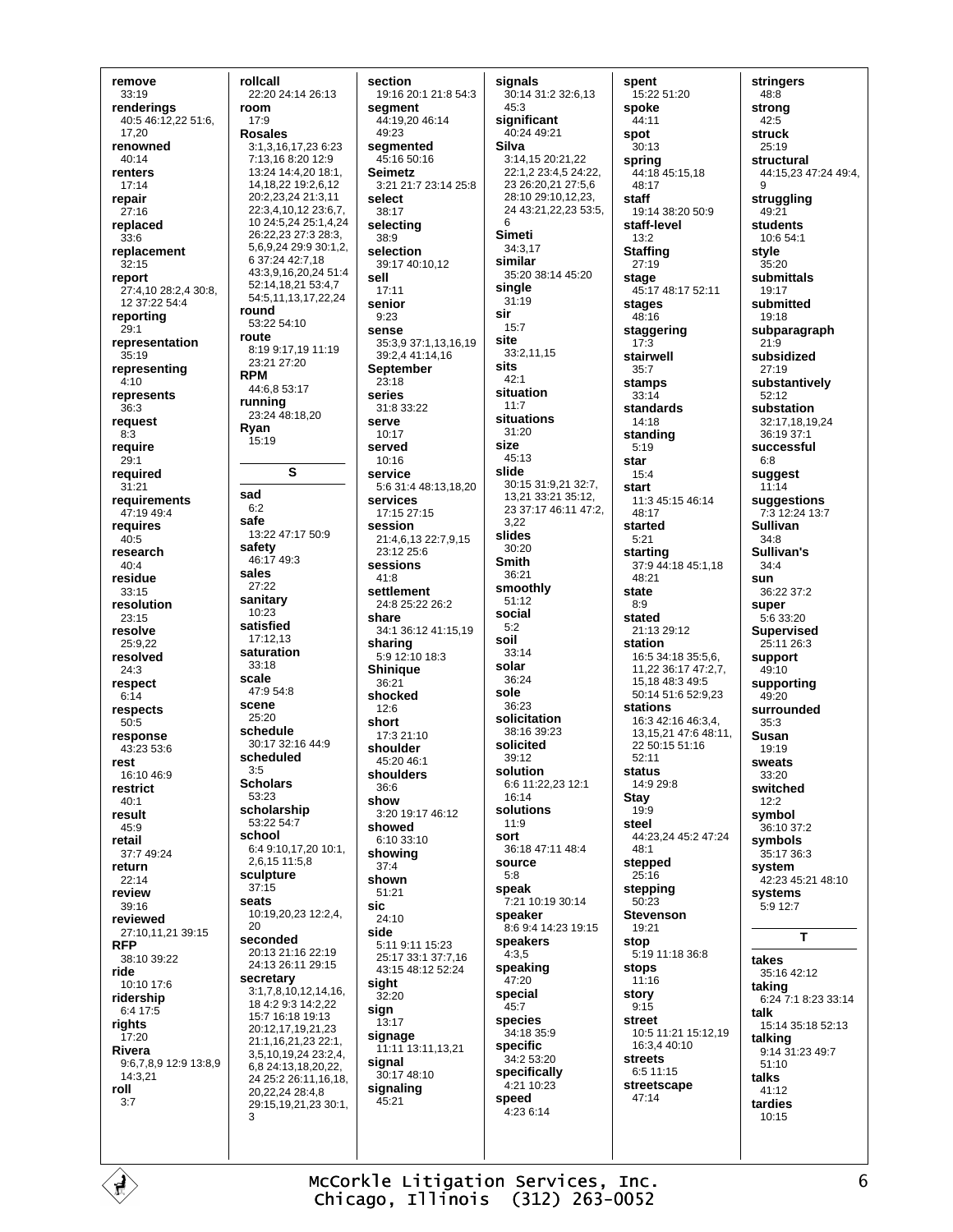**remove**
33:19
**renderings**
40:5 46:12,22 51:6, 17,20
**renowned**
40:14
**renters**
17:14
**repair**
27:16
**replaced**
33:6
**replacement**
32:15
**report**
27:4,10 28:2,4 30:8, 12 37:22 54:4
**reporting**
29:1
**representation**
35:19
**representing**
4:10
**represents**
36:3
**request**
8:3
**require**
29:1
**required**
31:21
**requirements**
47:19 49:4
**requires**
40:5
**research**
40:4
**residue**
33:15
**resolution**
23:15
**resolve**
25:9,22
**resolved**
24:3
**respect**
6:14
**respects**
50:5
**response**
43:23 53:6
**rest**
16:10 46:9
**restrict**
40:1
**result**
45:9
**retail**
37:7 49:24
**return**
22:14
**review**
39:16
**reviewed**
27:10,11,21 39:15
**RFP**
38:10 39:22
**ride**
10:10 17:6
**ridership**
6:4 17:5
**rights**
17:20
**Rivera**
9:6,7,8,9 12:9 13:8,9 14:3,21
**roll**
3:7
**rollcall**
22:20 24:14 26:13
**room**
17:9
**Rosales**
3:1,3,16,17,23 6:23 7:13,16 8:20 12:9 13:24 14:4,20 18:1, 14,18,22 19:2,6,12 20:2,23,24 21:3,11 22:3,4,10,12 23:6,7, 10 24:5,24 25:1,4,24 26:22,23 27:3 28:3, 5,6,9,24 29:9 30:1,2, 6 37:24 42:7,18 43:3,9,16,20,24 51:4 52:14,18,21 53:4,7 54:5,11,13,17,22,24
**round**
53:22 54:10
**route**
8:19 9:17,19 11:19 23:21 27:20
**RPM**
44:6,8 53:17
**running**
23:24 48:18,20
**Ryan**
15:19

## S

**sad**
6:2
**safe**
13:22 47:17 50:9
**safety**
46:17 49:3
**sales**
27:22
**sanitary**
10:23
**satisfied**
17:12,13
**saturation**
33:18
**scale**
47:9 54:8
**scene**
25:20
**schedule**
30:17 32:16 44:9
**scheduled**
3:5
**Scholars**
53:23
**scholarship**
53:22 54:7
**school**
6:4 9:10,17,20 10:1, 2,6,15 11:5,8
**sculpture**
37:15
**seats**
10:19,20,23 12:2,4, 20
**seconded**
20:13 21:16 22:19 24:13 26:11 29:15
**secretary**
3:1,7,8,10,12,14,16, 18 4:2 9:3 14:2,22 15:7 16:18 19:13 20:12,17,19,21,23 21:1,16,21,23 22:1, 3,5,10,19,24 23:2,4, 6,8 24:13,18,20,22, 24 25:2 26:11,16,18, 20,22,24 28:4,8 29:15,19,21,23 30:1, 3
**section**
19:16 20:1 21:8 54:3
**segment**
44:19,20 46:14 49:23
**segmented**
45:16 50:16
**Seimetz**
3:21 21:7 23:14 25:8
**select**
38:17
**selecting**
38:9
**selection**
39:17 40:10,12
**sell**
17:11
**senior**
9:23
**sense**
35:3,9 37:1,13,16,19 39:2,4 41:14,16
**September**
23:18
**series**
31:8 33:22
**serve**
10:17
**served**
10:16
**service**
5:6 31:4 48:13,18,20
**services**
17:15 27:15
**session**
21:4,6,13 22:7,9,15 23:12 25:6
**sessions**
41:8
**settlement**
24:8 25:22 26:2
**share**
34:1 36:12 41:15,19
**sharing**
5:9 12:10 18:3
**Shinique**
36:21
**shocked**
12:6
**short**
17:3 21:10
**shoulder**
45:20 46:1
**shoulders**
36:6
**show**
3:20 19:17 46:12
**showed**
6:10 33:10
**showing**
37:4
**shown**
51:21
**sic**
24:10
**side**
5:11 9:11 15:23 25:17 33:1 37:7,16 43:15 48:12 52:24
**sight**
32:20
**sign**
13:17
**signage**
11:11 13:11,13,21
**signal**
30:17 48:10
**signaling**
45:21
**signals**
30:14 31:2 32:6,13 45:3
**significant**
40:24 49:21
**Silva**
3:14,15 20:21,22 22:1,2 23:4,5 24:22, 23 26:20,21 27:5,6 28:10 29:10,12,23, 24 43:21,22,23 53:5, 6
**Simeti**
34:3,17
**similar**
35:20 38:14 45:20
**single**
31:19
**sir**
15:7
**site**
33:2,11,15
**sits**
42:1
**situation**
11:7
**situations**
31:20
**size**
45:13
**slide**
30:15 31:9,21 32:7, 13,21 33:21 35:12, 23 37:17 46:11 47:2, 3,22
**slides**
30:20
**Smith**
36:21
**smoothly**
51:12
**social**
5:2
**soil**
33:14
**solar**
36:24
**sole**
36:23
**solicitation**
38:16 39:23
**solicited**
39:12
**solution**
6:6 11:22,23 12:1 16:14
**solutions**
11:9
**sort**
36:18 47:11 48:4
**source**
5:8
**speak**
7:21 10:19 30:14
**speaker**
8:6 9:4 14:23 19:15
**speakers**
4:3,5
**speaking**
47:20
**special**
45:7
**species**
34:18 35:9
**specific**
34:2 53:20
**specifically**
4:21 10:23
**speed**
4:23 6:14
**spent**
15:22 51:20
**spoke**
44:11
**spot**
30:13
**spring**
44:18 45:15,18 48:17
**staff**
19:14 38:20 50:9
**staff-level**
13:2
**Staffing**
27:19
**stage**
45:17 48:17 52:11
**stages**
48:16
**staggering**
17:3
**stairwell**
35:7
**stamps**
33:14
**standards**
14:18
**standing**
5:19
**star**
15:4
**start**
11:3 45:15 46:14 48:17
**started**
5:21
**starting**
37:9 44:18 45:1,18 48:21
**state**
8:9
**stated**
21:13 29:12
**station**
16:5 34:18 35:5,6, 11,22 36:17 47:2,7, 15,18 48:3 49:5 50:14 51:6 52:9,23
**stations**
16:3 42:16 46:3,4, 13,15,21 47:6 48:11, 22 50:15 51:16 52:11
**status**
14:9 29:8
**Stay**
19:9
**steel**
44:23,24 45:2 47:24 48:1
**stepped**
25:16
**stepping**
50:23
**Stevenson**
19:21
**stop**
5:19 11:18 36:8
**stops**
11:16
**story**
9:15
**street**
10:5 11:21 15:12,19 16:3,4 40:10
**streets**
6:5 11:15
**streetscape**
47:14
**stringers**
48:8
**strong**
42:5
**struck**
25:19
**structural**
44:15,23 47:24 49:4, 9
**struggling**
49:21
**students**
10:6 54:1
**style**
35:20
**submittals**
19:17
**submitted**
19:18
**subparagraph**
21:9
**subsidized**
27:19
**substantively**
52:12
**substation**
32:17,18,19,24 36:19 37:1
**successful**
6:8
**suggest**
11:14
**suggestions**
7:3 12:24 13:7
**Sullivan**
34:8
**Sullivan's**
34:4
**sun**
36:22 37:2
**super**
5:6 33:20
**Supervised**
25:11 26:3
**support**
49:10
**supporting**
49:20
**surrounded**
35:3
**Susan**
19:19
**sweats**
33:20
**switched**
12:2
**symbol**
36:10 37:2
**symbols**
35:17 36:3
**system**
42:23 45:21 48:10
**systems**
5:9 12:7

## T

**takes**
35:16 42:12
**taking**
6:24 7:1 8:23 33:14
**talk**
15:14 35:18 52:13
**talking**
9:14 31:23 49:7 51:10
**talks**
41:12
**tardies**
10:15

McCorkle Litigation Services, Inc.
Chicago, Illinois (312) 263-0052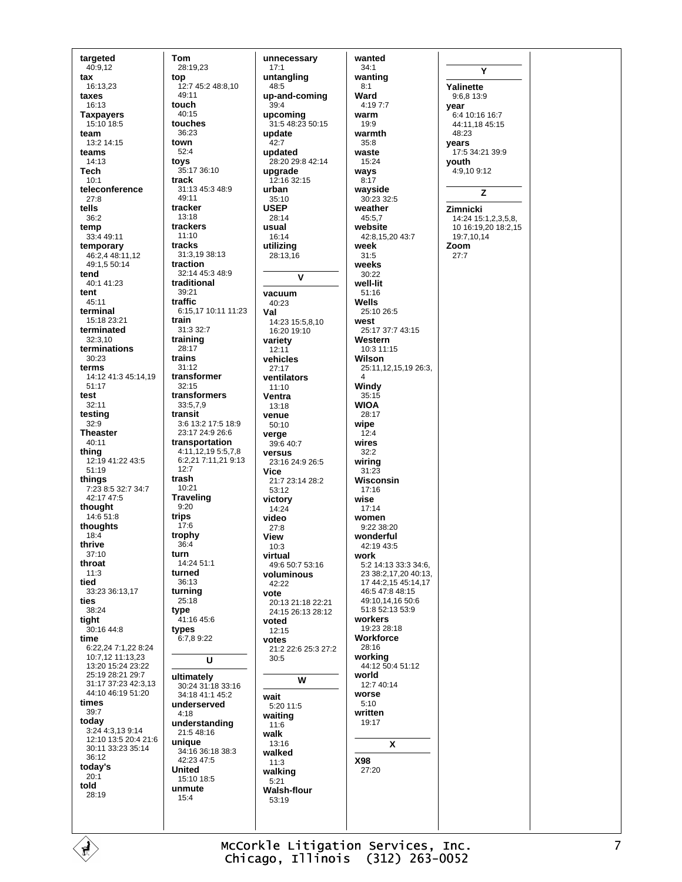**targeted**
40:9,12
**tax**
16:13,23
**taxes**
16:13
**Taxpayers**
15:10 18:5
**team**
13:2 14:15
**teams**
14:13
**Tech**
10:1
**teleconference**
27:8
**tells**
36:2
**temp**
33:4 49:11
**temporary**
46:2,4 48:11,12
49:1,5 50:14
**tend**
40:1 41:23
**tent**
45:11
**terminal**
15:18 23:21
**terminated**
32:3,10
**terminations**
30:23
**terms**
14:12 41:3 45:14,19
51:17
**test**
32:11
**testing**
32:9
**Theaster**
40:11
**thing**
12:19 41:22 43:5
51:19
**things**
7:23 8:5 32:7 34:7
42:17 47:5
**thought**
14:6 51:8
**thoughts**
18:4
**thrive**
37:10
**throat**
11:3
**tied**
33:23 36:13,17
**ties**
38:24
**tight**
30:16 44:8
**time**
6:22,24 7:1,22 8:24
10:7,12 11:13,23
13:20 15:24 23:22
25:19 28:21 29:7
31:17 37:23 42:3,13
44:10 46:19 51:20
**times**
39:7
**today**
3:24 4:3,13 9:14
12:10 13:5 20:4 21:6
30:11 33:23 35:14
36:12
**today's**
20:1
**told**
28:19

**Tom**
28:19,23
**top**
12:7 45:2 48:8,10
49:11
**touch**
40:15
**touches**
36:23
**town**
52:4
**toys**
35:17 36:10
**track**
31:13 45:3 48:9
49:11
**tracker**
13:18
**trackers**
11:10
**tracks**
31:3,19 38:13
**traction**
32:14 45:3 48:9
**traditional**
39:21
**traffic**
6:15,17 10:11 11:23
**train**
31:3 32:7
**training**
28:17
**trains**
31:12
**transformer**
32:15
**transformers**
33:5,7,9
**transit**
3:6 13:2 17:5 18:9
23:17 24:9 26:6
**transportation**
4:11,12,19 5:5,7,8
6:2,21 7:11,21 9:13
12:7
**trash**
10:21
**Traveling**
9:20
**trips**
17:6
**trophy**
36:4
**turn**
14:24 51:1
**turned**
36:13
**turning**
25:18
**type**
41:16 45:6
**types**
6:7,8 9:22

**U**

**ultimately**
30:24 31:18 33:16
34:18 41:1 45:2
**underserved**
4:18
**understanding**
21:5 48:16
**unique**
34:16 36:18 38:3
42:23 47:5
**United**
15:10 18:5
**unmute**
15:4

**unnecessary**
17:1
**untangling**
48:5
**up-and-coming**
39:4
**upcoming**
31:5 48:23 50:15
**update**
42:7
**updated**
28:20 29:8 42:14
**upgrade**
12:16 32:15
**urban**
35:10
**USEP**
28:14
**usual**
16:14
**utilizing**
28:13,16

**V**

**vacuum**
40:23
**Val**
14:23 15:5,8,10
16:20 19:10
**variety**
12:11
**vehicles**
27:17
**ventilators**
11:10
**Ventra**
13:18
**venue**
50:10
**verge**
39:6 40:7
**versus**
23:16 24:9 26:5
**Vice**
21:7 23:14 28:2
53:12
**victory**
14:24
**video**
27:8
**View**
10:3
**virtual**
49:6 50:7 53:16
**voluminous**
42:22
**vote**
20:13 21:18 22:21
24:15 26:13 28:12
**voted**
12:15
**votes**
21:2 22:6 25:3 27:2
30:5

**W**

**wait**
5:20 11:5
**waiting**
11:6
**walk**
13:16
**walked**
11:3
**walking**
5:21
**Walsh-flour**
53:19

**wanted**
34:1
**wanting**
8:1
**Ward**
4:19 7:7
**warm**
19:9
**warmth**
35:8
**waste**
15:24
**ways**
8:17
**wayside**
30:23 32:5
**weather**
45:5,7
**website**
42:8,15,20 43:7
**week**
31:5
**weeks**
30:22
**well-lit**
51:16
**Wells**
25:10 26:5
**west**
25:17 37:7 43:15
**Western**
10:3 11:15
**Wilson**
25:11,12,15,19 26:3,
4
**Windy**
35:15
**WIOA**
28:17
**wipe**
12:4
**wires**
32:2
**wiring**
31:23
**Wisconsin**
17:16
**wise**
17:14
**women**
9:22 38:20
**wonderful**
42:19 43:5
**work**
5:2 14:13 33:3 34:6,
23 38:2,17,20 40:13,
17 44:2,15 45:14,17
46:5 47:8 48:15
49:10,14,16 50:6
51:8 52:13 53:9
**workers**
19:23 28:18
**Workforce**
28:16
**working**
44:12 50:4 51:12
**world**
12:7 40:14
**worse**
5:10
**written**
19:17

**X**

**X98**
27:20

**Y**

**Yalinette**
9:6,8 13:9
**year**
6:4 10:16 16:7
44:11,18 45:15
48:23
**years**
17:5 34:21 39:9
**youth**
4:9,10 9:12

**Z**

**Zimnicki**
14:24 15:1,2,3,5,8,
10 16:19,20 18:2,15
19:7,10,14
**Zoom**
27:7